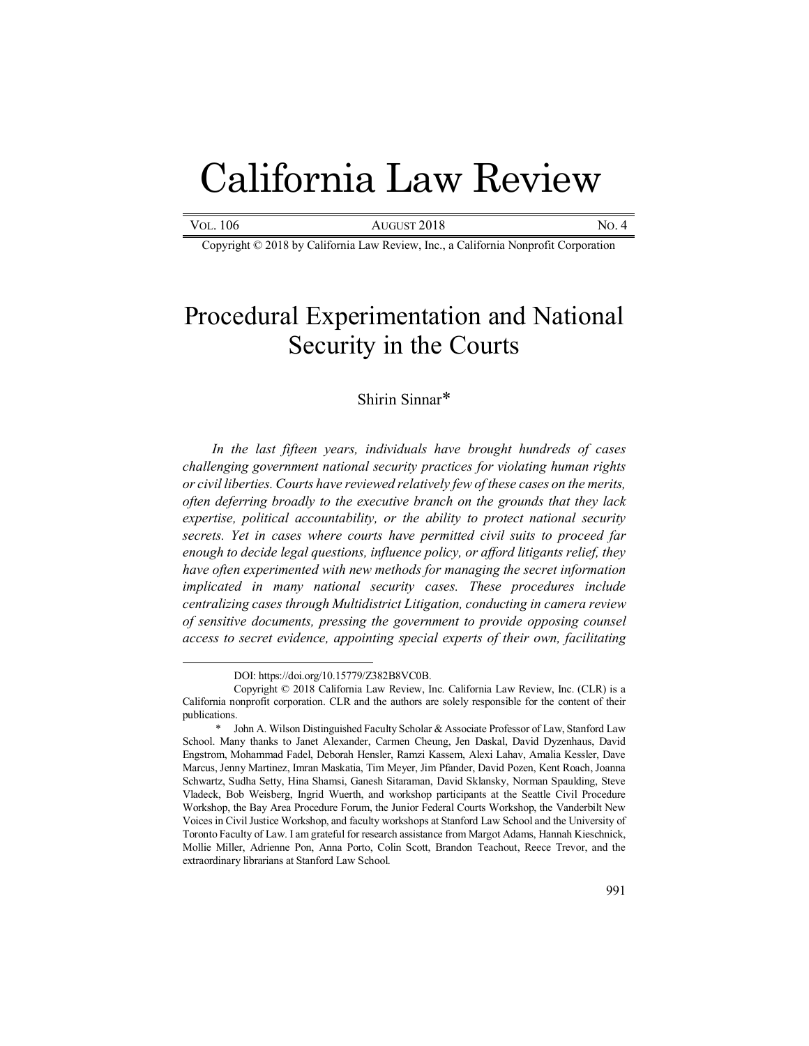# California Law Review

Vol. 106 AUGUST 2018 No. 4

Copyright © 2018 by California Law Review, Inc., a California Nonprofit Corporation

## Procedural Experimentation and National Security in the Courts

Shirin Sinnar*

*In the last fifteen years, individuals have brought hundreds of cases challenging government national security practices for violating human rights or civil liberties. Courts have reviewed relatively few of these cases on the merits, often deferring broadly to the executive branch on the grounds that they lack expertise, political accountability, or the ability to protect national security secrets. Yet in cases where courts have permitted civil suits to proceed far enough to decide legal questions, influence policy, or afford litigants relief, they have often experimented with new methods for managing the secret information implicated in many national security cases. These procedures include centralizing cases through Multidistrict Litigation, conducting in camera review of sensitive documents, pressing the government to provide opposing counsel access to secret evidence, appointing special experts of their own, facilitating*

---

DOI: https://doi.org/10.15779/Z382B8VC0B.

Copyright © 2018 California Law Review, Inc. California Law Review, Inc. (CLR) is a California nonprofit corporation. CLR and the authors are solely responsible for the content of their publications.

\* John A. Wilson Distinguished Faculty Scholar & Associate Professor of Law, Stanford Law School. Many thanks to Janet Alexander, Carmen Cheung, Jen Daskal, David Dyzenhaus, David Engstrom, Mohammad Fadel, Deborah Hensler, Ramzi Kassem, Alexi Lahav, Amalia Kessler, Dave Marcus, Jenny Martinez, Imran Maskatia, Tim Meyer, Jim Pfander, David Pozen, Kent Roach, Joanna Schwartz, Sudha Setty, Hina Shamsi, Ganesh Sitaraman, David Sklansky, Norman Spaulding, Steve Vladeck, Bob Weisberg, Ingrid Wuerth, and workshop participants at the Seattle Civil Procedure Workshop, the Bay Area Procedure Forum, the Junior Federal Courts Workshop, the Vanderbilt New Voices in Civil Justice Workshop, and faculty workshops at Stanford Law School and the University of Toronto Faculty of Law. I am grateful for research assistance from Margot Adams, Hannah Kieschnick, Mollie Miller, Adrienne Pon, Anna Porto, Colin Scott, Brandon Teachout, Reece Trevor, and the extraordinary librarians at Stanford Law School.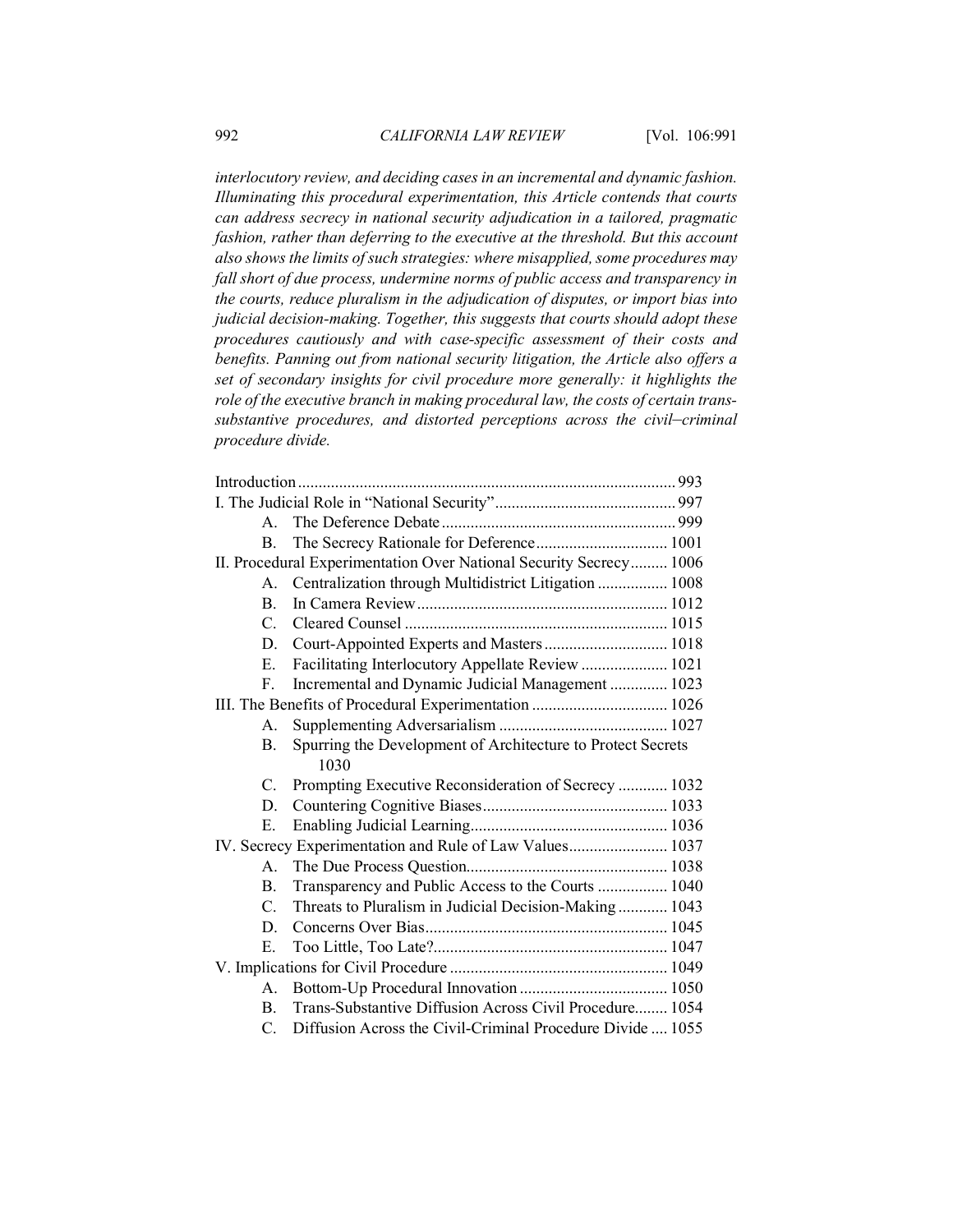*interlocutory review, and deciding cases in an incremental and dynamic fashion. Illuminating this procedural experimentation, this Article contends that courts can address secrecy in national security adjudication in a tailored, pragmatic fashion, rather than deferring to the executive at the threshold. But this account also shows the limits of such strategies: where misapplied, some procedures may fall short of due process, undermine norms of public access and transparency in the courts, reduce pluralism in the adjudication of disputes, or import bias into judicial decision-making. Together, this suggests that courts should adopt these procedures cautiously and with case-specific assessment of their costs and benefits. Panning out from national security litigation, the Article also offers a set of secondary insights for civil procedure more generally: it highlights the role of the executive branch in making procedural law, the costs of certain trans-substantive procedures, and distorted perceptions across the civil–criminal procedure divide.*

Introduction ........ 993

I. The Judicial Role in "National Security" ........ 997

- A. The Deference Debate ........ 999
- B. The Secrecy Rationale for Deference ........ 1001

II. Procedural Experimentation Over National Security Secrecy ........ 1006

- A. Centralization through Multidistrict Litigation ........ 1008
- B. In Camera Review ........ 1012
- C. Cleared Counsel ........ 1015
- D. Court-Appointed Experts and Masters ........ 1018
- E. Facilitating Interlocutory Appellate Review ........ 1021
- F. Incremental and Dynamic Judicial Management ........ 1023

III. The Benefits of Procedural Experimentation ........ 1026

- A. Supplementing Adversarialism ........ 1027
- B. Spurring the Development of Architecture to Protect Secrets 1030
- C. Prompting Executive Reconsideration of Secrecy ........ 1032
- D. Countering Cognitive Biases ........ 1033
- E. Enabling Judicial Learning ........ 1036

IV. Secrecy Experimentation and Rule of Law Values ........ 1037

- A. The Due Process Question ........ 1038
- B. Transparency and Public Access to the Courts ........ 1040
- C. Threats to Pluralism in Judicial Decision-Making ........ 1043
- D. Concerns Over Bias ........ 1045
- E. Too Little, Too Late? ........ 1047

V. Implications for Civil Procedure ........ 1049

- A. Bottom-Up Procedural Innovation ........ 1050
- B. Trans-Substantive Diffusion Across Civil Procedure ........ 1054
- C. Diffusion Across the Civil-Criminal Procedure Divide ........ 1055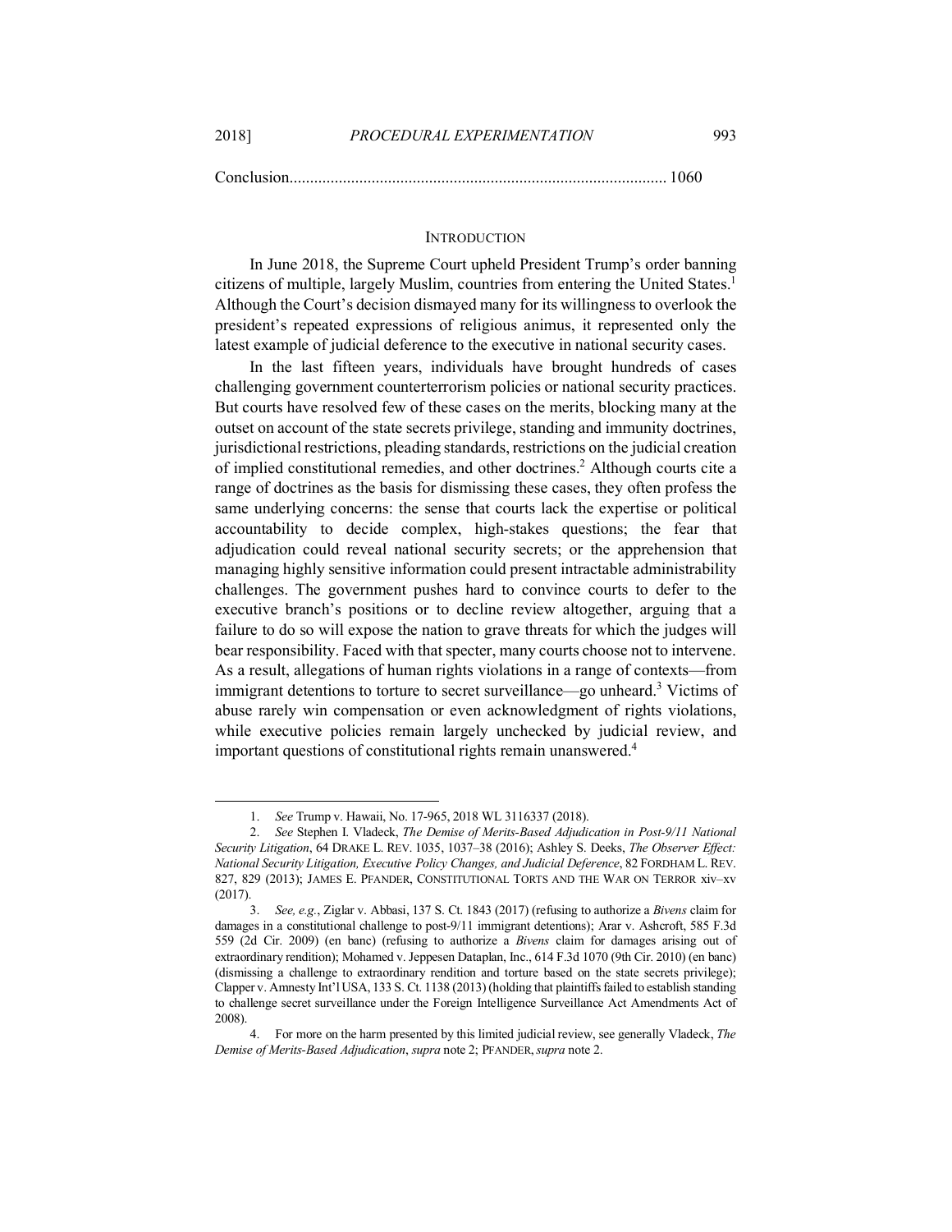Conclusion........................................................................................... 1060

## INTRODUCTION

In June 2018, the Supreme Court upheld President Trump's order banning citizens of multiple, largely Muslim, countries from entering the United States.[1] Although the Court's decision dismayed many for its willingness to overlook the president's repeated expressions of religious animus, it represented only the latest example of judicial deference to the executive in national security cases.

In the last fifteen years, individuals have brought hundreds of cases challenging government counterterrorism policies or national security practices. But courts have resolved few of these cases on the merits, blocking many at the outset on account of the state secrets privilege, standing and immunity doctrines, jurisdictional restrictions, pleading standards, restrictions on the judicial creation of implied constitutional remedies, and other doctrines.[2] Although courts cite a range of doctrines as the basis for dismissing these cases, they often profess the same underlying concerns: the sense that courts lack the expertise or political accountability to decide complex, high-stakes questions; the fear that adjudication could reveal national security secrets; or the apprehension that managing highly sensitive information could present intractable administrability challenges. The government pushes hard to convince courts to defer to the executive branch's positions or to decline review altogether, arguing that a failure to do so will expose the nation to grave threats for which the judges will bear responsibility. Faced with that specter, many courts choose not to intervene. As a result, allegations of human rights violations in a range of contexts—from immigrant detentions to torture to secret surveillance—go unheard.[3] Victims of abuse rarely win compensation or even acknowledgment of rights violations, while executive policies remain largely unchecked by judicial review, and important questions of constitutional rights remain unanswered.[4]

---

1. *See* Trump v. Hawaii, No. 17-965, 2018 WL 3116337 (2018).

2. *See* Stephen I. Vladeck, *The Demise of Merits-Based Adjudication in Post-9/11 National Security Litigation*, 64 DRAKE L. REV. 1035, 1037–38 (2016); Ashley S. Deeks, *The Observer Effect: National Security Litigation, Executive Policy Changes, and Judicial Deference*, 82 FORDHAM L. REV. 827, 829 (2013); JAMES E. PFANDER, CONSTITUTIONAL TORTS AND THE WAR ON TERROR xiv–xv (2017).

3. *See, e.g.*, Ziglar v. Abbasi, 137 S. Ct. 1843 (2017) (refusing to authorize a *Bivens* claim for damages in a constitutional challenge to post-9/11 immigrant detentions); Arar v. Ashcroft, 585 F.3d 559 (2d Cir. 2009) (en banc) (refusing to authorize a *Bivens* claim for damages arising out of extraordinary rendition); Mohamed v. Jeppesen Dataplan, Inc., 614 F.3d 1070 (9th Cir. 2010) (en banc) (dismissing a challenge to extraordinary rendition and torture based on the state secrets privilege); Clapper v. Amnesty Int'l USA, 133 S. Ct. 1138 (2013) (holding that plaintiffs failed to establish standing to challenge secret surveillance under the Foreign Intelligence Surveillance Act Amendments Act of 2008).

4. For more on the harm presented by this limited judicial review, see generally Vladeck, *The Demise of Merits-Based Adjudication*, *supra* note 2; PFANDER, *supra* note 2.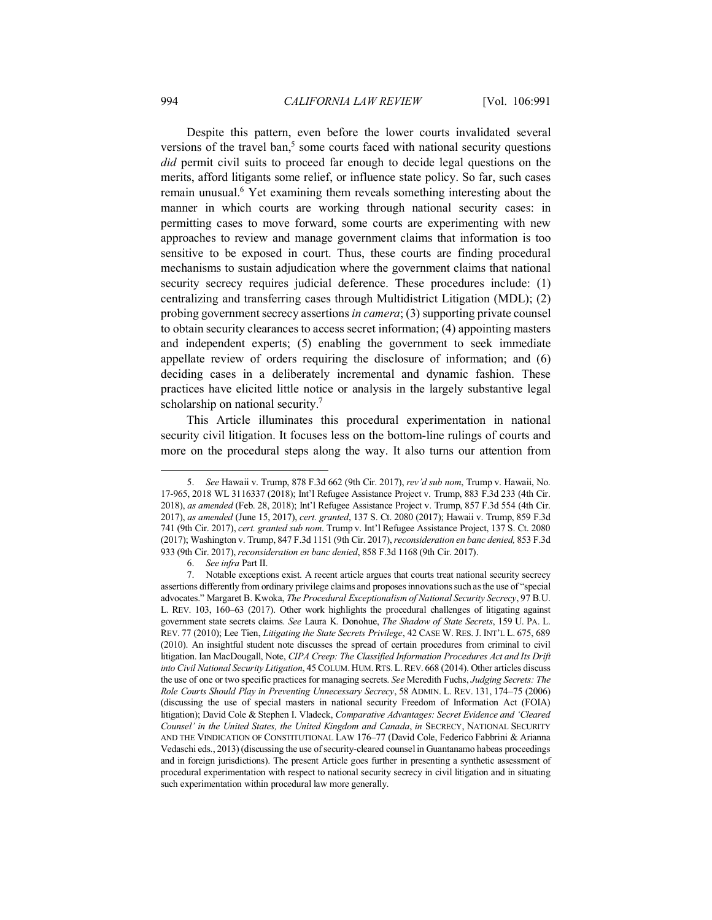Despite this pattern, even before the lower courts invalidated several versions of the travel ban,[5] some courts faced with national security questions *did* permit civil suits to proceed far enough to decide legal questions on the merits, afford litigants some relief, or influence state policy. So far, such cases remain unusual.[6] Yet examining them reveals something interesting about the manner in which courts are working through national security cases: in permitting cases to move forward, some courts are experimenting with new approaches to review and manage government claims that information is too sensitive to be exposed in court. Thus, these courts are finding procedural mechanisms to sustain adjudication where the government claims that national security secrecy requires judicial deference. These procedures include: (1) centralizing and transferring cases through Multidistrict Litigation (MDL); (2) probing government secrecy assertions *in camera*; (3) supporting private counsel to obtain security clearances to access secret information; (4) appointing masters and independent experts; (5) enabling the government to seek immediate appellate review of orders requiring the disclosure of information; and (6) deciding cases in a deliberately incremental and dynamic fashion. These practices have elicited little notice or analysis in the largely substantive legal scholarship on national security.[7]

This Article illuminates this procedural experimentation in national security civil litigation. It focuses less on the bottom-line rulings of courts and more on the procedural steps along the way. It also turns our attention from

---

5. *See* Hawaii v. Trump, 878 F.3d 662 (9th Cir. 2017), *rev'd sub nom*, Trump v. Hawaii, No. 17-965, 2018 WL 3116337 (2018); Int'l Refugee Assistance Project v. Trump, 883 F.3d 233 (4th Cir. 2018), *as amended* (Feb. 28, 2018); Int'l Refugee Assistance Project v. Trump, 857 F.3d 554 (4th Cir. 2017), *as amended* (June 15, 2017), *cert. granted*, 137 S. Ct. 2080 (2017); Hawaii v. Trump, 859 F.3d 741 (9th Cir. 2017), *cert. granted sub nom.* Trump v. Int'l Refugee Assistance Project, 137 S. Ct. 2080 (2017); Washington v. Trump, 847 F.3d 1151 (9th Cir. 2017), *reconsideration en banc denied,* 853 F.3d 933 (9th Cir. 2017), *reconsideration en banc denied*, 858 F.3d 1168 (9th Cir. 2017).

6. *See infra* Part II.

7. Notable exceptions exist. A recent article argues that courts treat national security secrecy assertions differently from ordinary privilege claims and proposes innovations such as the use of "special advocates." Margaret B. Kwoka, *The Procedural Exceptionalism of National Security Secrecy*, 97 B.U. L. REV. 103, 160–63 (2017). Other work highlights the procedural challenges of litigating against government state secrets claims. *See* Laura K. Donohue, *The Shadow of State Secrets*, 159 U. PA. L. REV. 77 (2010); Lee Tien, *Litigating the State Secrets Privilege*, 42 CASE W. RES. J. INT'L L. 675, 689 (2010). An insightful student note discusses the spread of certain procedures from criminal to civil litigation. Ian MacDougall, Note, *CIPA Creep: The Classified Information Procedures Act and Its Drift into Civil National Security Litigation*, 45 COLUM. HUM. RTS. L. REV. 668 (2014). Other articles discuss the use of one or two specific practices for managing secrets. *See* Meredith Fuchs, *Judging Secrets: The Role Courts Should Play in Preventing Unnecessary Secrecy*, 58 ADMIN. L. REV. 131, 174–75 (2006) (discussing the use of special masters in national security Freedom of Information Act (FOIA) litigation); David Cole & Stephen I. Vladeck, *Comparative Advantages: Secret Evidence and 'Cleared Counsel' in the United States, the United Kingdom and Canada*, *in* SECRECY, NATIONAL SECURITY AND THE VINDICATION OF CONSTITUTIONAL LAW 176–77 (David Cole, Federico Fabbrini & Arianna Vedaschi eds., 2013) (discussing the use of security-cleared counsel in Guantanamo habeas proceedings and in foreign jurisdictions). The present Article goes further in presenting a synthetic assessment of procedural experimentation with respect to national security secrecy in civil litigation and in situating such experimentation within procedural law more generally.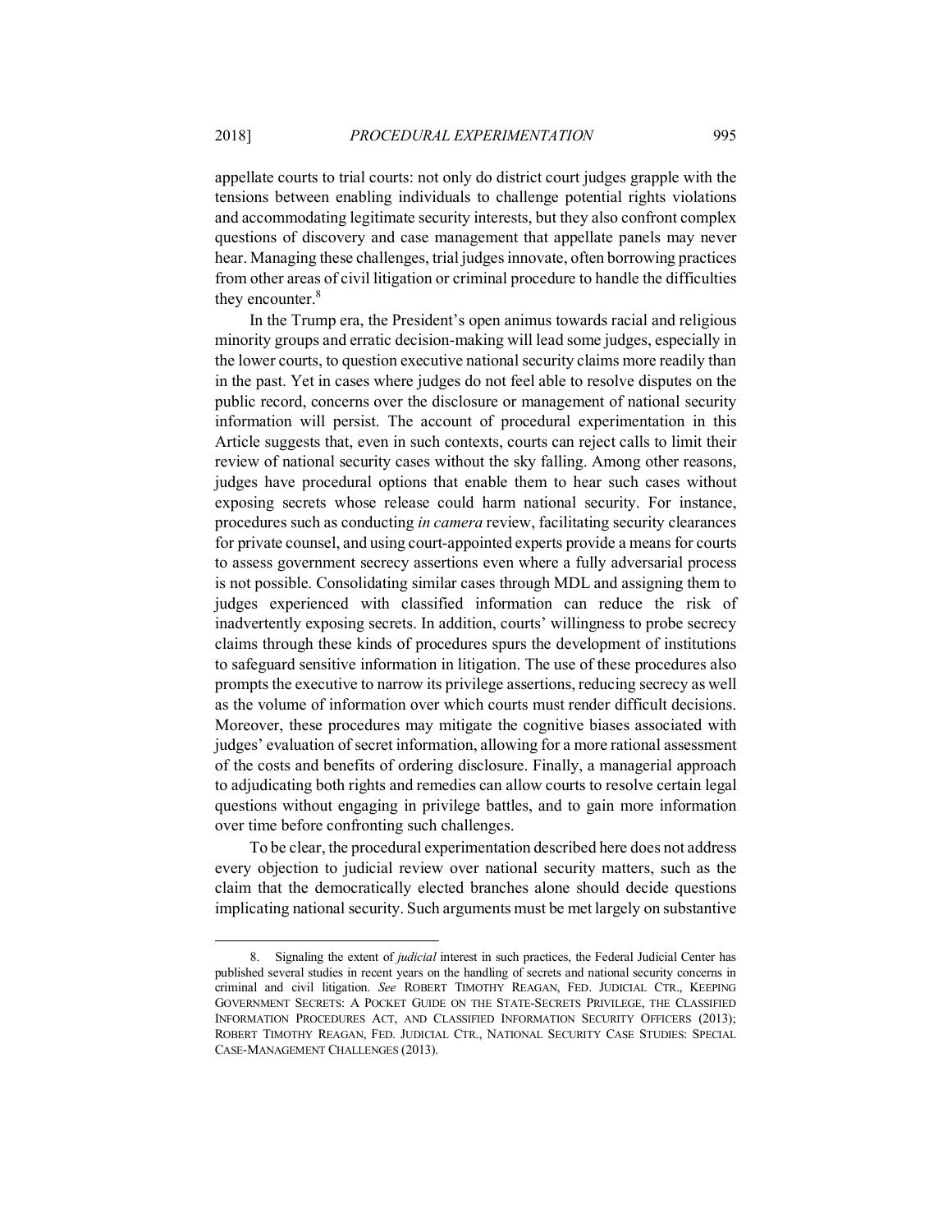appellate courts to trial courts: not only do district court judges grapple with the tensions between enabling individuals to challenge potential rights violations and accommodating legitimate security interests, but they also confront complex questions of discovery and case management that appellate panels may never hear. Managing these challenges, trial judges innovate, often borrowing practices from other areas of civil litigation or criminal procedure to handle the difficulties they encounter.[8]

In the Trump era, the President's open animus towards racial and religious minority groups and erratic decision-making will lead some judges, especially in the lower courts, to question executive national security claims more readily than in the past. Yet in cases where judges do not feel able to resolve disputes on the public record, concerns over the disclosure or management of national security information will persist. The account of procedural experimentation in this Article suggests that, even in such contexts, courts can reject calls to limit their review of national security cases without the sky falling. Among other reasons, judges have procedural options that enable them to hear such cases without exposing secrets whose release could harm national security. For instance, procedures such as conducting *in camera* review, facilitating security clearances for private counsel, and using court-appointed experts provide a means for courts to assess government secrecy assertions even where a fully adversarial process is not possible. Consolidating similar cases through MDL and assigning them to judges experienced with classified information can reduce the risk of inadvertently exposing secrets. In addition, courts' willingness to probe secrecy claims through these kinds of procedures spurs the development of institutions to safeguard sensitive information in litigation. The use of these procedures also prompts the executive to narrow its privilege assertions, reducing secrecy as well as the volume of information over which courts must render difficult decisions. Moreover, these procedures may mitigate the cognitive biases associated with judges' evaluation of secret information, allowing for a more rational assessment of the costs and benefits of ordering disclosure. Finally, a managerial approach to adjudicating both rights and remedies can allow courts to resolve certain legal questions without engaging in privilege battles, and to gain more information over time before confronting such challenges.

To be clear, the procedural experimentation described here does not address every objection to judicial review over national security matters, such as the claim that the democratically elected branches alone should decide questions implicating national security. Such arguments must be met largely on substantive

---

8. Signaling the extent of *judicial* interest in such practices, the Federal Judicial Center has published several studies in recent years on the handling of secrets and national security concerns in criminal and civil litigation. *See* ROBERT TIMOTHY REAGAN, FED. JUDICIAL CTR., KEEPING GOVERNMENT SECRETS: A POCKET GUIDE ON THE STATE-SECRETS PRIVILEGE, THE CLASSIFIED INFORMATION PROCEDURES ACT, AND CLASSIFIED INFORMATION SECURITY OFFICERS (2013); ROBERT TIMOTHY REAGAN, FED. JUDICIAL CTR., NATIONAL SECURITY CASE STUDIES: SPECIAL CASE-MANAGEMENT CHALLENGES (2013).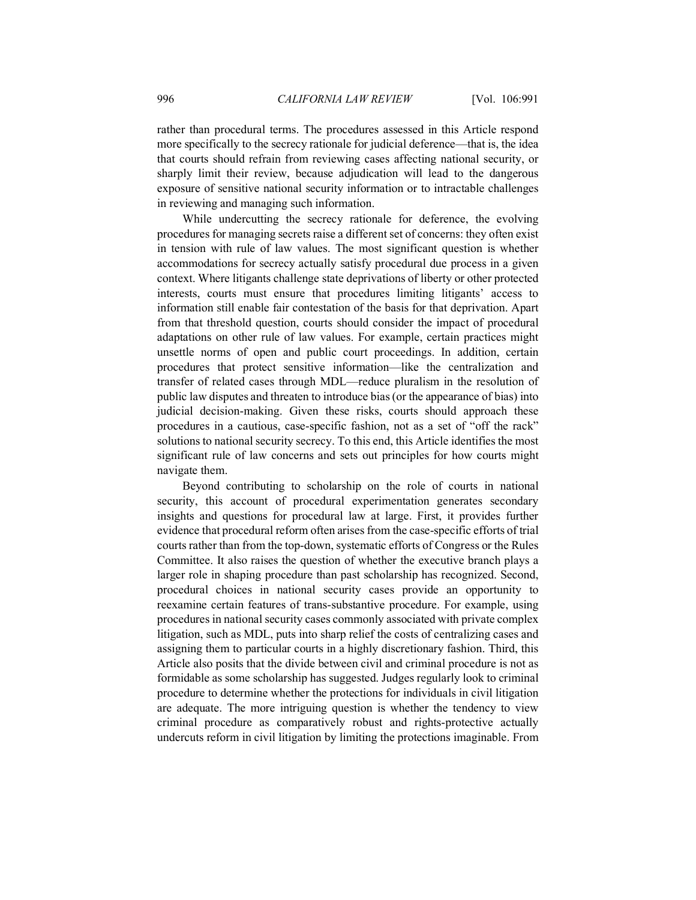rather than procedural terms. The procedures assessed in this Article respond more specifically to the secrecy rationale for judicial deference—that is, the idea that courts should refrain from reviewing cases affecting national security, or sharply limit their review, because adjudication will lead to the dangerous exposure of sensitive national security information or to intractable challenges in reviewing and managing such information.

While undercutting the secrecy rationale for deference, the evolving procedures for managing secrets raise a different set of concerns: they often exist in tension with rule of law values. The most significant question is whether accommodations for secrecy actually satisfy procedural due process in a given context. Where litigants challenge state deprivations of liberty or other protected interests, courts must ensure that procedures limiting litigants' access to information still enable fair contestation of the basis for that deprivation. Apart from that threshold question, courts should consider the impact of procedural adaptations on other rule of law values. For example, certain practices might unsettle norms of open and public court proceedings. In addition, certain procedures that protect sensitive information—like the centralization and transfer of related cases through MDL—reduce pluralism in the resolution of public law disputes and threaten to introduce bias (or the appearance of bias) into judicial decision-making. Given these risks, courts should approach these procedures in a cautious, case-specific fashion, not as a set of "off the rack" solutions to national security secrecy. To this end, this Article identifies the most significant rule of law concerns and sets out principles for how courts might navigate them.

Beyond contributing to scholarship on the role of courts in national security, this account of procedural experimentation generates secondary insights and questions for procedural law at large. First, it provides further evidence that procedural reform often arises from the case-specific efforts of trial courts rather than from the top-down, systematic efforts of Congress or the Rules Committee. It also raises the question of whether the executive branch plays a larger role in shaping procedure than past scholarship has recognized. Second, procedural choices in national security cases provide an opportunity to reexamine certain features of trans-substantive procedure. For example, using procedures in national security cases commonly associated with private complex litigation, such as MDL, puts into sharp relief the costs of centralizing cases and assigning them to particular courts in a highly discretionary fashion. Third, this Article also posits that the divide between civil and criminal procedure is not as formidable as some scholarship has suggested. Judges regularly look to criminal procedure to determine whether the protections for individuals in civil litigation are adequate. The more intriguing question is whether the tendency to view criminal procedure as comparatively robust and rights-protective actually undercuts reform in civil litigation by limiting the protections imaginable. From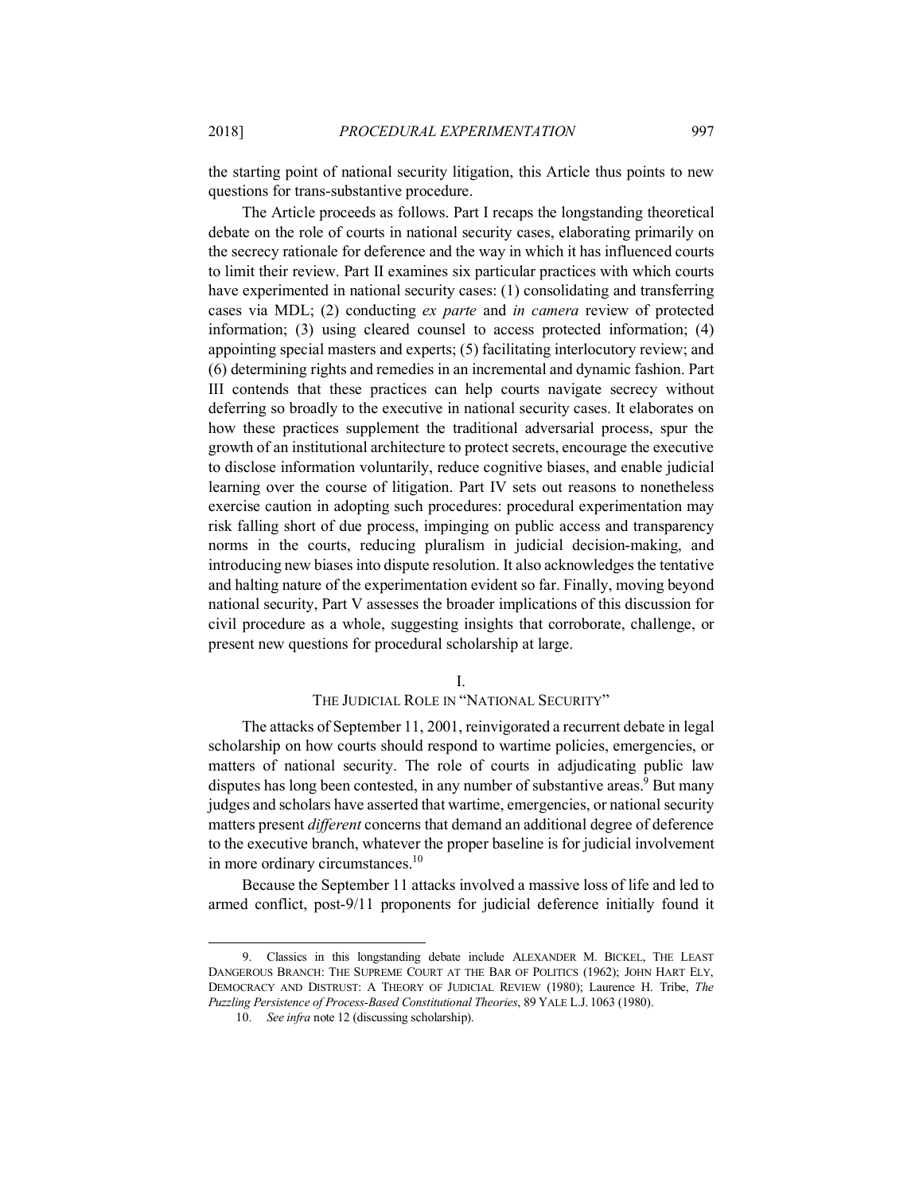the starting point of national security litigation, this Article thus points to new questions for trans-substantive procedure.

The Article proceeds as follows. Part I recaps the longstanding theoretical debate on the role of courts in national security cases, elaborating primarily on the secrecy rationale for deference and the way in which it has influenced courts to limit their review. Part II examines six particular practices with which courts have experimented in national security cases: (1) consolidating and transferring cases via MDL; (2) conducting *ex parte* and *in camera* review of protected information; (3) using cleared counsel to access protected information; (4) appointing special masters and experts; (5) facilitating interlocutory review; and (6) determining rights and remedies in an incremental and dynamic fashion. Part III contends that these practices can help courts navigate secrecy without deferring so broadly to the executive in national security cases. It elaborates on how these practices supplement the traditional adversarial process, spur the growth of an institutional architecture to protect secrets, encourage the executive to disclose information voluntarily, reduce cognitive biases, and enable judicial learning over the course of litigation. Part IV sets out reasons to nonetheless exercise caution in adopting such procedures: procedural experimentation may risk falling short of due process, impinging on public access and transparency norms in the courts, reducing pluralism in judicial decision-making, and introducing new biases into dispute resolution. It also acknowledges the tentative and halting nature of the experimentation evident so far. Finally, moving beyond national security, Part V assesses the broader implications of this discussion for civil procedure as a whole, suggesting insights that corroborate, challenge, or present new questions for procedural scholarship at large.

## I.
## THE JUDICIAL ROLE IN "NATIONAL SECURITY"

The attacks of September 11, 2001, reinvigorated a recurrent debate in legal scholarship on how courts should respond to wartime policies, emergencies, or matters of national security. The role of courts in adjudicating public law disputes has long been contested, in any number of substantive areas.[9] But many judges and scholars have asserted that wartime, emergencies, or national security matters present *different* concerns that demand an additional degree of deference to the executive branch, whatever the proper baseline is for judicial involvement in more ordinary circumstances.[10]

Because the September 11 attacks involved a massive loss of life and led to armed conflict, post-9/11 proponents for judicial deference initially found it

---

9. Classics in this longstanding debate include ALEXANDER M. BICKEL, THE LEAST DANGEROUS BRANCH: THE SUPREME COURT AT THE BAR OF POLITICS (1962); JOHN HART ELY, DEMOCRACY AND DISTRUST: A THEORY OF JUDICIAL REVIEW (1980); Laurence H. Tribe, *The Puzzling Persistence of Process-Based Constitutional Theories*, 89 YALE L.J. 1063 (1980).

10. *See infra* note 12 (discussing scholarship).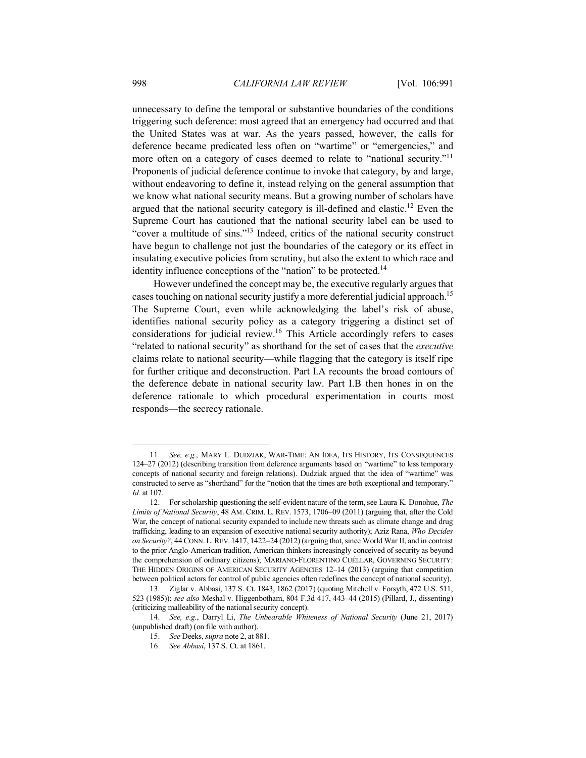unnecessary to define the temporal or substantive boundaries of the conditions triggering such deference: most agreed that an emergency had occurred and that the United States was at war. As the years passed, however, the calls for deference became predicated less often on "wartime" or "emergencies," and more often on a category of cases deemed to relate to "national security."[11] Proponents of judicial deference continue to invoke that category, by and large, without endeavoring to define it, instead relying on the general assumption that we know what national security means. But a growing number of scholars have argued that the national security category is ill-defined and elastic.[12] Even the Supreme Court has cautioned that the national security label can be used to "cover a multitude of sins."[13] Indeed, critics of the national security construct have begun to challenge not just the boundaries of the category or its effect in insulating executive policies from scrutiny, but also the extent to which race and identity influence conceptions of the "nation" to be protected.[14]

However undefined the concept may be, the executive regularly argues that cases touching on national security justify a more deferential judicial approach.[15] The Supreme Court, even while acknowledging the label's risk of abuse, identifies national security policy as a category triggering a distinct set of considerations for judicial review.[16] This Article accordingly refers to cases "related to national security" as shorthand for the set of cases that the *executive* claims relate to national security—while flagging that the category is itself ripe for further critique and deconstruction. Part I.A recounts the broad contours of the deference debate in national security law. Part I.B then hones in on the deference rationale to which procedural experimentation in courts most responds—the secrecy rationale.

---

11. *See, e.g.*, MARY L. DUDZIAK, WAR-TIME: AN IDEA, ITS HISTORY, ITS CONSEQUENCES 124–27 (2012) (describing transition from deference arguments based on "wartime" to less temporary concepts of national security and foreign relations). Dudziak argued that the idea of "wartime" was constructed to serve as "shorthand" for the "notion that the times are both exceptional and temporary." *Id.* at 107.

12. For scholarship questioning the self-evident nature of the term, see Laura K. Donohue, *The Limits of National Security*, 48 AM. CRIM. L. REV. 1573, 1706–09 (2011) (arguing that, after the Cold War, the concept of national security expanded to include new threats such as climate change and drug trafficking, leading to an expansion of executive national security authority); Aziz Rana, *Who Decides on Security?*, 44 CONN. L. REV. 1417, 1422–24 (2012) (arguing that, since World War II, and in contrast to the prior Anglo-American tradition, American thinkers increasingly conceived of security as beyond the comprehension of ordinary citizens); MARIANO-FLORENTINO CUÉLLAR, GOVERNING SECURITY: THE HIDDEN ORIGINS OF AMERICAN SECURITY AGENCIES 12–14 (2013) (arguing that competition between political actors for control of public agencies often redefines the concept of national security).

13. Ziglar v. Abbasi, 137 S. Ct. 1843, 1862 (2017) (quoting Mitchell v. Forsyth, 472 U.S. 511, 523 (1985)); *see also* Meshal v. Higgenbotham, 804 F.3d 417, 443–44 (2015) (Pillard, J., dissenting) (criticizing malleability of the national security concept).

14. *See, e.g.*, Darryl Li, *The Unbearable Whiteness of National Security* (June 21, 2017) (unpublished draft) (on file with author).

15. *See* Deeks, *supra* note 2, at 881.

16. *See Abbasi*, 137 S. Ct. at 1861.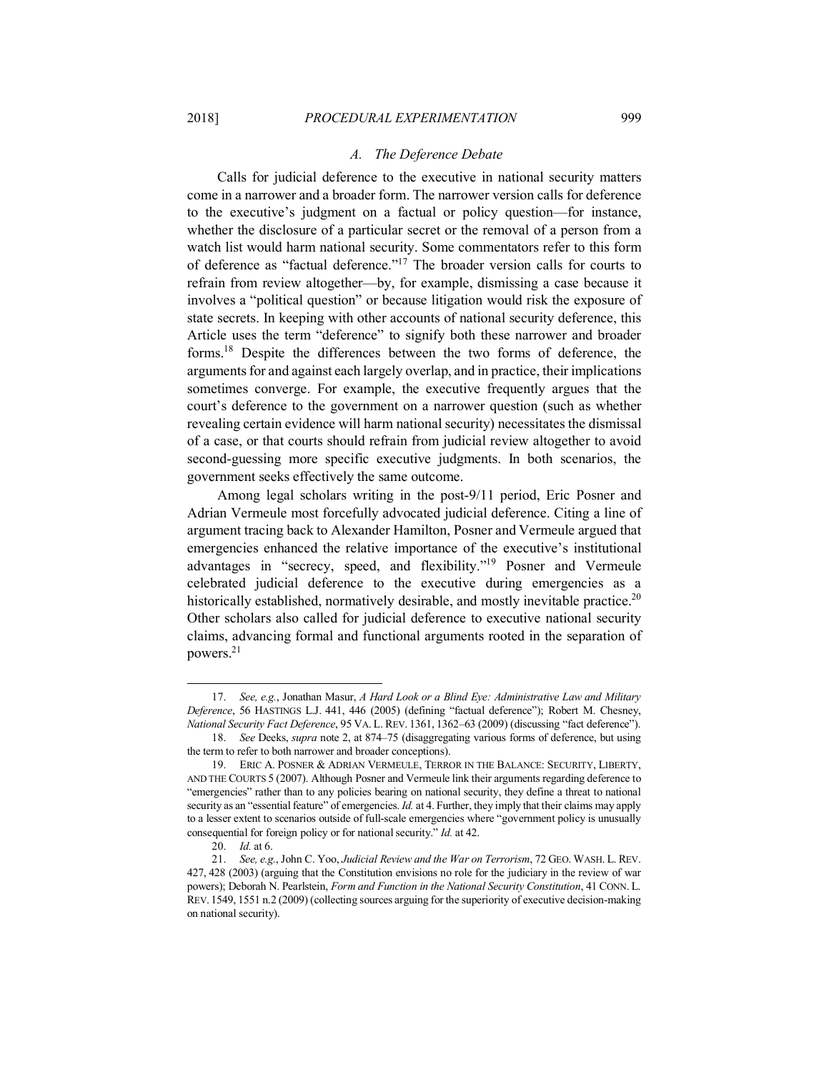### *A. The Deference Debate*

Calls for judicial deference to the executive in national security matters come in a narrower and a broader form. The narrower version calls for deference to the executive's judgment on a factual or policy question—for instance, whether the disclosure of a particular secret or the removal of a person from a watch list would harm national security. Some commentators refer to this form of deference as "factual deference."[17] The broader version calls for courts to refrain from review altogether—by, for example, dismissing a case because it involves a "political question" or because litigation would risk the exposure of state secrets. In keeping with other accounts of national security deference, this Article uses the term "deference" to signify both these narrower and broader forms.[18] Despite the differences between the two forms of deference, the arguments for and against each largely overlap, and in practice, their implications sometimes converge. For example, the executive frequently argues that the court's deference to the government on a narrower question (such as whether revealing certain evidence will harm national security) necessitates the dismissal of a case, or that courts should refrain from judicial review altogether to avoid second-guessing more specific executive judgments. In both scenarios, the government seeks effectively the same outcome.

Among legal scholars writing in the post-9/11 period, Eric Posner and Adrian Vermeule most forcefully advocated judicial deference. Citing a line of argument tracing back to Alexander Hamilton, Posner and Vermeule argued that emergencies enhanced the relative importance of the executive's institutional advantages in "secrecy, speed, and flexibility."[19] Posner and Vermeule celebrated judicial deference to the executive during emergencies as a historically established, normatively desirable, and mostly inevitable practice.[20] Other scholars also called for judicial deference to executive national security claims, advancing formal and functional arguments rooted in the separation of powers.[21]

---

17. *See, e.g.*, Jonathan Masur, *A Hard Look or a Blind Eye: Administrative Law and Military Deference*, 56 HASTINGS L.J. 441, 446 (2005) (defining "factual deference"); Robert M. Chesney, *National Security Fact Deference*, 95 VA. L. REV. 1361, 1362–63 (2009) (discussing "fact deference").

18. *See* Deeks, *supra* note 2, at 874–75 (disaggregating various forms of deference, but using the term to refer to both narrower and broader conceptions).

19. ERIC A. POSNER & ADRIAN VERMEULE, TERROR IN THE BALANCE: SECURITY, LIBERTY, AND THE COURTS 5 (2007). Although Posner and Vermeule link their arguments regarding deference to "emergencies" rather than to any policies bearing on national security, they define a threat to national security as an "essential feature" of emergencies. *Id.* at 4. Further, they imply that their claims may apply to a lesser extent to scenarios outside of full-scale emergencies where "government policy is unusually consequential for foreign policy or for national security." *Id.* at 42.

20. *Id.* at 6.

21. *See, e.g.*, John C. Yoo, *Judicial Review and the War on Terrorism*, 72 GEO. WASH. L. REV. 427, 428 (2003) (arguing that the Constitution envisions no role for the judiciary in the review of war powers); Deborah N. Pearlstein, *Form and Function in the National Security Constitution*, 41 CONN. L. REV. 1549, 1551 n.2 (2009) (collecting sources arguing for the superiority of executive decision-making on national security).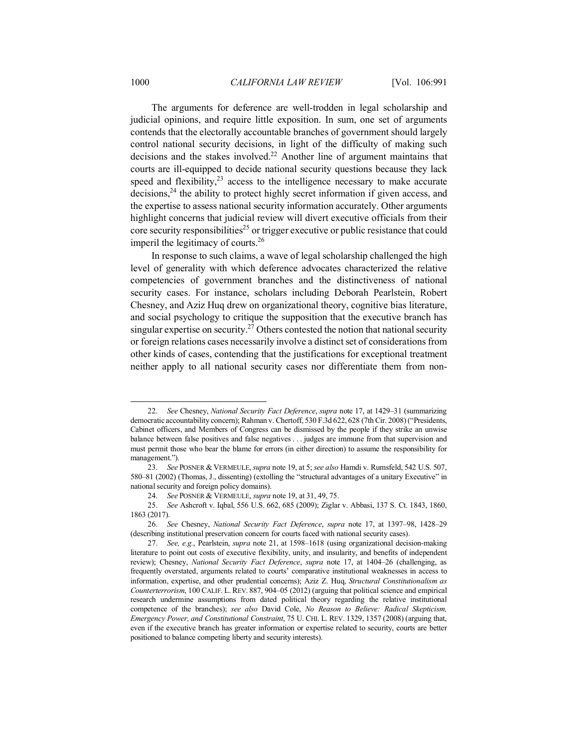The arguments for deference are well-trodden in legal scholarship and judicial opinions, and require little exposition. In sum, one set of arguments contends that the electorally accountable branches of government should largely control national security decisions, in light of the difficulty of making such decisions and the stakes involved.[22] Another line of argument maintains that courts are ill-equipped to decide national security questions because they lack speed and flexibility,[23] access to the intelligence necessary to make accurate decisions,[24] the ability to protect highly secret information if given access, and the expertise to assess national security information accurately. Other arguments highlight concerns that judicial review will divert executive officials from their core security responsibilities[25] or trigger executive or public resistance that could imperil the legitimacy of courts.[26]

In response to such claims, a wave of legal scholarship challenged the high level of generality with which deference advocates characterized the relative competencies of government branches and the distinctiveness of national security cases. For instance, scholars including Deborah Pearlstein, Robert Chesney, and Aziz Huq drew on organizational theory, cognitive bias literature, and social psychology to critique the supposition that the executive branch has singular expertise on security.[27] Others contested the notion that national security or foreign relations cases necessarily involve a distinct set of considerations from other kinds of cases, contending that the justifications for exceptional treatment neither apply to all national security cases nor differentiate them from non-

---

22. *See* Chesney, *National Security Fact Deference*, *supra* note 17, at 1429–31 (summarizing democratic accountability concern); Rahman v. Chertoff, 530 F.3d 622, 628 (7th Cir. 2008) ("Presidents, Cabinet officers, and Members of Congress can be dismissed by the people if they strike an unwise balance between false positives and false negatives . . . judges are immune from that supervision and must permit those who bear the blame for errors (in either direction) to assume the responsibility for management.").

23. *See* POSNER & VERMEULE, *supra* note 19, at 5; *see also* Hamdi v. Rumsfeld, 542 U.S. 507, 580–81 (2002) (Thomas, J., dissenting) (extolling the "structural advantages of a unitary Executive" in national security and foreign policy domains).

24. *See* POSNER & VERMEULE, *supra* note 19, at 31, 49, 75.

25. *See* Ashcroft v. Iqbal, 556 U.S. 662, 685 (2009); Ziglar v. Abbasi, 137 S. Ct. 1843, 1860, 1863 (2017).

26. *See* Chesney, *National Security Fact Deference*, *supra* note 17, at 1397–98, 1428–29 (describing institutional preservation concern for courts faced with national security cases).

27. *See, e.g.*, Pearlstein, *supra* note 21, at 1598–1618 (using organizational decision-making literature to point out costs of executive flexibility, unity, and insularity, and benefits of independent review); Chesney, *National Security Fact Deference*, *supra* note 17, at 1404–26 (challenging, as frequently overstated, arguments related to courts' comparative institutional weaknesses in access to information, expertise, and other prudential concerns); Aziz Z. Huq, *Structural Constitutionalism as Counterterrorism*, 100 CALIF. L. REV. 887, 904–05 (2012) (arguing that political science and empirical research undermine assumptions from dated political theory regarding the relative institutional competence of the branches); *see also* David Cole, *No Reason to Believe: Radical Skepticism, Emergency Power, and Constitutional Constraint*, 75 U. CHI. L. REV. 1329, 1357 (2008) (arguing that, even if the executive branch has greater information or expertise related to security, courts are better positioned to balance competing liberty and security interests).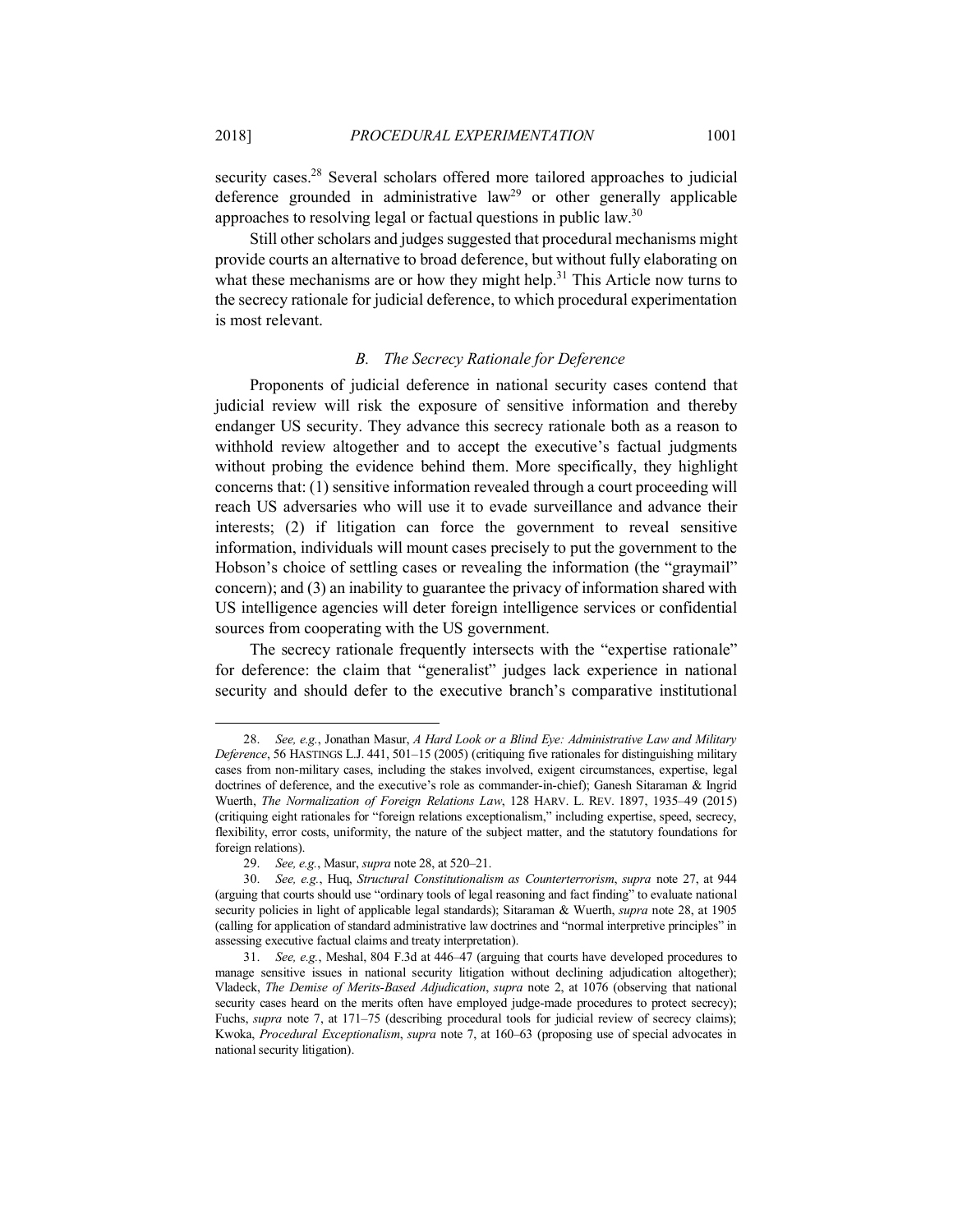security cases.[28] Several scholars offered more tailored approaches to judicial deference grounded in administrative law[29] or other generally applicable approaches to resolving legal or factual questions in public law.[30]

Still other scholars and judges suggested that procedural mechanisms might provide courts an alternative to broad deference, but without fully elaborating on what these mechanisms are or how they might help.[31] This Article now turns to the secrecy rationale for judicial deference, to which procedural experimentation is most relevant.

### *B. The Secrecy Rationale for Deference*

Proponents of judicial deference in national security cases contend that judicial review will risk the exposure of sensitive information and thereby endanger US security. They advance this secrecy rationale both as a reason to withhold review altogether and to accept the executive's factual judgments without probing the evidence behind them. More specifically, they highlight concerns that: (1) sensitive information revealed through a court proceeding will reach US adversaries who will use it to evade surveillance and advance their interests; (2) if litigation can force the government to reveal sensitive information, individuals will mount cases precisely to put the government to the Hobson's choice of settling cases or revealing the information (the "graymail" concern); and (3) an inability to guarantee the privacy of information shared with US intelligence agencies will deter foreign intelligence services or confidential sources from cooperating with the US government.

The secrecy rationale frequently intersects with the "expertise rationale" for deference: the claim that "generalist" judges lack experience in national security and should defer to the executive branch's comparative institutional

---

28. *See, e.g.*, Jonathan Masur, *A Hard Look or a Blind Eye: Administrative Law and Military Deference*, 56 HASTINGS L.J. 441, 501–15 (2005) (critiquing five rationales for distinguishing military cases from non-military cases, including the stakes involved, exigent circumstances, expertise, legal doctrines of deference, and the executive's role as commander-in-chief); Ganesh Sitaraman & Ingrid Wuerth, *The Normalization of Foreign Relations Law*, 128 HARV. L. REV. 1897, 1935–49 (2015) (critiquing eight rationales for "foreign relations exceptionalism," including expertise, speed, secrecy, flexibility, error costs, uniformity, the nature of the subject matter, and the statutory foundations for foreign relations).

29. *See, e.g.*, Masur, *supra* note 28, at 520–21.

30. *See, e.g.*, Huq, *Structural Constitutionalism as Counterterrorism*, *supra* note 27, at 944 (arguing that courts should use "ordinary tools of legal reasoning and fact finding" to evaluate national security policies in light of applicable legal standards); Sitaraman & Wuerth, *supra* note 28, at 1905 (calling for application of standard administrative law doctrines and "normal interpretive principles" in assessing executive factual claims and treaty interpretation).

31. *See, e.g.*, Meshal, 804 F.3d at 446–47 (arguing that courts have developed procedures to manage sensitive issues in national security litigation without declining adjudication altogether); Vladeck, *The Demise of Merits-Based Adjudication*, *supra* note 2, at 1076 (observing that national security cases heard on the merits often have employed judge-made procedures to protect secrecy); Fuchs, *supra* note 7, at 171–75 (describing procedural tools for judicial review of secrecy claims); Kwoka, *Procedural Exceptionalism*, *supra* note 7, at 160–63 (proposing use of special advocates in national security litigation).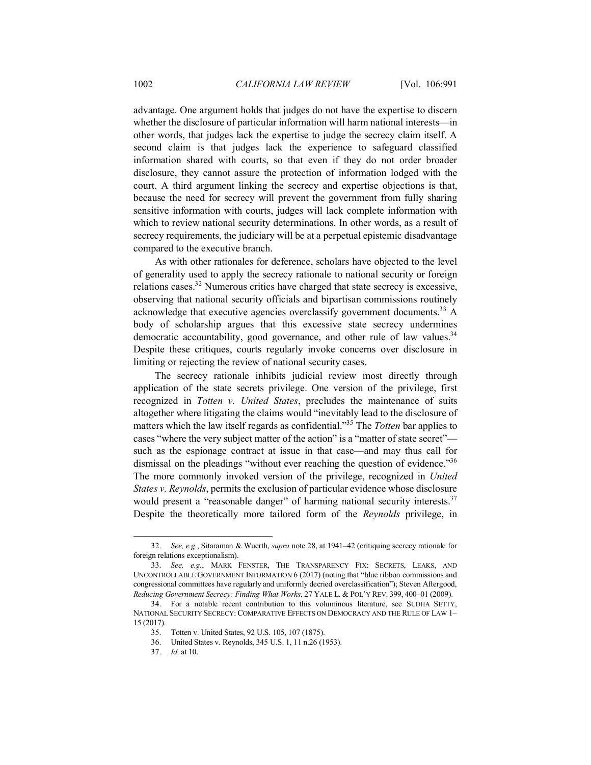advantage. One argument holds that judges do not have the expertise to discern whether the disclosure of particular information will harm national interests—in other words, that judges lack the expertise to judge the secrecy claim itself. A second claim is that judges lack the experience to safeguard classified information shared with courts, so that even if they do not order broader disclosure, they cannot assure the protection of information lodged with the court. A third argument linking the secrecy and expertise objections is that, because the need for secrecy will prevent the government from fully sharing sensitive information with courts, judges will lack complete information with which to review national security determinations. In other words, as a result of secrecy requirements, the judiciary will be at a perpetual epistemic disadvantage compared to the executive branch.

As with other rationales for deference, scholars have objected to the level of generality used to apply the secrecy rationale to national security or foreign relations cases.[32] Numerous critics have charged that state secrecy is excessive, observing that national security officials and bipartisan commissions routinely acknowledge that executive agencies overclassify government documents.[33] A body of scholarship argues that this excessive state secrecy undermines democratic accountability, good governance, and other rule of law values.[34] Despite these critiques, courts regularly invoke concerns over disclosure in limiting or rejecting the review of national security cases.

The secrecy rationale inhibits judicial review most directly through application of the state secrets privilege. One version of the privilege, first recognized in *Totten v. United States*, precludes the maintenance of suits altogether where litigating the claims would "inevitably lead to the disclosure of matters which the law itself regards as confidential."[35] The *Totten* bar applies to cases "where the very subject matter of the action" is a "matter of state secret"—such as the espionage contract at issue in that case—and may thus call for dismissal on the pleadings "without ever reaching the question of evidence."[36] The more commonly invoked version of the privilege, recognized in *United States v. Reynolds*, permits the exclusion of particular evidence whose disclosure would present a "reasonable danger" of harming national security interests.[37] Despite the theoretically more tailored form of the *Reynolds* privilege, in

---

32. *See, e.g.*, Sitaraman & Wuerth, *supra* note 28, at 1941–42 (critiquing secrecy rationale for foreign relations exceptionalism).

33. *See, e.g.*, MARK FENSTER, THE TRANSPARENCY FIX: SECRETS, LEAKS, AND UNCONTROLLABLE GOVERNMENT INFORMATION 6 (2017) (noting that "blue ribbon commissions and congressional committees have regularly and uniformly decried overclassification"); Steven Aftergood, *Reducing Government Secrecy: Finding What Works*, 27 YALE L. & POL'Y REV. 399, 400–01 (2009).

34. For a notable recent contribution to this voluminous literature, see SUDHA SETTY, NATIONAL SECURITY SECRECY: COMPARATIVE EFFECTS ON DEMOCRACY AND THE RULE OF LAW 1–15 (2017).

35. Totten v. United States, 92 U.S. 105, 107 (1875).

36. United States v. Reynolds, 345 U.S. 1, 11 n.26 (1953).

37. *Id.* at 10.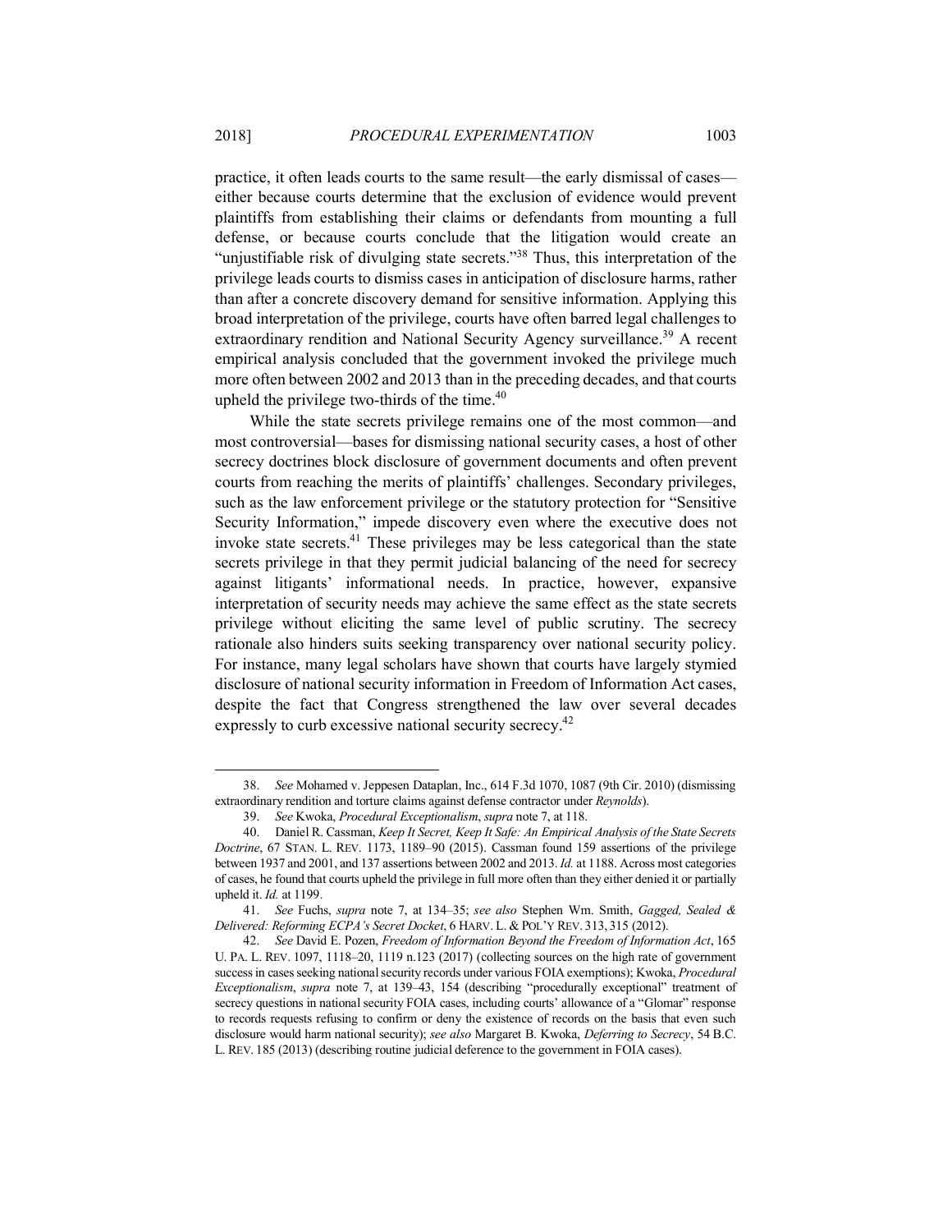practice, it often leads courts to the same result—the early dismissal of cases—either because courts determine that the exclusion of evidence would prevent plaintiffs from establishing their claims or defendants from mounting a full defense, or because courts conclude that the litigation would create an "unjustifiable risk of divulging state secrets."[38] Thus, this interpretation of the privilege leads courts to dismiss cases in anticipation of disclosure harms, rather than after a concrete discovery demand for sensitive information. Applying this broad interpretation of the privilege, courts have often barred legal challenges to extraordinary rendition and National Security Agency surveillance.[39] A recent empirical analysis concluded that the government invoked the privilege much more often between 2002 and 2013 than in the preceding decades, and that courts upheld the privilege two-thirds of the time.[40]

While the state secrets privilege remains one of the most common—and most controversial—bases for dismissing national security cases, a host of other secrecy doctrines block disclosure of government documents and often prevent courts from reaching the merits of plaintiffs' challenges. Secondary privileges, such as the law enforcement privilege or the statutory protection for "Sensitive Security Information," impede discovery even where the executive does not invoke state secrets.[41] These privileges may be less categorical than the state secrets privilege in that they permit judicial balancing of the need for secrecy against litigants' informational needs. In practice, however, expansive interpretation of security needs may achieve the same effect as the state secrets privilege without eliciting the same level of public scrutiny. The secrecy rationale also hinders suits seeking transparency over national security policy. For instance, many legal scholars have shown that courts have largely stymied disclosure of national security information in Freedom of Information Act cases, despite the fact that Congress strengthened the law over several decades expressly to curb excessive national security secrecy.[42]

---

38. *See* Mohamed v. Jeppesen Dataplan, Inc., 614 F.3d 1070, 1087 (9th Cir. 2010) (dismissing extraordinary rendition and torture claims against defense contractor under *Reynolds*).

39. *See* Kwoka, *Procedural Exceptionalism*, *supra* note 7, at 118.

40. Daniel R. Cassman, *Keep It Secret, Keep It Safe: An Empirical Analysis of the State Secrets Doctrine*, 67 STAN. L. REV. 1173, 1189–90 (2015). Cassman found 159 assertions of the privilege between 1937 and 2001, and 137 assertions between 2002 and 2013. *Id.* at 1188. Across most categories of cases, he found that courts upheld the privilege in full more often than they either denied it or partially upheld it. *Id.* at 1199.

41. *See* Fuchs, *supra* note 7, at 134–35; *see also* Stephen Wm. Smith, *Gagged, Sealed & Delivered: Reforming ECPA's Secret Docket*, 6 HARV. L. & POL'Y REV. 313, 315 (2012).

42. *See* David E. Pozen, *Freedom of Information Beyond the Freedom of Information Act*, 165 U. PA. L. REV. 1097, 1118–20, 1119 n.123 (2017) (collecting sources on the high rate of government success in cases seeking national security records under various FOIA exemptions); Kwoka, *Procedural Exceptionalism*, *supra* note 7, at 139–43, 154 (describing "procedurally exceptional" treatment of secrecy questions in national security FOIA cases, including courts' allowance of a "Glomar" response to records requests refusing to confirm or deny the existence of records on the basis that even such disclosure would harm national security); *see also* Margaret B. Kwoka, *Deferring to Secrecy*, 54 B.C. L. REV. 185 (2013) (describing routine judicial deference to the government in FOIA cases).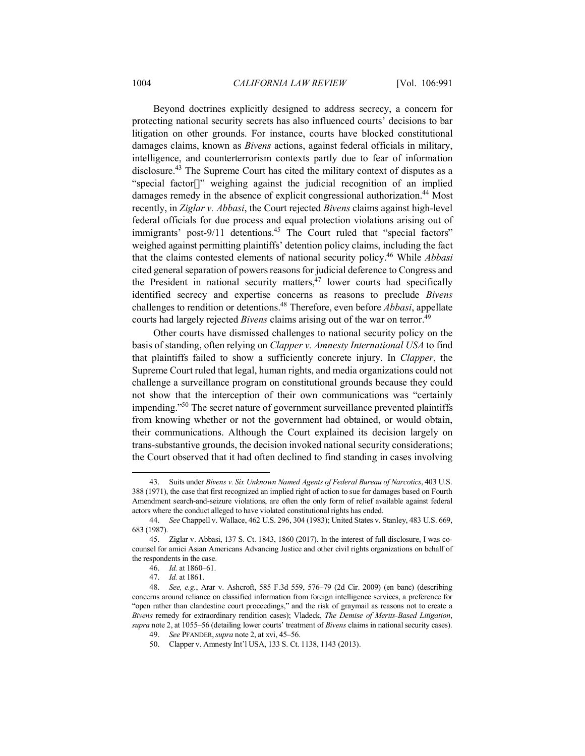Beyond doctrines explicitly designed to address secrecy, a concern for protecting national security secrets has also influenced courts' decisions to bar litigation on other grounds. For instance, courts have blocked constitutional damages claims, known as *Bivens* actions, against federal officials in military, intelligence, and counterterrorism contexts partly due to fear of information disclosure.[43] The Supreme Court has cited the military context of disputes as a "special factor[]" weighing against the judicial recognition of an implied damages remedy in the absence of explicit congressional authorization.[44] Most recently, in *Ziglar v. Abbasi*, the Court rejected *Bivens* claims against high-level federal officials for due process and equal protection violations arising out of immigrants' post-9/11 detentions.[45] The Court ruled that "special factors" weighed against permitting plaintiffs' detention policy claims, including the fact that the claims contested elements of national security policy.[46] While *Abbasi* cited general separation of powers reasons for judicial deference to Congress and the President in national security matters,[47] lower courts had specifically identified secrecy and expertise concerns as reasons to preclude *Bivens* challenges to rendition or detentions.[48] Therefore, even before *Abbasi*, appellate courts had largely rejected *Bivens* claims arising out of the war on terror.[49]

Other courts have dismissed challenges to national security policy on the basis of standing, often relying on *Clapper v. Amnesty International USA* to find that plaintiffs failed to show a sufficiently concrete injury. In *Clapper*, the Supreme Court ruled that legal, human rights, and media organizations could not challenge a surveillance program on constitutional grounds because they could not show that the interception of their own communications was "certainly impending."[50] The secret nature of government surveillance prevented plaintiffs from knowing whether or not the government had obtained, or would obtain, their communications. Although the Court explained its decision largely on trans-substantive grounds, the decision invoked national security considerations; the Court observed that it had often declined to find standing in cases involving

---

43. Suits under *Bivens v. Six Unknown Named Agents of Federal Bureau of Narcotics*, 403 U.S. 388 (1971), the case that first recognized an implied right of action to sue for damages based on Fourth Amendment search-and-seizure violations, are often the only form of relief available against federal actors where the conduct alleged to have violated constitutional rights has ended.

44. *See* Chappell v. Wallace, 462 U.S. 296, 304 (1983); United States v. Stanley, 483 U.S. 669, 683 (1987).

45. Ziglar v. Abbasi, 137 S. Ct. 1843, 1860 (2017). In the interest of full disclosure, I was co-counsel for amici Asian Americans Advancing Justice and other civil rights organizations on behalf of the respondents in the case.

46. *Id.* at 1860–61.

47. *Id.* at 1861.

48. *See, e.g.*, Arar v. Ashcroft, 585 F.3d 559, 576–79 (2d Cir. 2009) (en banc) (describing concerns around reliance on classified information from foreign intelligence services, a preference for "open rather than clandestine court proceedings," and the risk of graymail as reasons not to create a *Bivens* remedy for extraordinary rendition cases); Vladeck, *The Demise of Merits-Based Litigation*, *supra* note 2, at 1055–56 (detailing lower courts' treatment of *Bivens* claims in national security cases).

49. *See* PFANDER, *supra* note 2, at xvi, 45–56.

50. Clapper v. Amnesty Int'l USA, 133 S. Ct. 1138, 1143 (2013).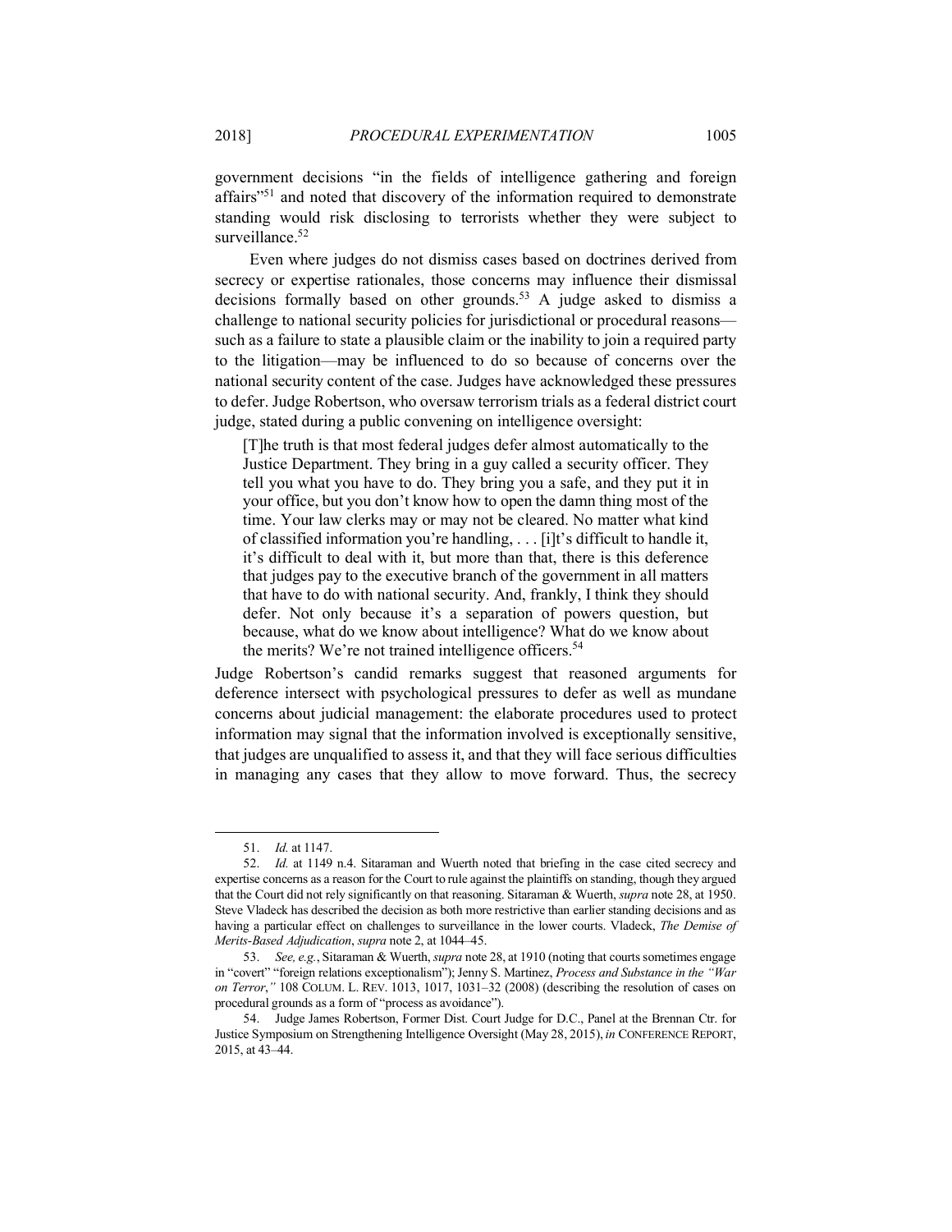government decisions "in the fields of intelligence gathering and foreign affairs"[51] and noted that discovery of the information required to demonstrate standing would risk disclosing to terrorists whether they were subject to surveillance.[52]

Even where judges do not dismiss cases based on doctrines derived from secrecy or expertise rationales, those concerns may influence their dismissal decisions formally based on other grounds.[53] A judge asked to dismiss a challenge to national security policies for jurisdictional or procedural reasons—such as a failure to state a plausible claim or the inability to join a required party to the litigation—may be influenced to do so because of concerns over the national security content of the case. Judges have acknowledged these pressures to defer. Judge Robertson, who oversaw terrorism trials as a federal district court judge, stated during a public convening on intelligence oversight:

> [T]he truth is that most federal judges defer almost automatically to the Justice Department. They bring in a guy called a security officer. They tell you what you have to do. They bring you a safe, and they put it in your office, but you don't know how to open the damn thing most of the time. Your law clerks may or may not be cleared. No matter what kind of classified information you're handling, . . . [i]t's difficult to handle it, it's difficult to deal with it, but more than that, there is this deference that judges pay to the executive branch of the government in all matters that have to do with national security. And, frankly, I think they should defer. Not only because it's a separation of powers question, but because, what do we know about intelligence? What do we know about the merits? We're not trained intelligence officers.[54]

Judge Robertson's candid remarks suggest that reasoned arguments for deference intersect with psychological pressures to defer as well as mundane concerns about judicial management: the elaborate procedures used to protect information may signal that the information involved is exceptionally sensitive, that judges are unqualified to assess it, and that they will face serious difficulties in managing any cases that they allow to move forward. Thus, the secrecy

---

51. *Id.* at 1147.

52. *Id.* at 1149 n.4. Sitaraman and Wuerth noted that briefing in the case cited secrecy and expertise concerns as a reason for the Court to rule against the plaintiffs on standing, though they argued that the Court did not rely significantly on that reasoning. Sitaraman & Wuerth, *supra* note 28, at 1950. Steve Vladeck has described the decision as both more restrictive than earlier standing decisions and as having a particular effect on challenges to surveillance in the lower courts. Vladeck, *The Demise of Merits-Based Adjudication*, *supra* note 2, at 1044–45.

53. *See, e.g.*, Sitaraman & Wuerth, *supra* note 28, at 1910 (noting that courts sometimes engage in "covert" "foreign relations exceptionalism"); Jenny S. Martinez, *Process and Substance in the "War on Terror*,*"* 108 COLUM. L. REV. 1013, 1017, 1031–32 (2008) (describing the resolution of cases on procedural grounds as a form of "process as avoidance").

54. Judge James Robertson, Former Dist. Court Judge for D.C., Panel at the Brennan Ctr. for Justice Symposium on Strengthening Intelligence Oversight (May 28, 2015), *in* CONFERENCE REPORT, 2015, at 43–44.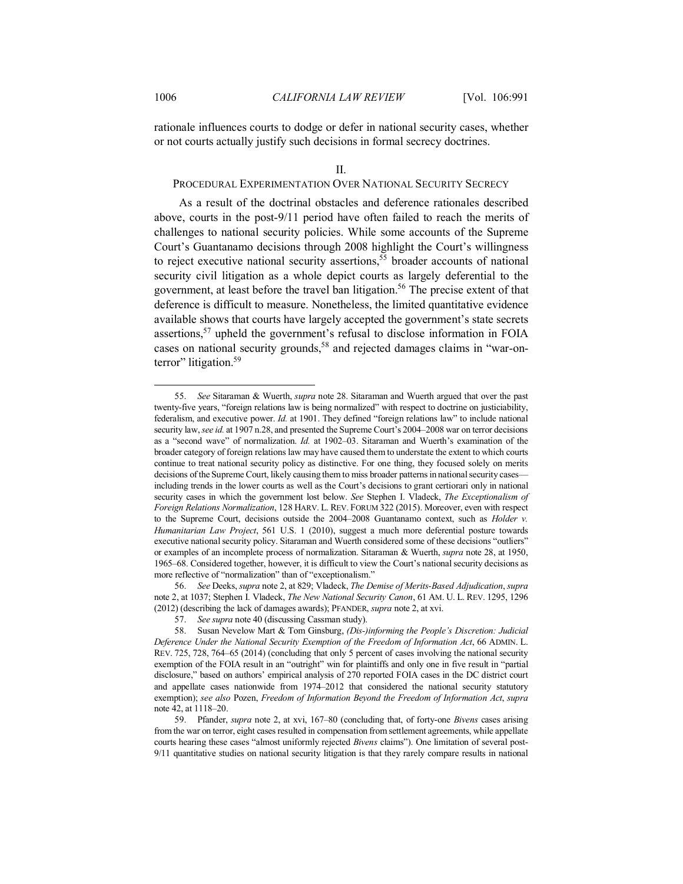rationale influences courts to dodge or defer in national security cases, whether or not courts actually justify such decisions in formal secrecy doctrines.

## II.
## PROCEDURAL EXPERIMENTATION OVER NATIONAL SECURITY SECRECY

As a result of the doctrinal obstacles and deference rationales described above, courts in the post-9/11 period have often failed to reach the merits of challenges to national security policies. While some accounts of the Supreme Court's Guantanamo decisions through 2008 highlight the Court's willingness to reject executive national security assertions,[55] broader accounts of national security civil litigation as a whole depict courts as largely deferential to the government, at least before the travel ban litigation.[56] The precise extent of that deference is difficult to measure. Nonetheless, the limited quantitative evidence available shows that courts have largely accepted the government's state secrets assertions,[57] upheld the government's refusal to disclose information in FOIA cases on national security grounds,[58] and rejected damages claims in "war-on-terror" litigation.[59]

---

55. *See* Sitaraman & Wuerth, *supra* note 28. Sitaraman and Wuerth argued that over the past twenty-five years, "foreign relations law is being normalized" with respect to doctrine on justiciability, federalism, and executive power. *Id.* at 1901. They defined "foreign relations law" to include national security law, *see id.* at 1907 n.28, and presented the Supreme Court's 2004–2008 war on terror decisions as a "second wave" of normalization. *Id.* at 1902–03. Sitaraman and Wuerth's examination of the broader category of foreign relations law may have caused them to understate the extent to which courts continue to treat national security policy as distinctive. For one thing, they focused solely on merits decisions of the Supreme Court, likely causing them to miss broader patterns in national security cases—including trends in the lower courts as well as the Court's decisions to grant certiorari only in national security cases in which the government lost below. *See* Stephen I. Vladeck, *The Exceptionalism of Foreign Relations Normalization*, 128 HARV. L. REV. FORUM 322 (2015). Moreover, even with respect to the Supreme Court, decisions outside the 2004–2008 Guantanamo context, such as *Holder v. Humanitarian Law Project*, 561 U.S. 1 (2010), suggest a much more deferential posture towards executive national security policy. Sitaraman and Wuerth considered some of these decisions "outliers" or examples of an incomplete process of normalization. Sitaraman & Wuerth, *supra* note 28, at 1950, 1965–68. Considered together, however, it is difficult to view the Court's national security decisions as more reflective of "normalization" than of "exceptionalism."

56. *See* Deeks, *supra* note 2, at 829; Vladeck, *The Demise of Merits-Based Adjudication*, *supra* note 2, at 1037; Stephen I. Vladeck, *The New National Security Canon*, 61 AM. U. L. REV. 1295, 1296 (2012) (describing the lack of damages awards); PFANDER, *supra* note 2, at xvi.

57. *See supra* note 40 (discussing Cassman study).

58. Susan Nevelow Mart & Tom Ginsburg, *(Dis-)informing the People's Discretion: Judicial Deference Under the National Security Exemption of the Freedom of Information Act*, 66 ADMIN. L. REV. 725, 728, 764–65 (2014) (concluding that only 5 percent of cases involving the national security exemption of the FOIA result in an "outright" win for plaintiffs and only one in five result in "partial disclosure," based on authors' empirical analysis of 270 reported FOIA cases in the DC district court and appellate cases nationwide from 1974–2012 that considered the national security statutory exemption); *see also* Pozen, *Freedom of Information Beyond the Freedom of Information Act*, *supra* note 42, at 1118–20.

59. Pfander, *supra* note 2, at xvi, 167–80 (concluding that, of forty-one *Bivens* cases arising from the war on terror, eight cases resulted in compensation from settlement agreements, while appellate courts hearing these cases "almost uniformly rejected *Bivens* claims"). One limitation of several post-9/11 quantitative studies on national security litigation is that they rarely compare results in national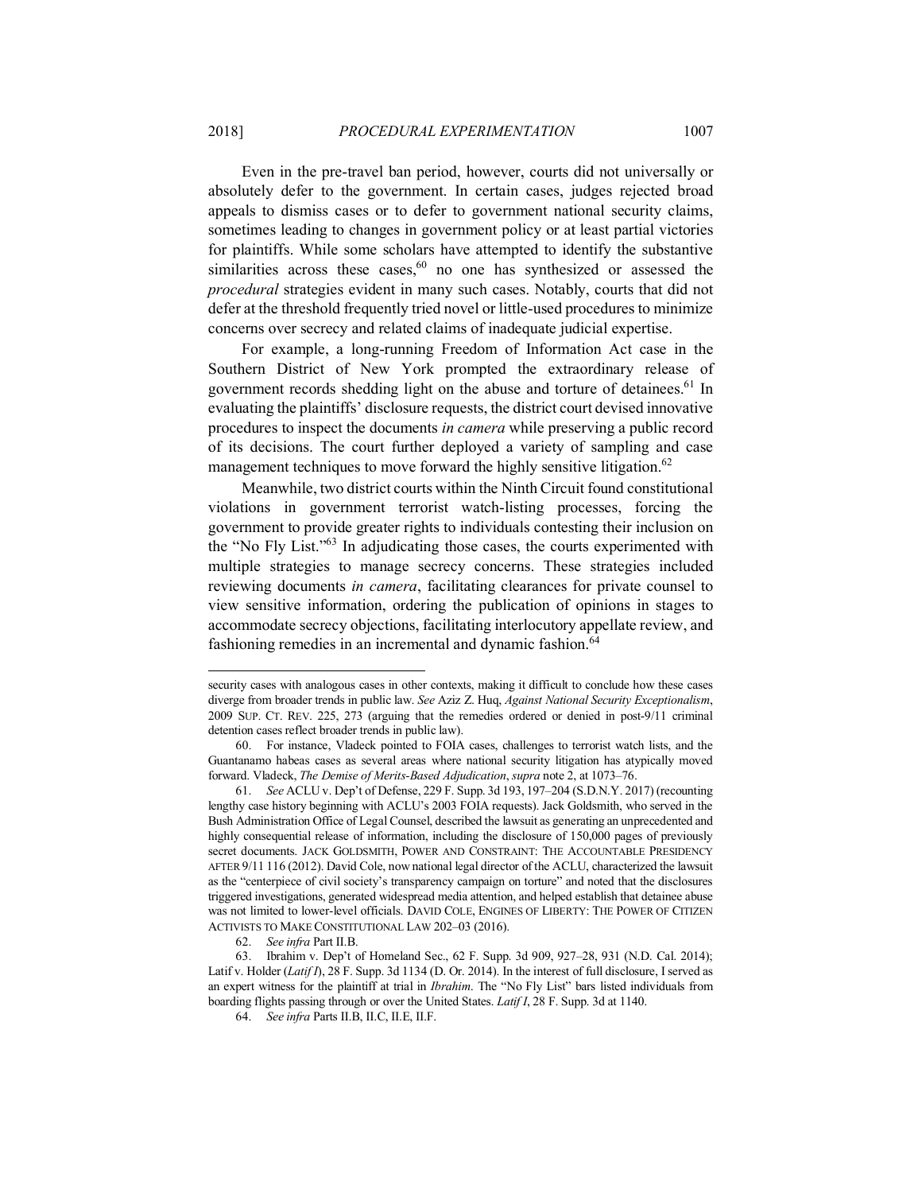Even in the pre-travel ban period, however, courts did not universally or absolutely defer to the government. In certain cases, judges rejected broad appeals to dismiss cases or to defer to government national security claims, sometimes leading to changes in government policy or at least partial victories for plaintiffs. While some scholars have attempted to identify the substantive similarities across these cases,[60] no one has synthesized or assessed the *procedural* strategies evident in many such cases. Notably, courts that did not defer at the threshold frequently tried novel or little-used procedures to minimize concerns over secrecy and related claims of inadequate judicial expertise.

For example, a long-running Freedom of Information Act case in the Southern District of New York prompted the extraordinary release of government records shedding light on the abuse and torture of detainees.[61] In evaluating the plaintiffs' disclosure requests, the district court devised innovative procedures to inspect the documents *in camera* while preserving a public record of its decisions. The court further deployed a variety of sampling and case management techniques to move forward the highly sensitive litigation.[62]

Meanwhile, two district courts within the Ninth Circuit found constitutional violations in government terrorist watch-listing processes, forcing the government to provide greater rights to individuals contesting their inclusion on the "No Fly List."[63] In adjudicating those cases, the courts experimented with multiple strategies to manage secrecy concerns. These strategies included reviewing documents *in camera*, facilitating clearances for private counsel to view sensitive information, ordering the publication of opinions in stages to accommodate secrecy objections, facilitating interlocutory appellate review, and fashioning remedies in an incremental and dynamic fashion.[64]

---

security cases with analogous cases in other contexts, making it difficult to conclude how these cases diverge from broader trends in public law. *See* Aziz Z. Huq, *Against National Security Exceptionalism*, 2009 SUP. CT. REV. 225, 273 (arguing that the remedies ordered or denied in post-9/11 criminal detention cases reflect broader trends in public law).

60. For instance, Vladeck pointed to FOIA cases, challenges to terrorist watch lists, and the Guantanamo habeas cases as several areas where national security litigation has atypically moved forward. Vladeck, *The Demise of Merits-Based Adjudication*, *supra* note 2, at 1073–76.

61. *See* ACLU v. Dep't of Defense, 229 F. Supp. 3d 193, 197–204 (S.D.N.Y. 2017) (recounting lengthy case history beginning with ACLU's 2003 FOIA requests). Jack Goldsmith, who served in the Bush Administration Office of Legal Counsel, described the lawsuit as generating an unprecedented and highly consequential release of information, including the disclosure of 150,000 pages of previously secret documents. JACK GOLDSMITH, POWER AND CONSTRAINT: THE ACCOUNTABLE PRESIDENCY AFTER 9/11 116 (2012). David Cole, now national legal director of the ACLU, characterized the lawsuit as the "centerpiece of civil society's transparency campaign on torture" and noted that the disclosures triggered investigations, generated widespread media attention, and helped establish that detainee abuse was not limited to lower-level officials. DAVID COLE, ENGINES OF LIBERTY: THE POWER OF CITIZEN ACTIVISTS TO MAKE CONSTITUTIONAL LAW 202–03 (2016).

62. *See infra* Part II.B.

63. Ibrahim v. Dep't of Homeland Sec., 62 F. Supp. 3d 909, 927–28, 931 (N.D. Cal. 2014); Latif v. Holder (*Latif I*), 28 F. Supp. 3d 1134 (D. Or. 2014). In the interest of full disclosure, I served as an expert witness for the plaintiff at trial in *Ibrahim*. The "No Fly List" bars listed individuals from boarding flights passing through or over the United States. *Latif I*, 28 F. Supp. 3d at 1140.

64. *See infra* Parts II.B, II.C, II.E, II.F.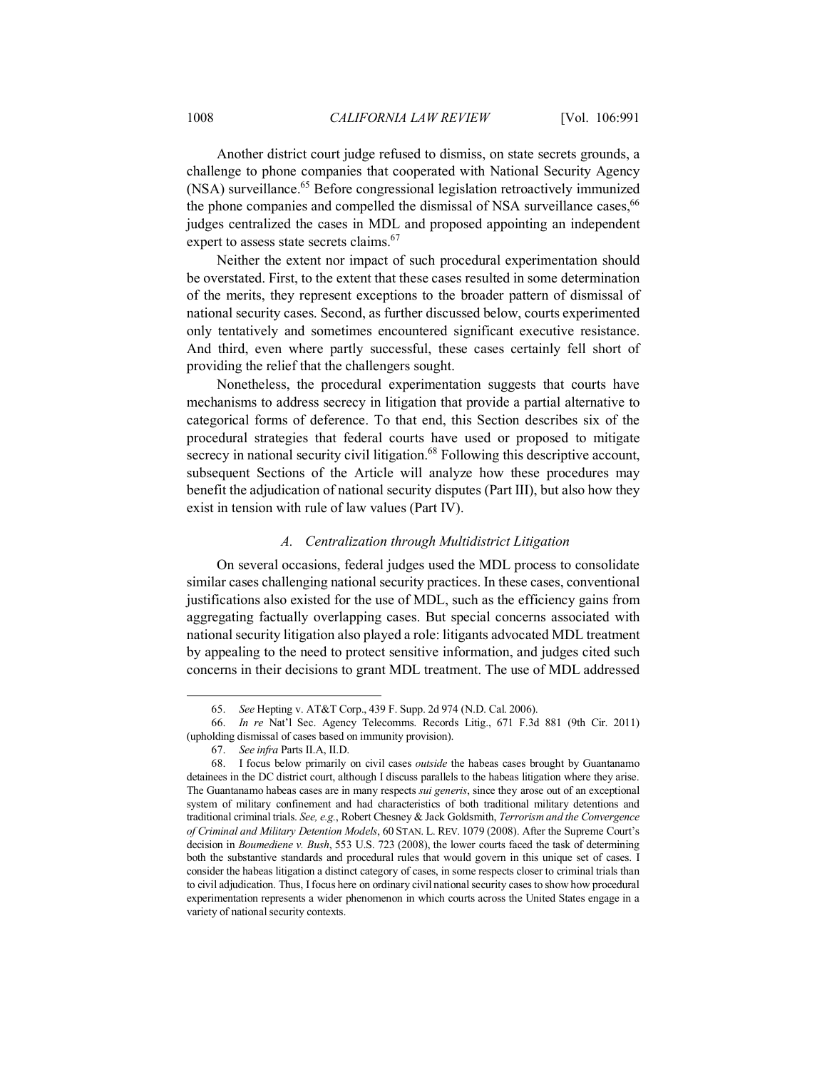Another district court judge refused to dismiss, on state secrets grounds, a challenge to phone companies that cooperated with National Security Agency (NSA) surveillance.[65] Before congressional legislation retroactively immunized the phone companies and compelled the dismissal of NSA surveillance cases,[66] judges centralized the cases in MDL and proposed appointing an independent expert to assess state secrets claims.[67]

Neither the extent nor impact of such procedural experimentation should be overstated. First, to the extent that these cases resulted in some determination of the merits, they represent exceptions to the broader pattern of dismissal of national security cases. Second, as further discussed below, courts experimented only tentatively and sometimes encountered significant executive resistance. And third, even where partly successful, these cases certainly fell short of providing the relief that the challengers sought.

Nonetheless, the procedural experimentation suggests that courts have mechanisms to address secrecy in litigation that provide a partial alternative to categorical forms of deference. To that end, this Section describes six of the procedural strategies that federal courts have used or proposed to mitigate secrecy in national security civil litigation.[68] Following this descriptive account, subsequent Sections of the Article will analyze how these procedures may benefit the adjudication of national security disputes (Part III), but also how they exist in tension with rule of law values (Part IV).

### *A. Centralization through Multidistrict Litigation*

On several occasions, federal judges used the MDL process to consolidate similar cases challenging national security practices. In these cases, conventional justifications also existed for the use of MDL, such as the efficiency gains from aggregating factually overlapping cases. But special concerns associated with national security litigation also played a role: litigants advocated MDL treatment by appealing to the need to protect sensitive information, and judges cited such concerns in their decisions to grant MDL treatment. The use of MDL addressed

---

65. *See* Hepting v. AT&T Corp., 439 F. Supp. 2d 974 (N.D. Cal. 2006).

66. *In re* Nat'l Sec. Agency Telecomms. Records Litig., 671 F.3d 881 (9th Cir. 2011) (upholding dismissal of cases based on immunity provision).

67. *See infra* Parts II.A, II.D.

68. I focus below primarily on civil cases *outside* the habeas cases brought by Guantanamo detainees in the DC district court, although I discuss parallels to the habeas litigation where they arise. The Guantanamo habeas cases are in many respects *sui generis*, since they arose out of an exceptional system of military confinement and had characteristics of both traditional military detentions and traditional criminal trials. *See, e.g.*, Robert Chesney & Jack Goldsmith, *Terrorism and the Convergence of Criminal and Military Detention Models*, 60 STAN. L. REV. 1079 (2008). After the Supreme Court's decision in *Boumediene v. Bush*, 553 U.S. 723 (2008), the lower courts faced the task of determining both the substantive standards and procedural rules that would govern in this unique set of cases. I consider the habeas litigation a distinct category of cases, in some respects closer to criminal trials than to civil adjudication. Thus, I focus here on ordinary civil national security cases to show how procedural experimentation represents a wider phenomenon in which courts across the United States engage in a variety of national security contexts.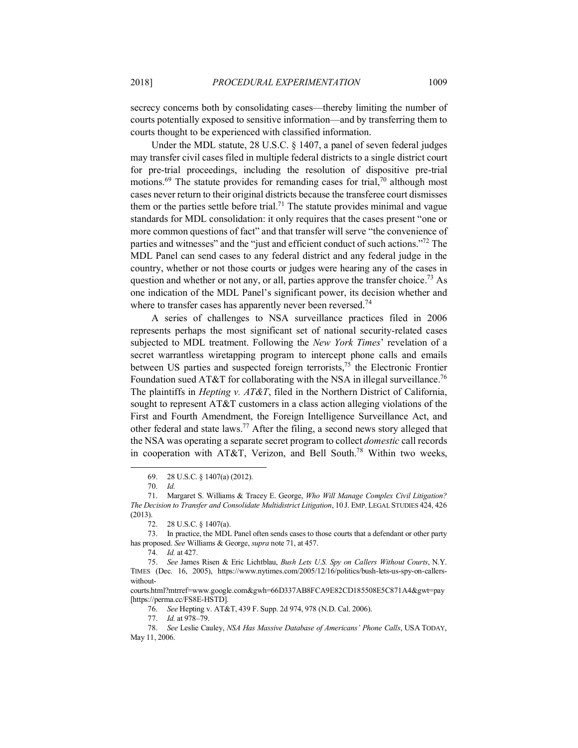secrecy concerns both by consolidating cases—thereby limiting the number of courts potentially exposed to sensitive information—and by transferring them to courts thought to be experienced with classified information.

Under the MDL statute, 28 U.S.C. § 1407, a panel of seven federal judges may transfer civil cases filed in multiple federal districts to a single district court for pre-trial proceedings, including the resolution of dispositive pre-trial motions.[69] The statute provides for remanding cases for trial,[70] although most cases never return to their original districts because the transferee court dismisses them or the parties settle before trial.[71] The statute provides minimal and vague standards for MDL consolidation: it only requires that the cases present "one or more common questions of fact" and that transfer will serve "the convenience of parties and witnesses" and the "just and efficient conduct of such actions."[72] The MDL Panel can send cases to any federal district and any federal judge in the country, whether or not those courts or judges were hearing any of the cases in question and whether or not any, or all, parties approve the transfer choice.[73] As one indication of the MDL Panel's significant power, its decision whether and where to transfer cases has apparently never been reversed.[74]

A series of challenges to NSA surveillance practices filed in 2006 represents perhaps the most significant set of national security-related cases subjected to MDL treatment. Following the *New York Times*' revelation of a secret warrantless wiretapping program to intercept phone calls and emails between US parties and suspected foreign terrorists,[75] the Electronic Frontier Foundation sued AT&T for collaborating with the NSA in illegal surveillance.[76] The plaintiffs in *Hepting v. AT&T*, filed in the Northern District of California, sought to represent AT&T customers in a class action alleging violations of the First and Fourth Amendment, the Foreign Intelligence Surveillance Act, and other federal and state laws.[77] After the filing, a second news story alleged that the NSA was operating a separate secret program to collect *domestic* call records in cooperation with AT&T, Verizon, and Bell South.[78] Within two weeks,

---

69. 28 U.S.C. § 1407(a) (2012).

70. *Id.*

71. Margaret S. Williams & Tracey E. George, *Who Will Manage Complex Civil Litigation? The Decision to Transfer and Consolidate Multidistrict Litigation*, 10 J. EMP. LEGAL STUDIES 424, 426 (2013).

72. 28 U.S.C. § 1407(a).

73. In practice, the MDL Panel often sends cases to those courts that a defendant or other party has proposed. *See* Williams & George, *supra* note 71, at 457.

74. *Id.* at 427.

75. *See* James Risen & Eric Lichtblau, *Bush Lets U.S. Spy on Callers Without Courts*, N.Y. TIMES (Dec. 16, 2005), https://www.nytimes.com/2005/12/16/politics/bush-lets-us-spy-on-callers-without-courts.html?mtrref=www.google.com&gwh=66D337AB8FCA9E82CD185508E5C871A4&gwt=pay [https://perma.cc/FS8E-HSTD].

76. *See* Hepting v. AT&T, 439 F. Supp. 2d 974, 978 (N.D. Cal. 2006).

77. *Id.* at 978–79.

78. *See* Leslie Cauley, *NSA Has Massive Database of Americans' Phone Calls*, USA TODAY, May 11, 2006.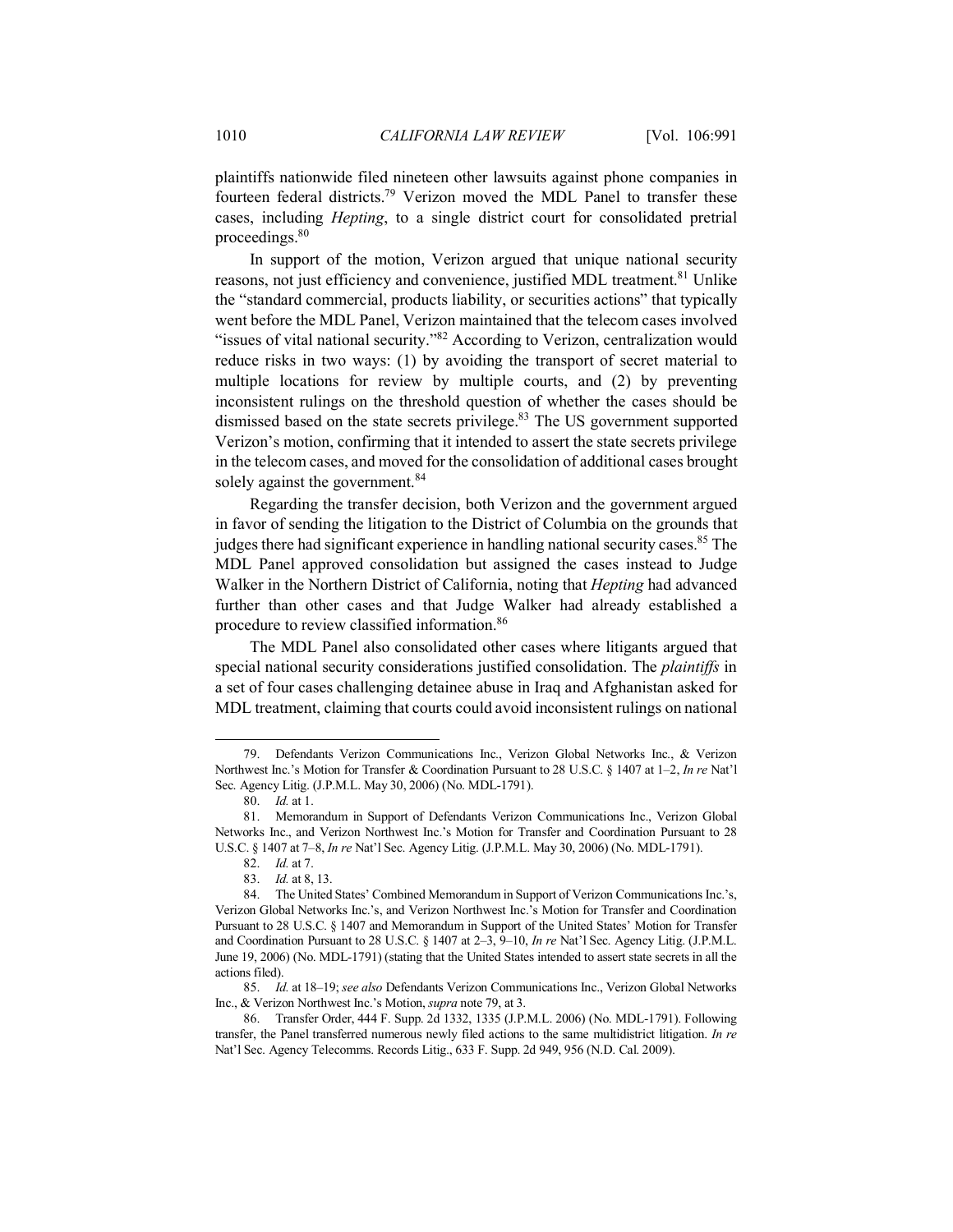plaintiffs nationwide filed nineteen other lawsuits against phone companies in fourteen federal districts.[79] Verizon moved the MDL Panel to transfer these cases, including *Hepting*, to a single district court for consolidated pretrial proceedings.[80]

In support of the motion, Verizon argued that unique national security reasons, not just efficiency and convenience, justified MDL treatment.[81] Unlike the "standard commercial, products liability, or securities actions" that typically went before the MDL Panel, Verizon maintained that the telecom cases involved "issues of vital national security."[82] According to Verizon, centralization would reduce risks in two ways: (1) by avoiding the transport of secret material to multiple locations for review by multiple courts, and (2) by preventing inconsistent rulings on the threshold question of whether the cases should be dismissed based on the state secrets privilege.[83] The US government supported Verizon's motion, confirming that it intended to assert the state secrets privilege in the telecom cases, and moved for the consolidation of additional cases brought solely against the government.[84]

Regarding the transfer decision, both Verizon and the government argued in favor of sending the litigation to the District of Columbia on the grounds that judges there had significant experience in handling national security cases.[85] The MDL Panel approved consolidation but assigned the cases instead to Judge Walker in the Northern District of California, noting that *Hepting* had advanced further than other cases and that Judge Walker had already established a procedure to review classified information.[86]

The MDL Panel also consolidated other cases where litigants argued that special national security considerations justified consolidation. The *plaintiffs* in a set of four cases challenging detainee abuse in Iraq and Afghanistan asked for MDL treatment, claiming that courts could avoid inconsistent rulings on national

---

79. Defendants Verizon Communications Inc., Verizon Global Networks Inc., & Verizon Northwest Inc.'s Motion for Transfer & Coordination Pursuant to 28 U.S.C. § 1407 at 1–2, *In re* Nat'l Sec. Agency Litig. (J.P.M.L. May 30, 2006) (No. MDL-1791).

80. *Id.* at 1.

81. Memorandum in Support of Defendants Verizon Communications Inc., Verizon Global Networks Inc., and Verizon Northwest Inc.'s Motion for Transfer and Coordination Pursuant to 28 U.S.C. § 1407 at 7–8, *In re* Nat'l Sec. Agency Litig. (J.P.M.L. May 30, 2006) (No. MDL-1791).

82. *Id.* at 7.

83. *Id.* at 8, 13.

84. The United States' Combined Memorandum in Support of Verizon Communications Inc.'s, Verizon Global Networks Inc.'s, and Verizon Northwest Inc.'s Motion for Transfer and Coordination Pursuant to 28 U.S.C. § 1407 and Memorandum in Support of the United States' Motion for Transfer and Coordination Pursuant to 28 U.S.C. § 1407 at 2–3, 9–10, *In re* Nat'l Sec. Agency Litig. (J.P.M.L. June 19, 2006) (No. MDL-1791) (stating that the United States intended to assert state secrets in all the actions filed).

85. *Id.* at 18–19; *see also* Defendants Verizon Communications Inc., Verizon Global Networks Inc., & Verizon Northwest Inc.'s Motion, *supra* note 79, at 3.

86. Transfer Order, 444 F. Supp. 2d 1332, 1335 (J.P.M.L. 2006) (No. MDL-1791). Following transfer, the Panel transferred numerous newly filed actions to the same multidistrict litigation. *In re* Nat'l Sec. Agency Telecomms. Records Litig., 633 F. Supp. 2d 949, 956 (N.D. Cal. 2009).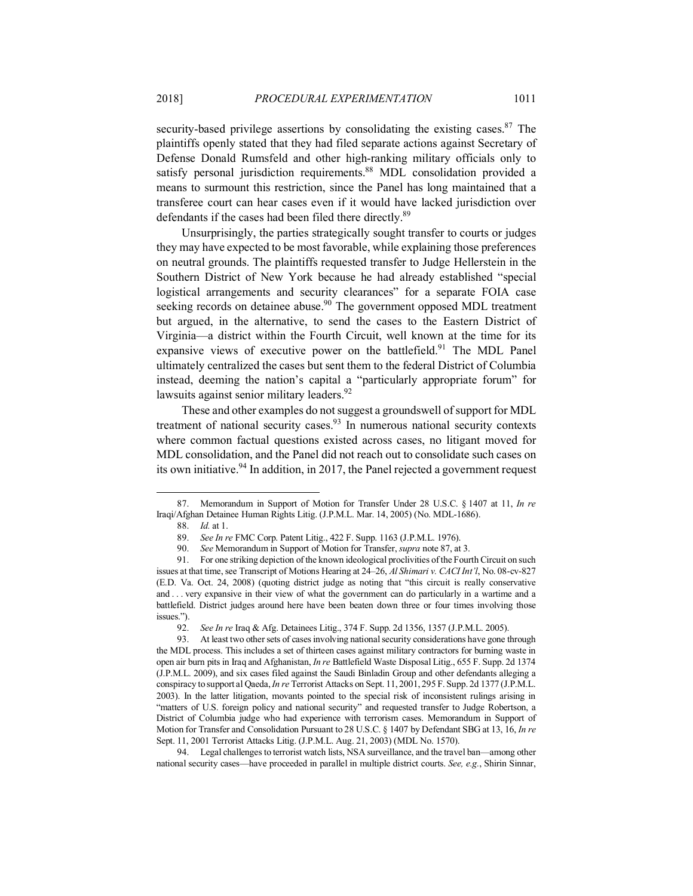security-based privilege assertions by consolidating the existing cases.[87] The plaintiffs openly stated that they had filed separate actions against Secretary of Defense Donald Rumsfeld and other high-ranking military officials only to satisfy personal jurisdiction requirements.[88] MDL consolidation provided a means to surmount this restriction, since the Panel has long maintained that a transferee court can hear cases even if it would have lacked jurisdiction over defendants if the cases had been filed there directly.[89]

Unsurprisingly, the parties strategically sought transfer to courts or judges they may have expected to be most favorable, while explaining those preferences on neutral grounds. The plaintiffs requested transfer to Judge Hellerstein in the Southern District of New York because he had already established "special logistical arrangements and security clearances" for a separate FOIA case seeking records on detainee abuse.[90] The government opposed MDL treatment but argued, in the alternative, to send the cases to the Eastern District of Virginia—a district within the Fourth Circuit, well known at the time for its expansive views of executive power on the battlefield.[91] The MDL Panel ultimately centralized the cases but sent them to the federal District of Columbia instead, deeming the nation's capital a "particularly appropriate forum" for lawsuits against senior military leaders.[92]

These and other examples do not suggest a groundswell of support for MDL treatment of national security cases.[93] In numerous national security contexts where common factual questions existed across cases, no litigant moved for MDL consolidation, and the Panel did not reach out to consolidate such cases on its own initiative.[94] In addition, in 2017, the Panel rejected a government request

---

87. Memorandum in Support of Motion for Transfer Under 28 U.S.C. § 1407 at 11, *In re* Iraqi/Afghan Detainee Human Rights Litig. (J.P.M.L. Mar. 14, 2005) (No. MDL-1686).

88. *Id.* at 1.

89. *See In re* FMC Corp. Patent Litig., 422 F. Supp. 1163 (J.P.M.L. 1976).

90. *See* Memorandum in Support of Motion for Transfer, *supra* note 87, at 3.

91. For one striking depiction of the known ideological proclivities of the Fourth Circuit on such issues at that time, see Transcript of Motions Hearing at 24–26, *Al Shimari v. CACI Int'l*, No. 08-cv-827 (E.D. Va. Oct. 24, 2008) (quoting district judge as noting that "this circuit is really conservative and . . . very expansive in their view of what the government can do particularly in a wartime and a battlefield. District judges around here have been beaten down three or four times involving those issues.").

92. *See In re* Iraq & Afg. Detainees Litig., 374 F. Supp. 2d 1356, 1357 (J.P.M.L. 2005).

93. At least two other sets of cases involving national security considerations have gone through the MDL process. This includes a set of thirteen cases against military contractors for burning waste in open air burn pits in Iraq and Afghanistan, *In re* Battlefield Waste Disposal Litig., 655 F. Supp. 2d 1374 (J.P.M.L. 2009), and six cases filed against the Saudi Binladin Group and other defendants alleging a conspiracy to support al Qaeda, *In re* Terrorist Attacks on Sept. 11, 2001, 295 F. Supp. 2d 1377 (J.P.M.L. 2003). In the latter litigation, movants pointed to the special risk of inconsistent rulings arising in "matters of U.S. foreign policy and national security" and requested transfer to Judge Robertson, a District of Columbia judge who had experience with terrorism cases. Memorandum in Support of Motion for Transfer and Consolidation Pursuant to 28 U.S.C. § 1407 by Defendant SBG at 13, 16, *In re* Sept. 11, 2001 Terrorist Attacks Litig. (J.P.M.L. Aug. 21, 2003) (MDL No. 1570).

94. Legal challenges to terrorist watch lists, NSA surveillance, and the travel ban—among other national security cases—have proceeded in parallel in multiple district courts. *See, e.g.*, Shirin Sinnar,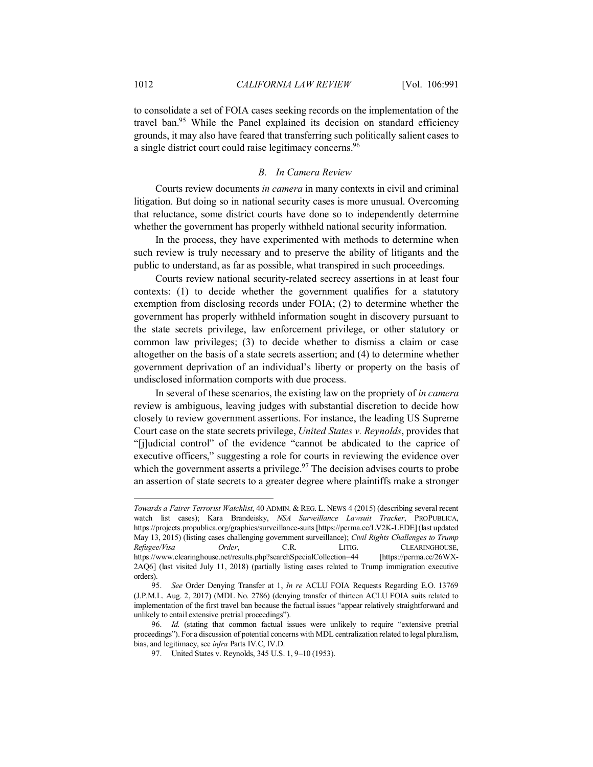to consolidate a set of FOIA cases seeking records on the implementation of the travel ban.[95] While the Panel explained its decision on standard efficiency grounds, it may also have feared that transferring such politically salient cases to a single district court could raise legitimacy concerns.[96]

### *B. In Camera Review*

Courts review documents *in camera* in many contexts in civil and criminal litigation. But doing so in national security cases is more unusual. Overcoming that reluctance, some district courts have done so to independently determine whether the government has properly withheld national security information.

In the process, they have experimented with methods to determine when such review is truly necessary and to preserve the ability of litigants and the public to understand, as far as possible, what transpired in such proceedings.

Courts review national security-related secrecy assertions in at least four contexts: (1) to decide whether the government qualifies for a statutory exemption from disclosing records under FOIA; (2) to determine whether the government has properly withheld information sought in discovery pursuant to the state secrets privilege, law enforcement privilege, or other statutory or common law privileges; (3) to decide whether to dismiss a claim or case altogether on the basis of a state secrets assertion; and (4) to determine whether government deprivation of an individual's liberty or property on the basis of undisclosed information comports with due process.

In several of these scenarios, the existing law on the propriety of *in camera* review is ambiguous, leaving judges with substantial discretion to decide how closely to review government assertions. For instance, the leading US Supreme Court case on the state secrets privilege, *United States v. Reynolds*, provides that "[j]udicial control" of the evidence "cannot be abdicated to the caprice of executive officers," suggesting a role for courts in reviewing the evidence over which the government asserts a privilege.[97] The decision advises courts to probe an assertion of state secrets to a greater degree where plaintiffs make a stronger

---

*Towards a Fairer Terrorist Watchlist*, 40 ADMIN. & REG. L. NEWS 4 (2015) (describing several recent watch list cases); Kara Brandeisky, *NSA Surveillance Lawsuit Tracker*, PROPUBLICA, https://projects.propublica.org/graphics/surveillance-suits [https://perma.cc/LV2K-LEDE] (last updated May 13, 2015) (listing cases challenging government surveillance); *Civil Rights Challenges to Trump Refugee/Visa Order*, C.R. LITIG. CLEARINGHOUSE, https://www.clearinghouse.net/results.php?searchSpecialCollection=44 [https://perma.cc/26WX-2AQ6] (last visited July 11, 2018) (partially listing cases related to Trump immigration executive orders).

95. *See* Order Denying Transfer at 1, *In re* ACLU FOIA Requests Regarding E.O. 13769 (J.P.M.L. Aug. 2, 2017) (MDL No. 2786) (denying transfer of thirteen ACLU FOIA suits related to implementation of the first travel ban because the factual issues "appear relatively straightforward and unlikely to entail extensive pretrial proceedings").

96. *Id.* (stating that common factual issues were unlikely to require "extensive pretrial proceedings"). For a discussion of potential concerns with MDL centralization related to legal pluralism, bias, and legitimacy, see *infra* Parts IV.C, IV.D.

97. United States v. Reynolds, 345 U.S. 1, 9–10 (1953).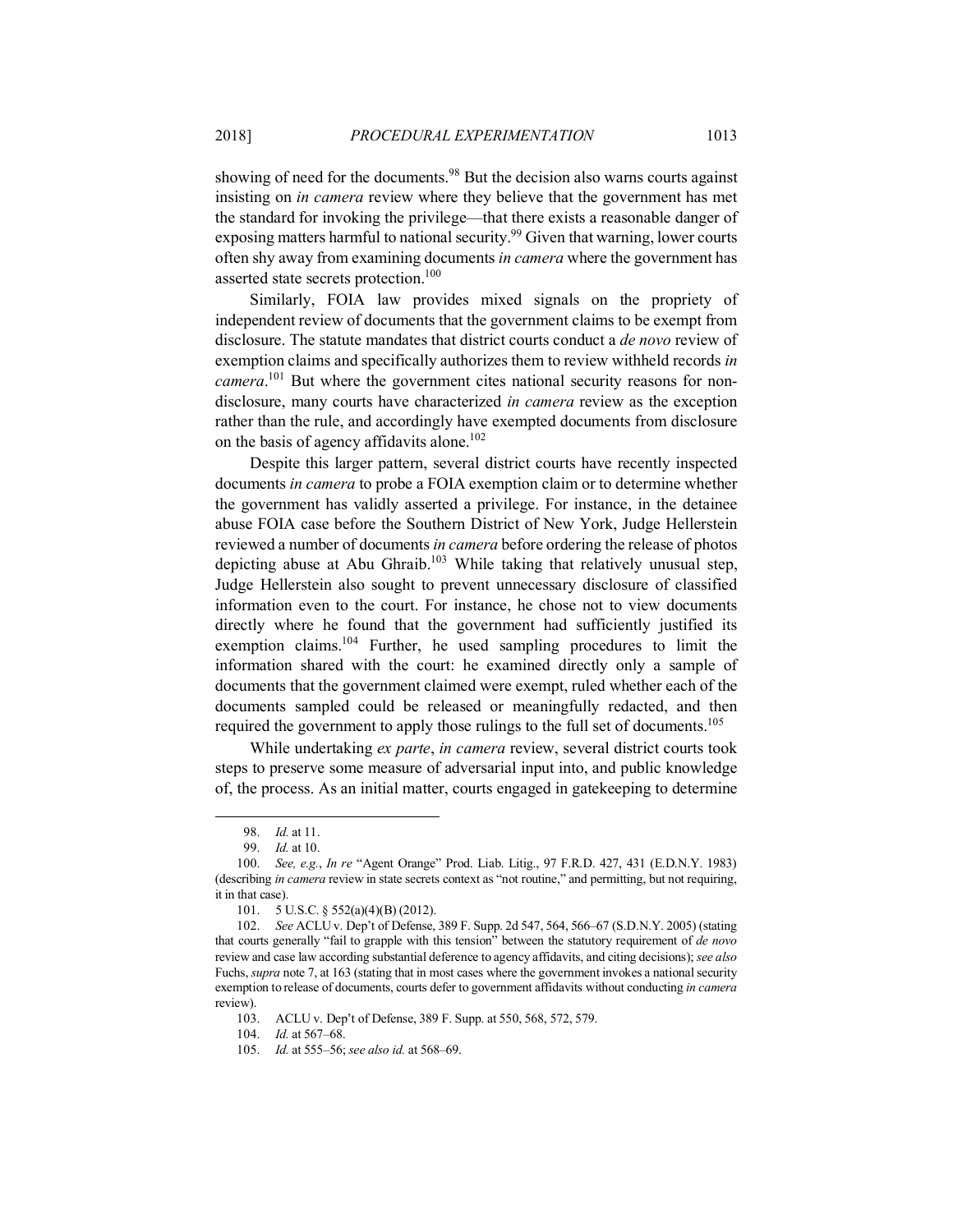showing of need for the documents.[98] But the decision also warns courts against insisting on *in camera* review where they believe that the government has met the standard for invoking the privilege—that there exists a reasonable danger of exposing matters harmful to national security.[99] Given that warning, lower courts often shy away from examining documents *in camera* where the government has asserted state secrets protection.[100]

Similarly, FOIA law provides mixed signals on the propriety of independent review of documents that the government claims to be exempt from disclosure. The statute mandates that district courts conduct a *de novo* review of exemption claims and specifically authorizes them to review withheld records *in camera*.[101] But where the government cites national security reasons for non-disclosure, many courts have characterized *in camera* review as the exception rather than the rule, and accordingly have exempted documents from disclosure on the basis of agency affidavits alone.[102]

Despite this larger pattern, several district courts have recently inspected documents *in camera* to probe a FOIA exemption claim or to determine whether the government has validly asserted a privilege. For instance, in the detainee abuse FOIA case before the Southern District of New York, Judge Hellerstein reviewed a number of documents *in camera* before ordering the release of photos depicting abuse at Abu Ghraib.[103] While taking that relatively unusual step, Judge Hellerstein also sought to prevent unnecessary disclosure of classified information even to the court. For instance, he chose not to view documents directly where he found that the government had sufficiently justified its exemption claims.[104] Further, he used sampling procedures to limit the information shared with the court: he examined directly only a sample of documents that the government claimed were exempt, ruled whether each of the documents sampled could be released or meaningfully redacted, and then required the government to apply those rulings to the full set of documents.[105]

While undertaking *ex parte*, *in camera* review, several district courts took steps to preserve some measure of adversarial input into, and public knowledge of, the process. As an initial matter, courts engaged in gatekeeping to determine

---

98. *Id.* at 11.

99. *Id.* at 10.

100. *See, e.g.*, *In re* "Agent Orange" Prod. Liab. Litig., 97 F.R.D. 427, 431 (E.D.N.Y. 1983) (describing *in camera* review in state secrets context as "not routine," and permitting, but not requiring, it in that case).

101. 5 U.S.C. § 552(a)(4)(B) (2012).

102. *See* ACLU v. Dep't of Defense, 389 F. Supp. 2d 547, 564, 566–67 (S.D.N.Y. 2005) (stating that courts generally "fail to grapple with this tension" between the statutory requirement of *de novo* review and case law according substantial deference to agency affidavits, and citing decisions); *see also* Fuchs, *supra* note 7, at 163 (stating that in most cases where the government invokes a national security exemption to release of documents, courts defer to government affidavits without conducting *in camera* review).

103. ACLU v. Dep't of Defense, 389 F. Supp. at 550, 568, 572, 579.

104. *Id.* at 567–68.

105. *Id.* at 555–56; *see also id.* at 568–69.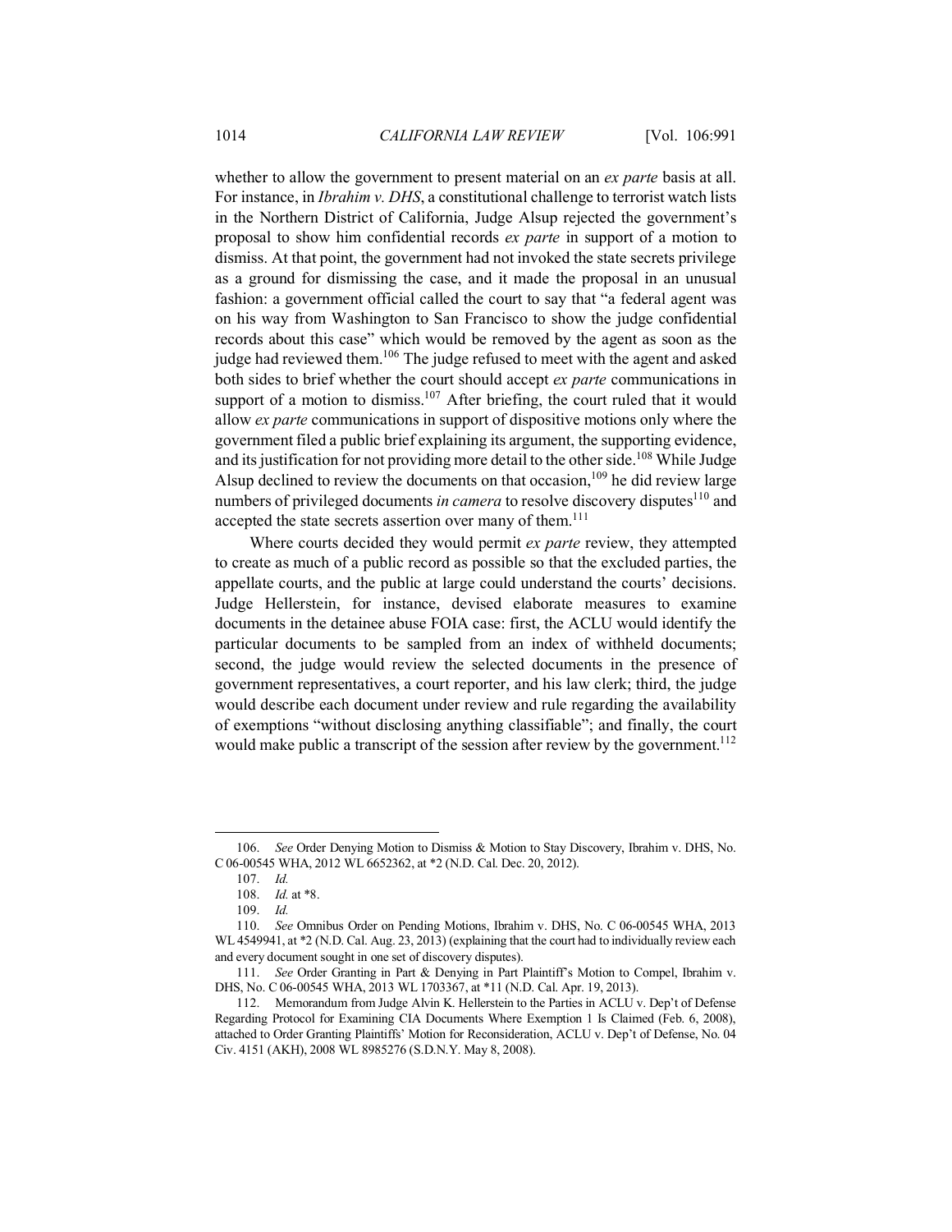whether to allow the government to present material on an *ex parte* basis at all. For instance, in *Ibrahim v. DHS*, a constitutional challenge to terrorist watch lists in the Northern District of California, Judge Alsup rejected the government's proposal to show him confidential records *ex parte* in support of a motion to dismiss. At that point, the government had not invoked the state secrets privilege as a ground for dismissing the case, and it made the proposal in an unusual fashion: a government official called the court to say that "a federal agent was on his way from Washington to San Francisco to show the judge confidential records about this case" which would be removed by the agent as soon as the judge had reviewed them.[106] The judge refused to meet with the agent and asked both sides to brief whether the court should accept *ex parte* communications in support of a motion to dismiss.[107] After briefing, the court ruled that it would allow *ex parte* communications in support of dispositive motions only where the government filed a public brief explaining its argument, the supporting evidence, and its justification for not providing more detail to the other side.[108] While Judge Alsup declined to review the documents on that occasion,[109] he did review large numbers of privileged documents *in camera* to resolve discovery disputes[110] and accepted the state secrets assertion over many of them.[111]

Where courts decided they would permit *ex parte* review, they attempted to create as much of a public record as possible so that the excluded parties, the appellate courts, and the public at large could understand the courts' decisions. Judge Hellerstein, for instance, devised elaborate measures to examine documents in the detainee abuse FOIA case: first, the ACLU would identify the particular documents to be sampled from an index of withheld documents; second, the judge would review the selected documents in the presence of government representatives, a court reporter, and his law clerk; third, the judge would describe each document under review and rule regarding the availability of exemptions "without disclosing anything classifiable"; and finally, the court would make public a transcript of the session after review by the government.[112]

---

106. *See* Order Denying Motion to Dismiss & Motion to Stay Discovery, Ibrahim v. DHS, No. C 06-00545 WHA, 2012 WL 6652362, at *2 (N.D. Cal. Dec. 20, 2012).

107. *Id.*

108. *Id.* at *8.

109. *Id.*

110. *See* Omnibus Order on Pending Motions, Ibrahim v. DHS, No. C 06-00545 WHA, 2013 WL 4549941, at *2 (N.D. Cal. Aug. 23, 2013) (explaining that the court had to individually review each and every document sought in one set of discovery disputes).

111. *See* Order Granting in Part & Denying in Part Plaintiff's Motion to Compel, Ibrahim v. DHS, No. C 06-00545 WHA, 2013 WL 1703367, at *11 (N.D. Cal. Apr. 19, 2013).

112. Memorandum from Judge Alvin K. Hellerstein to the Parties in ACLU v. Dep't of Defense Regarding Protocol for Examining CIA Documents Where Exemption 1 Is Claimed (Feb. 6, 2008), attached to Order Granting Plaintiffs' Motion for Reconsideration, ACLU v. Dep't of Defense, No. 04 Civ. 4151 (AKH), 2008 WL 8985276 (S.D.N.Y. May 8, 2008).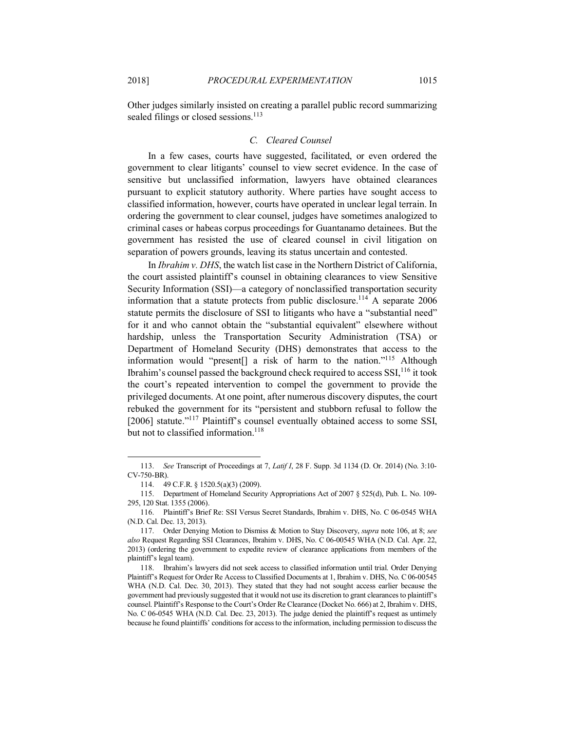Other judges similarly insisted on creating a parallel public record summarizing sealed filings or closed sessions.[113]

### *C. Cleared Counsel*

In a few cases, courts have suggested, facilitated, or even ordered the government to clear litigants' counsel to view secret evidence. In the case of sensitive but unclassified information, lawyers have obtained clearances pursuant to explicit statutory authority. Where parties have sought access to classified information, however, courts have operated in unclear legal terrain. In ordering the government to clear counsel, judges have sometimes analogized to criminal cases or habeas corpus proceedings for Guantanamo detainees. But the government has resisted the use of cleared counsel in civil litigation on separation of powers grounds, leaving its status uncertain and contested.

In *Ibrahim v. DHS*, the watch list case in the Northern District of California, the court assisted plaintiff's counsel in obtaining clearances to view Sensitive Security Information (SSI)—a category of nonclassified transportation security information that a statute protects from public disclosure.[114] A separate 2006 statute permits the disclosure of SSI to litigants who have a "substantial need" for it and who cannot obtain the "substantial equivalent" elsewhere without hardship, unless the Transportation Security Administration (TSA) or Department of Homeland Security (DHS) demonstrates that access to the information would "present[] a risk of harm to the nation."[115] Although Ibrahim's counsel passed the background check required to access SSI,[116] it took the court's repeated intervention to compel the government to provide the privileged documents. At one point, after numerous discovery disputes, the court rebuked the government for its "persistent and stubborn refusal to follow the [2006] statute."[117] Plaintiff's counsel eventually obtained access to some SSI, but not to classified information.[118]

---

113. *See* Transcript of Proceedings at 7, *Latif I*, 28 F. Supp. 3d 1134 (D. Or. 2014) (No. 3:10-CV-750-BR).

114. 49 C.F.R. § 1520.5(a)(3) (2009).

115. Department of Homeland Security Appropriations Act of 2007 § 525(d), Pub. L. No. 109-295, 120 Stat. 1355 (2006).

116. Plaintiff's Brief Re: SSI Versus Secret Standards, Ibrahim v. DHS, No. C 06-0545 WHA (N.D. Cal. Dec. 13, 2013).

117. Order Denying Motion to Dismiss & Motion to Stay Discovery, *supra* note 106, at 8; *see also* Request Regarding SSI Clearances, Ibrahim v. DHS, No. C 06-00545 WHA (N.D. Cal. Apr. 22, 2013) (ordering the government to expedite review of clearance applications from members of the plaintiff's legal team).

118. Ibrahim's lawyers did not seek access to classified information until trial. Order Denying Plaintiff's Request for Order Re Access to Classified Documents at 1, Ibrahim v. DHS, No. C 06-00545 WHA (N.D. Cal. Dec. 30, 2013). They stated that they had not sought access earlier because the government had previously suggested that it would not use its discretion to grant clearances to plaintiff's counsel. Plaintiff's Response to the Court's Order Re Clearance (Docket No. 666) at 2, Ibrahim v. DHS, No. C 06-0545 WHA (N.D. Cal. Dec. 23, 2013). The judge denied the plaintiff's request as untimely because he found plaintiffs' conditions for access to the information, including permission to discuss the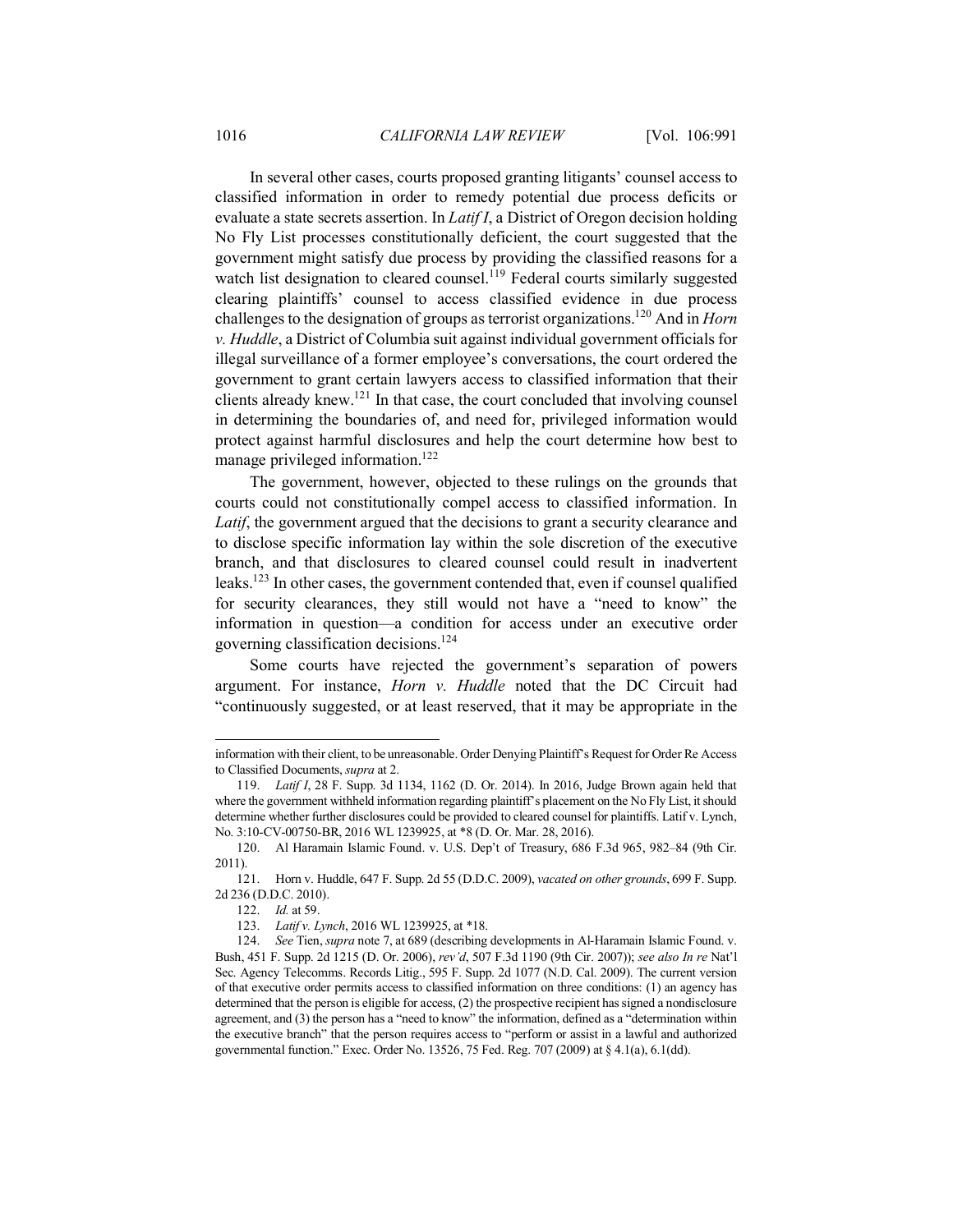In several other cases, courts proposed granting litigants' counsel access to classified information in order to remedy potential due process deficits or evaluate a state secrets assertion. In *Latif I*, a District of Oregon decision holding No Fly List processes constitutionally deficient, the court suggested that the government might satisfy due process by providing the classified reasons for a watch list designation to cleared counsel.[119] Federal courts similarly suggested clearing plaintiffs' counsel to access classified evidence in due process challenges to the designation of groups as terrorist organizations.[120] And in *Horn v. Huddle*, a District of Columbia suit against individual government officials for illegal surveillance of a former employee's conversations, the court ordered the government to grant certain lawyers access to classified information that their clients already knew.[121] In that case, the court concluded that involving counsel in determining the boundaries of, and need for, privileged information would protect against harmful disclosures and help the court determine how best to manage privileged information.[122]

The government, however, objected to these rulings on the grounds that courts could not constitutionally compel access to classified information. In *Latif*, the government argued that the decisions to grant a security clearance and to disclose specific information lay within the sole discretion of the executive branch, and that disclosures to cleared counsel could result in inadvertent leaks.[123] In other cases, the government contended that, even if counsel qualified for security clearances, they still would not have a "need to know" the information in question—a condition for access under an executive order governing classification decisions.[124]

Some courts have rejected the government's separation of powers argument. For instance, *Horn v. Huddle* noted that the DC Circuit had "continuously suggested, or at least reserved, that it may be appropriate in the

---

information with their client, to be unreasonable. Order Denying Plaintiff's Request for Order Re Access to Classified Documents, *supra* at 2.

119. *Latif I*, 28 F. Supp. 3d 1134, 1162 (D. Or. 2014). In 2016, Judge Brown again held that where the government withheld information regarding plaintiff's placement on the No Fly List, it should determine whether further disclosures could be provided to cleared counsel for plaintiffs. Latif v. Lynch, No. 3:10-CV-00750-BR, 2016 WL 1239925, at *8 (D. Or. Mar. 28, 2016).

120. Al Haramain Islamic Found. v. U.S. Dep't of Treasury, 686 F.3d 965, 982–84 (9th Cir. 2011).

121. Horn v. Huddle, 647 F. Supp. 2d 55 (D.D.C. 2009), *vacated on other grounds*, 699 F. Supp. 2d 236 (D.D.C. 2010).

122. *Id.* at 59.

123. *Latif v. Lynch*, 2016 WL 1239925, at *18.

124. *See* Tien, *supra* note 7, at 689 (describing developments in Al-Haramain Islamic Found. v. Bush, 451 F. Supp. 2d 1215 (D. Or. 2006), *rev'd*, 507 F.3d 1190 (9th Cir. 2007)); *see also In re* Nat'l Sec. Agency Telecomms. Records Litig., 595 F. Supp. 2d 1077 (N.D. Cal. 2009). The current version of that executive order permits access to classified information on three conditions: (1) an agency has determined that the person is eligible for access, (2) the prospective recipient has signed a nondisclosure agreement, and (3) the person has a "need to know" the information, defined as a "determination within the executive branch" that the person requires access to "perform or assist in a lawful and authorized governmental function." Exec. Order No. 13526, 75 Fed. Reg. 707 (2009) at § 4.1(a), 6.1(dd).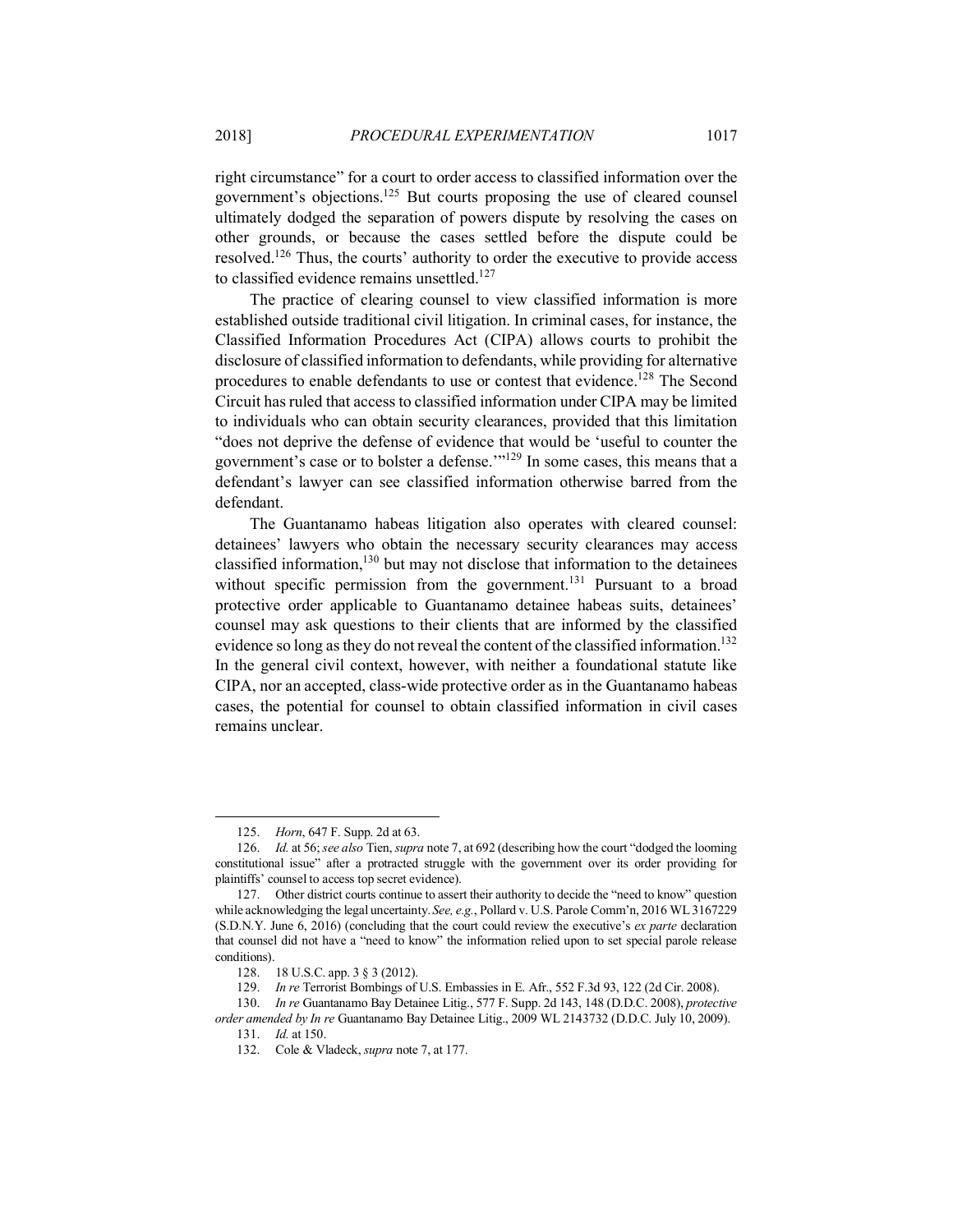right circumstance" for a court to order access to classified information over the government's objections.[125] But courts proposing the use of cleared counsel ultimately dodged the separation of powers dispute by resolving the cases on other grounds, or because the cases settled before the dispute could be resolved.[126] Thus, the courts' authority to order the executive to provide access to classified evidence remains unsettled.[127]

The practice of clearing counsel to view classified information is more established outside traditional civil litigation. In criminal cases, for instance, the Classified Information Procedures Act (CIPA) allows courts to prohibit the disclosure of classified information to defendants, while providing for alternative procedures to enable defendants to use or contest that evidence.[128] The Second Circuit has ruled that access to classified information under CIPA may be limited to individuals who can obtain security clearances, provided that this limitation "does not deprive the defense of evidence that would be 'useful to counter the government's case or to bolster a defense.'"[129] In some cases, this means that a defendant's lawyer can see classified information otherwise barred from the defendant.

The Guantanamo habeas litigation also operates with cleared counsel: detainees' lawyers who obtain the necessary security clearances may access classified information,[130] but may not disclose that information to the detainees without specific permission from the government.[131] Pursuant to a broad protective order applicable to Guantanamo detainee habeas suits, detainees' counsel may ask questions to their clients that are informed by the classified evidence so long as they do not reveal the content of the classified information.[132] In the general civil context, however, with neither a foundational statute like CIPA, nor an accepted, class-wide protective order as in the Guantanamo habeas cases, the potential for counsel to obtain classified information in civil cases remains unclear.

---

125. *Horn*, 647 F. Supp. 2d at 63.

126. *Id.* at 56; *see also* Tien, *supra* note 7, at 692 (describing how the court "dodged the looming constitutional issue" after a protracted struggle with the government over its order providing for plaintiffs' counsel to access top secret evidence).

127. Other district courts continue to assert their authority to decide the "need to know" question while acknowledging the legal uncertainty. *See, e.g.*, Pollard v. U.S. Parole Comm'n, 2016 WL 3167229 (S.D.N.Y. June 6, 2016) (concluding that the court could review the executive's *ex parte* declaration that counsel did not have a "need to know" the information relied upon to set special parole release conditions).

128. 18 U.S.C. app. 3 § 3 (2012).

129. *In re* Terrorist Bombings of U.S. Embassies in E. Afr., 552 F.3d 93, 122 (2d Cir. 2008).

130. *In re* Guantanamo Bay Detainee Litig., 577 F. Supp. 2d 143, 148 (D.D.C. 2008), *protective order amended by In re* Guantanamo Bay Detainee Litig., 2009 WL 2143732 (D.D.C. July 10, 2009).

131. *Id.* at 150.

132. Cole & Vladeck, *supra* note 7, at 177.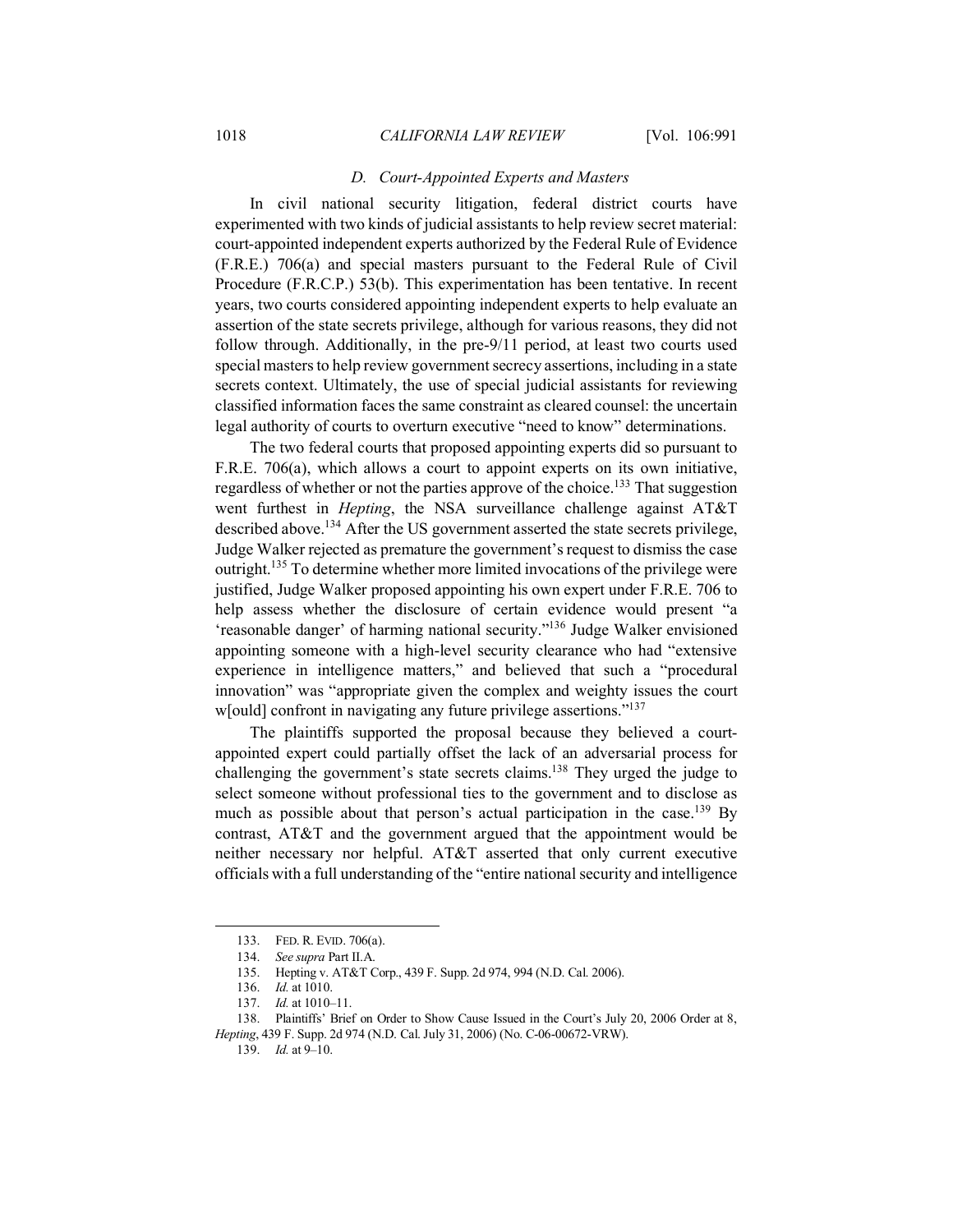### *D. Court-Appointed Experts and Masters*

In civil national security litigation, federal district courts have experimented with two kinds of judicial assistants to help review secret material: court-appointed independent experts authorized by the Federal Rule of Evidence (F.R.E.) 706(a) and special masters pursuant to the Federal Rule of Civil Procedure (F.R.C.P.) 53(b). This experimentation has been tentative. In recent years, two courts considered appointing independent experts to help evaluate an assertion of the state secrets privilege, although for various reasons, they did not follow through. Additionally, in the pre-9/11 period, at least two courts used special masters to help review government secrecy assertions, including in a state secrets context. Ultimately, the use of special judicial assistants for reviewing classified information faces the same constraint as cleared counsel: the uncertain legal authority of courts to overturn executive "need to know" determinations.

The two federal courts that proposed appointing experts did so pursuant to F.R.E. 706(a), which allows a court to appoint experts on its own initiative, regardless of whether or not the parties approve of the choice.[133] That suggestion went furthest in *Hepting*, the NSA surveillance challenge against AT&T described above.[134] After the US government asserted the state secrets privilege, Judge Walker rejected as premature the government's request to dismiss the case outright.[135] To determine whether more limited invocations of the privilege were justified, Judge Walker proposed appointing his own expert under F.R.E. 706 to help assess whether the disclosure of certain evidence would present "a 'reasonable danger' of harming national security."[136] Judge Walker envisioned appointing someone with a high-level security clearance who had "extensive experience in intelligence matters," and believed that such a "procedural innovation" was "appropriate given the complex and weighty issues the court w[ould] confront in navigating any future privilege assertions."[137]

The plaintiffs supported the proposal because they believed a court-appointed expert could partially offset the lack of an adversarial process for challenging the government's state secrets claims.[138] They urged the judge to select someone without professional ties to the government and to disclose as much as possible about that person's actual participation in the case.[139] By contrast, AT&T and the government argued that the appointment would be neither necessary nor helpful. AT&T asserted that only current executive officials with a full understanding of the "entire national security and intelligence

---

133. FED. R. EVID. 706(a).

134. *See supra* Part II.A.

135. Hepting v. AT&T Corp., 439 F. Supp. 2d 974, 994 (N.D. Cal. 2006).

136. *Id.* at 1010.

137. *Id.* at 1010–11.

138. Plaintiffs' Brief on Order to Show Cause Issued in the Court's July 20, 2006 Order at 8, *Hepting*, 439 F. Supp. 2d 974 (N.D. Cal. July 31, 2006) (No. C-06-00672-VRW).

139. *Id.* at 9–10.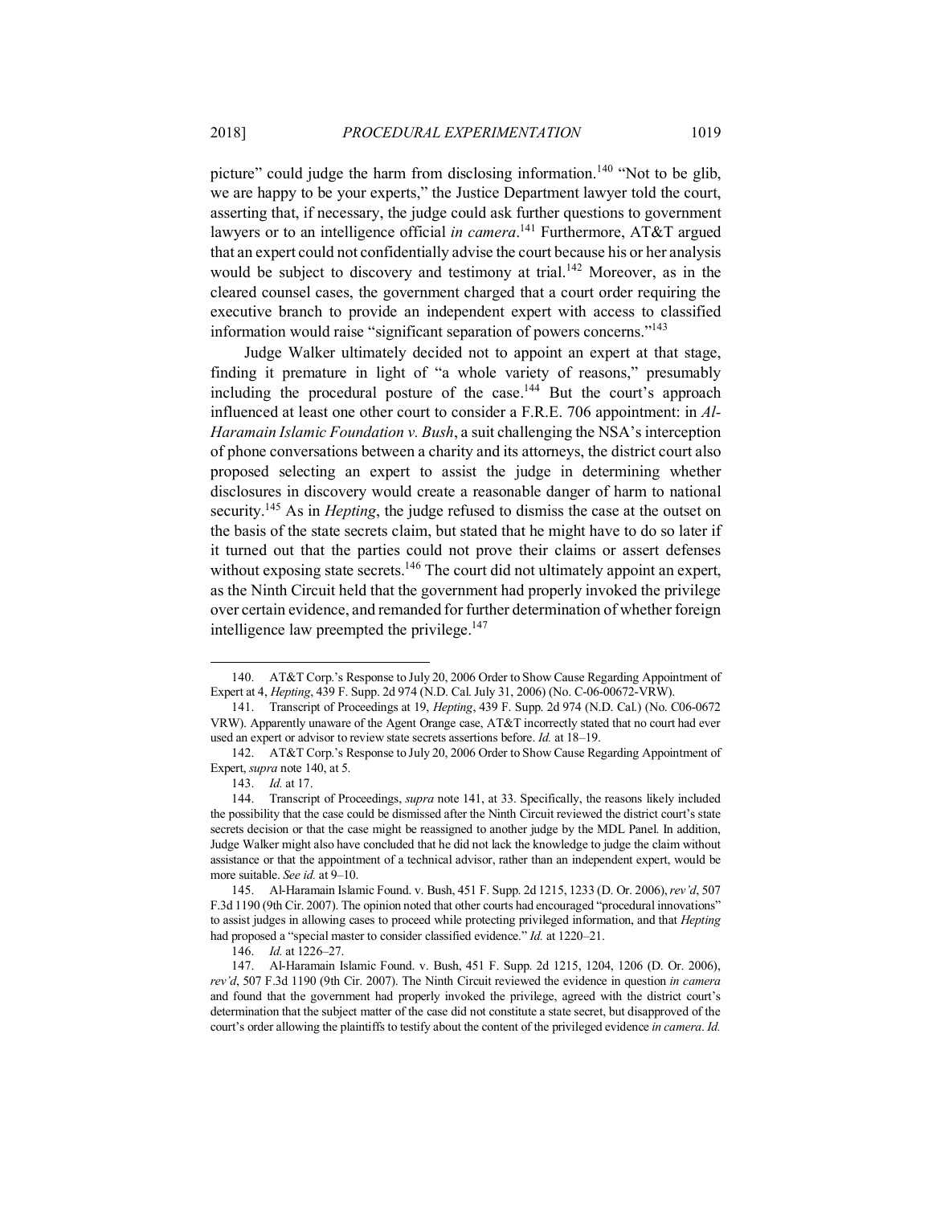picture" could judge the harm from disclosing information.[140] "Not to be glib, we are happy to be your experts," the Justice Department lawyer told the court, asserting that, if necessary, the judge could ask further questions to government lawyers or to an intelligence official *in camera*.[141] Furthermore, AT&T argued that an expert could not confidentially advise the court because his or her analysis would be subject to discovery and testimony at trial.[142] Moreover, as in the cleared counsel cases, the government charged that a court order requiring the executive branch to provide an independent expert with access to classified information would raise "significant separation of powers concerns."[143]

Judge Walker ultimately decided not to appoint an expert at that stage, finding it premature in light of "a whole variety of reasons," presumably including the procedural posture of the case.[144] But the court's approach influenced at least one other court to consider a F.R.E. 706 appointment: in *Al-Haramain Islamic Foundation v. Bush*, a suit challenging the NSA's interception of phone conversations between a charity and its attorneys, the district court also proposed selecting an expert to assist the judge in determining whether disclosures in discovery would create a reasonable danger of harm to national security.[145] As in *Hepting*, the judge refused to dismiss the case at the outset on the basis of the state secrets claim, but stated that he might have to do so later if it turned out that the parties could not prove their claims or assert defenses without exposing state secrets.[146] The court did not ultimately appoint an expert, as the Ninth Circuit held that the government had properly invoked the privilege over certain evidence, and remanded for further determination of whether foreign intelligence law preempted the privilege.[147]

---

140. AT&T Corp.'s Response to July 20, 2006 Order to Show Cause Regarding Appointment of Expert at 4, *Hepting*, 439 F. Supp. 2d 974 (N.D. Cal. July 31, 2006) (No. C-06-00672-VRW).

141. Transcript of Proceedings at 19, *Hepting*, 439 F. Supp. 2d 974 (N.D. Cal.) (No. C06-0672 VRW). Apparently unaware of the Agent Orange case, AT&T incorrectly stated that no court had ever used an expert or advisor to review state secrets assertions before. *Id.* at 18–19.

142. AT&T Corp.'s Response to July 20, 2006 Order to Show Cause Regarding Appointment of Expert, *supra* note 140, at 5.

143. *Id.* at 17.

144. Transcript of Proceedings, *supra* note 141, at 33. Specifically, the reasons likely included the possibility that the case could be dismissed after the Ninth Circuit reviewed the district court's state secrets decision or that the case might be reassigned to another judge by the MDL Panel. In addition, Judge Walker might also have concluded that he did not lack the knowledge to judge the claim without assistance or that the appointment of a technical advisor, rather than an independent expert, would be more suitable. *See id.* at 9–10.

145. Al-Haramain Islamic Found. v. Bush, 451 F. Supp. 2d 1215, 1233 (D. Or. 2006), *rev'd*, 507 F.3d 1190 (9th Cir. 2007). The opinion noted that other courts had encouraged "procedural innovations" to assist judges in allowing cases to proceed while protecting privileged information, and that *Hepting* had proposed a "special master to consider classified evidence." *Id.* at 1220–21.

146. *Id.* at 1226–27.

147. Al-Haramain Islamic Found. v. Bush, 451 F. Supp. 2d 1215, 1204, 1206 (D. Or. 2006), *rev'd*, 507 F.3d 1190 (9th Cir. 2007). The Ninth Circuit reviewed the evidence in question *in camera* and found that the government had properly invoked the privilege, agreed with the district court's determination that the subject matter of the case did not constitute a state secret, but disapproved of the court's order allowing the plaintiffs to testify about the content of the privileged evidence *in camera*. *Id.*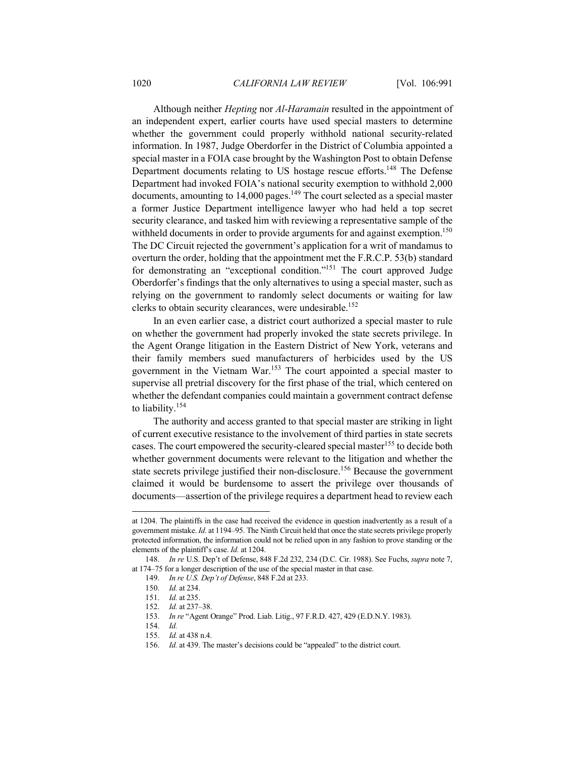Although neither *Hepting* nor *Al-Haramain* resulted in the appointment of an independent expert, earlier courts have used special masters to determine whether the government could properly withhold national security-related information. In 1987, Judge Oberdorfer in the District of Columbia appointed a special master in a FOIA case brought by the Washington Post to obtain Defense Department documents relating to US hostage rescue efforts.[148] The Defense Department had invoked FOIA's national security exemption to withhold 2,000 documents, amounting to 14,000 pages.[149] The court selected as a special master a former Justice Department intelligence lawyer who had held a top secret security clearance, and tasked him with reviewing a representative sample of the withheld documents in order to provide arguments for and against exemption.[150] The DC Circuit rejected the government's application for a writ of mandamus to overturn the order, holding that the appointment met the F.R.C.P. 53(b) standard for demonstrating an "exceptional condition."[151] The court approved Judge Oberdorfer's findings that the only alternatives to using a special master, such as relying on the government to randomly select documents or waiting for law clerks to obtain security clearances, were undesirable.[152]

In an even earlier case, a district court authorized a special master to rule on whether the government had properly invoked the state secrets privilege. In the Agent Orange litigation in the Eastern District of New York, veterans and their family members sued manufacturers of herbicides used by the US government in the Vietnam War.[153] The court appointed a special master to supervise all pretrial discovery for the first phase of the trial, which centered on whether the defendant companies could maintain a government contract defense to liability.[154]

The authority and access granted to that special master are striking in light of current executive resistance to the involvement of third parties in state secrets cases. The court empowered the security-cleared special master[155] to decide both whether government documents were relevant to the litigation and whether the state secrets privilege justified their non-disclosure.[156] Because the government claimed it would be burdensome to assert the privilege over thousands of documents—assertion of the privilege requires a department head to review each

---

at 1204. The plaintiffs in the case had received the evidence in question inadvertently as a result of a government mistake. *Id.* at 1194–95. The Ninth Circuit held that once the state secrets privilege properly protected information, the information could not be relied upon in any fashion to prove standing or the elements of the plaintiff's case. *Id.* at 1204.

148. *In re* U.S. Dep't of Defense, 848 F.2d 232, 234 (D.C. Cir. 1988). See Fuchs, *supra* note 7, at 174–75 for a longer description of the use of the special master in that case.

149. *In re U.S. Dep't of Defense*, 848 F.2d at 233.

150. *Id.* at 234.

151. *Id.* at 235.

152. *Id.* at 237–38.

153. *In re* "Agent Orange" Prod. Liab. Litig., 97 F.R.D. 427, 429 (E.D.N.Y. 1983).

154. *Id.*

155. *Id.* at 438 n.4.

156. *Id.* at 439. The master's decisions could be "appealed" to the district court.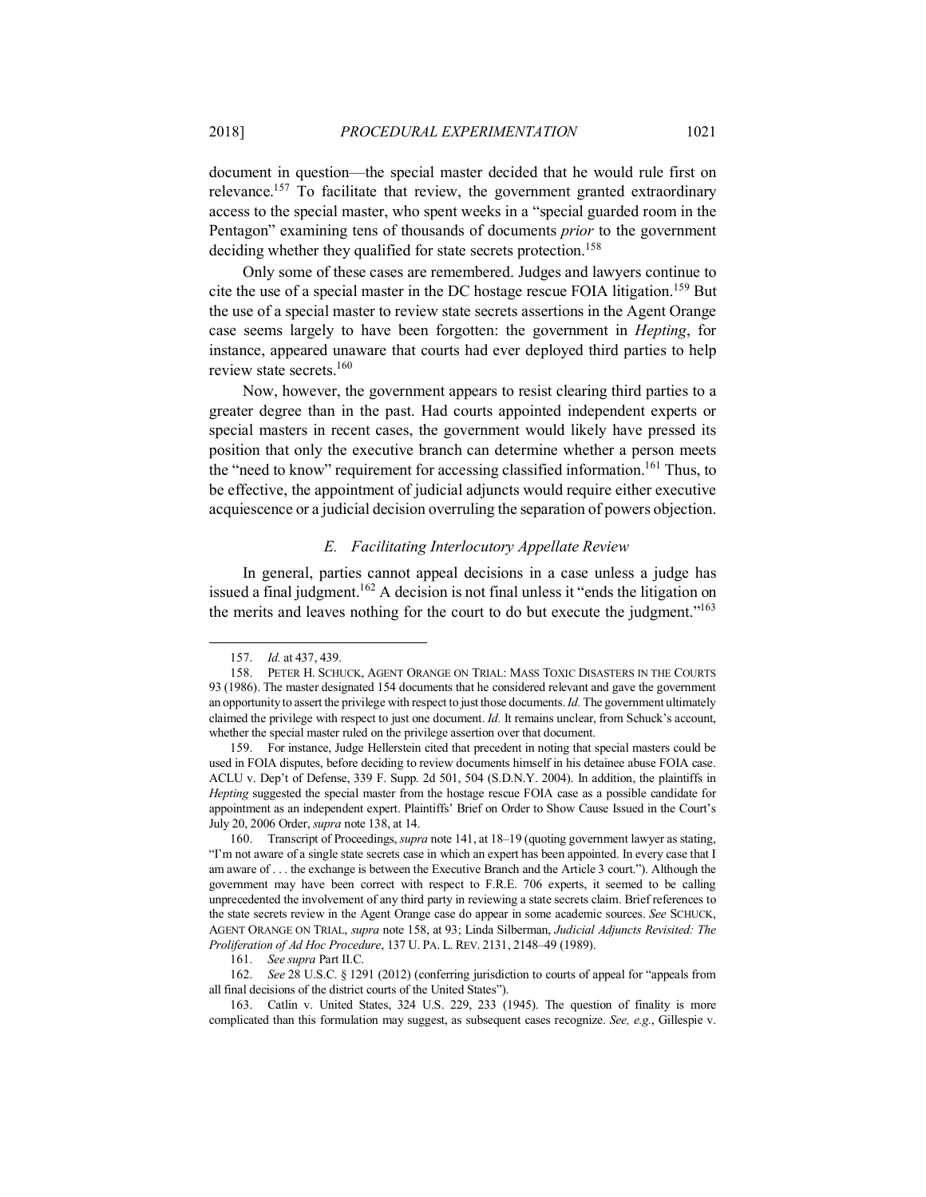document in question—the special master decided that he would rule first on relevance.[157] To facilitate that review, the government granted extraordinary access to the special master, who spent weeks in a "special guarded room in the Pentagon" examining tens of thousands of documents *prior* to the government deciding whether they qualified for state secrets protection.[158]

Only some of these cases are remembered. Judges and lawyers continue to cite the use of a special master in the DC hostage rescue FOIA litigation.[159] But the use of a special master to review state secrets assertions in the Agent Orange case seems largely to have been forgotten: the government in *Hepting*, for instance, appeared unaware that courts had ever deployed third parties to help review state secrets.[160]

Now, however, the government appears to resist clearing third parties to a greater degree than in the past. Had courts appointed independent experts or special masters in recent cases, the government would likely have pressed its position that only the executive branch can determine whether a person meets the "need to know" requirement for accessing classified information.[161] Thus, to be effective, the appointment of judicial adjuncts would require either executive acquiescence or a judicial decision overruling the separation of powers objection.

### *E. Facilitating Interlocutory Appellate Review*

In general, parties cannot appeal decisions in a case unless a judge has issued a final judgment.[162] A decision is not final unless it "ends the litigation on the merits and leaves nothing for the court to do but execute the judgment."[163]

---

157. *Id.* at 437, 439.

158. PETER H. SCHUCK, AGENT ORANGE ON TRIAL: MASS TOXIC DISASTERS IN THE COURTS 93 (1986). The master designated 154 documents that he considered relevant and gave the government an opportunity to assert the privilege with respect to just those documents. *Id.* The government ultimately claimed the privilege with respect to just one document. *Id.* It remains unclear, from Schuck's account, whether the special master ruled on the privilege assertion over that document.

159. For instance, Judge Hellerstein cited that precedent in noting that special masters could be used in FOIA disputes, before deciding to review documents himself in his detainee abuse FOIA case. ACLU v. Dep't of Defense, 339 F. Supp. 2d 501, 504 (S.D.N.Y. 2004). In addition, the plaintiffs in *Hepting* suggested the special master from the hostage rescue FOIA case as a possible candidate for appointment as an independent expert. Plaintiffs' Brief on Order to Show Cause Issued in the Court's July 20, 2006 Order, *supra* note 138, at 14.

160. Transcript of Proceedings, *supra* note 141, at 18–19 (quoting government lawyer as stating, "I'm not aware of a single state secrets case in which an expert has been appointed. In every case that I am aware of . . . the exchange is between the Executive Branch and the Article 3 court."). Although the government may have been correct with respect to F.R.E. 706 experts, it seemed to be calling unprecedented the involvement of any third party in reviewing a state secrets claim. Brief references to the state secrets review in the Agent Orange case do appear in some academic sources. *See* SCHUCK, AGENT ORANGE ON TRIAL, *supra* note 158, at 93; Linda Silberman, *Judicial Adjuncts Revisited: The Proliferation of Ad Hoc Procedure*, 137 U. PA. L. REV. 2131, 2148–49 (1989).

161. *See supra* Part II.C.

162. *See* 28 U.S.C. § 1291 (2012) (conferring jurisdiction to courts of appeal for "appeals from all final decisions of the district courts of the United States").

163. Catlin v. United States, 324 U.S. 229, 233 (1945). The question of finality is more complicated than this formulation may suggest, as subsequent cases recognize. *See, e.g.*, Gillespie v.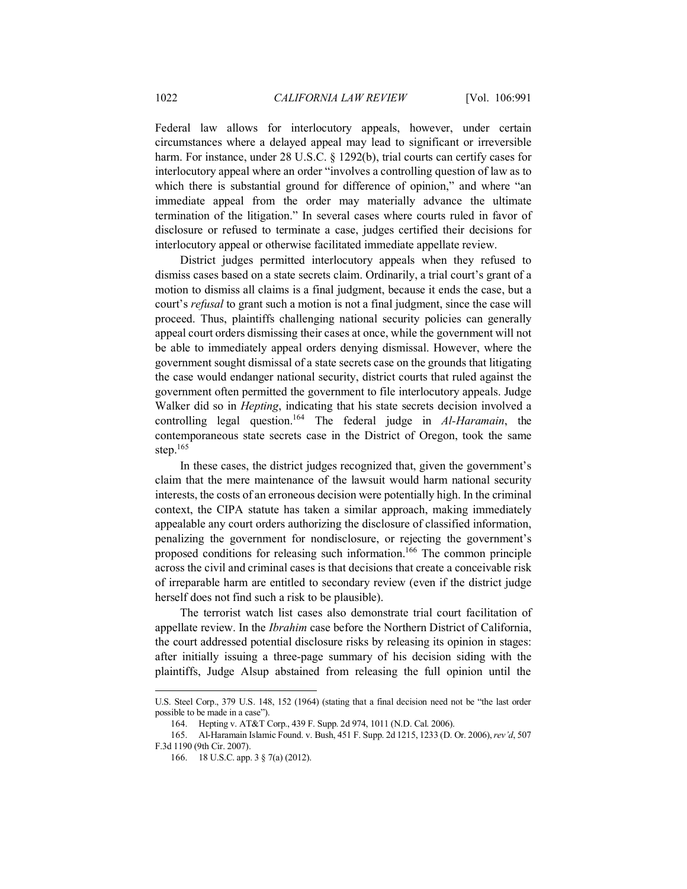Federal law allows for interlocutory appeals, however, under certain circumstances where a delayed appeal may lead to significant or irreversible harm. For instance, under 28 U.S.C. § 1292(b), trial courts can certify cases for interlocutory appeal where an order "involves a controlling question of law as to which there is substantial ground for difference of opinion," and where "an immediate appeal from the order may materially advance the ultimate termination of the litigation." In several cases where courts ruled in favor of disclosure or refused to terminate a case, judges certified their decisions for interlocutory appeal or otherwise facilitated immediate appellate review.

District judges permitted interlocutory appeals when they refused to dismiss cases based on a state secrets claim. Ordinarily, a trial court's grant of a motion to dismiss all claims is a final judgment, because it ends the case, but a court's *refusal* to grant such a motion is not a final judgment, since the case will proceed. Thus, plaintiffs challenging national security policies can generally appeal court orders dismissing their cases at once, while the government will not be able to immediately appeal orders denying dismissal. However, where the government sought dismissal of a state secrets case on the grounds that litigating the case would endanger national security, district courts that ruled against the government often permitted the government to file interlocutory appeals. Judge Walker did so in *Hepting*, indicating that his state secrets decision involved a controlling legal question.[164] The federal judge in *Al-Haramain*, the contemporaneous state secrets case in the District of Oregon, took the same step.[165]

In these cases, the district judges recognized that, given the government's claim that the mere maintenance of the lawsuit would harm national security interests, the costs of an erroneous decision were potentially high. In the criminal context, the CIPA statute has taken a similar approach, making immediately appealable any court orders authorizing the disclosure of classified information, penalizing the government for nondisclosure, or rejecting the government's proposed conditions for releasing such information.[166] The common principle across the civil and criminal cases is that decisions that create a conceivable risk of irreparable harm are entitled to secondary review (even if the district judge herself does not find such a risk to be plausible).

The terrorist watch list cases also demonstrate trial court facilitation of appellate review. In the *Ibrahim* case before the Northern District of California, the court addressed potential disclosure risks by releasing its opinion in stages: after initially issuing a three-page summary of his decision siding with the plaintiffs, Judge Alsup abstained from releasing the full opinion until the

---

U.S. Steel Corp., 379 U.S. 148, 152 (1964) (stating that a final decision need not be "the last order possible to be made in a case").

164. Hepting v. AT&T Corp., 439 F. Supp. 2d 974, 1011 (N.D. Cal. 2006).

165. Al-Haramain Islamic Found. v. Bush, 451 F. Supp. 2d 1215, 1233 (D. Or. 2006), *rev'd*, 507 F.3d 1190 (9th Cir. 2007).

166. 18 U.S.C. app. 3 § 7(a) (2012).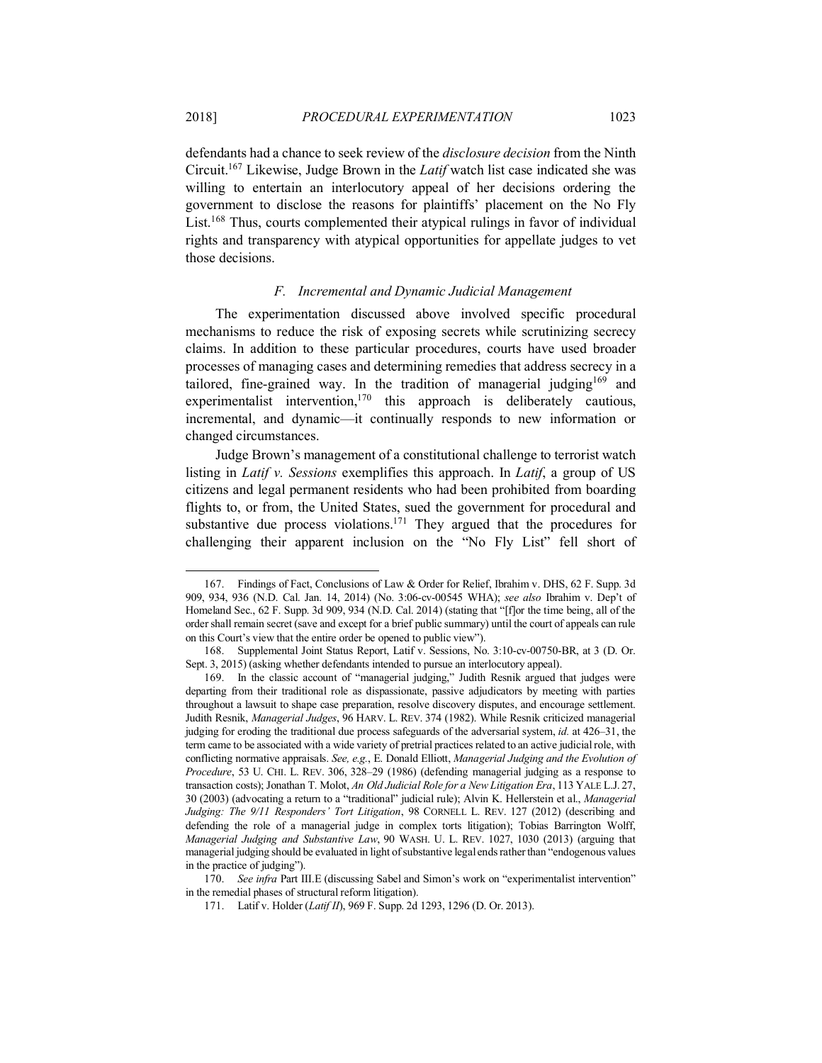defendants had a chance to seek review of the *disclosure decision* from the Ninth Circuit.[167] Likewise, Judge Brown in the *Latif* watch list case indicated she was willing to entertain an interlocutory appeal of her decisions ordering the government to disclose the reasons for plaintiffs' placement on the No Fly List.[168] Thus, courts complemented their atypical rulings in favor of individual rights and transparency with atypical opportunities for appellate judges to vet those decisions.

### *F. Incremental and Dynamic Judicial Management*

The experimentation discussed above involved specific procedural mechanisms to reduce the risk of exposing secrets while scrutinizing secrecy claims. In addition to these particular procedures, courts have used broader processes of managing cases and determining remedies that address secrecy in a tailored, fine-grained way. In the tradition of managerial judging[169] and experimentalist intervention,[170] this approach is deliberately cautious, incremental, and dynamic—it continually responds to new information or changed circumstances.

Judge Brown's management of a constitutional challenge to terrorist watch listing in *Latif v. Sessions* exemplifies this approach. In *Latif*, a group of US citizens and legal permanent residents who had been prohibited from boarding flights to, or from, the United States, sued the government for procedural and substantive due process violations.[171] They argued that the procedures for challenging their apparent inclusion on the "No Fly List" fell short of

---

167. Findings of Fact, Conclusions of Law & Order for Relief, Ibrahim v. DHS, 62 F. Supp. 3d 909, 934, 936 (N.D. Cal. Jan. 14, 2014) (No. 3:06-cv-00545 WHA); *see also* Ibrahim v. Dep't of Homeland Sec., 62 F. Supp. 3d 909, 934 (N.D. Cal. 2014) (stating that "[f]or the time being, all of the order shall remain secret (save and except for a brief public summary) until the court of appeals can rule on this Court's view that the entire order be opened to public view").

168. Supplemental Joint Status Report, Latif v. Sessions, No. 3:10-cv-00750-BR, at 3 (D. Or. Sept. 3, 2015) (asking whether defendants intended to pursue an interlocutory appeal).

169. In the classic account of "managerial judging," Judith Resnik argued that judges were departing from their traditional role as dispassionate, passive adjudicators by meeting with parties throughout a lawsuit to shape case preparation, resolve discovery disputes, and encourage settlement. Judith Resnik, *Managerial Judges*, 96 HARV. L. REV. 374 (1982). While Resnik criticized managerial judging for eroding the traditional due process safeguards of the adversarial system, *id.* at 426–31, the term came to be associated with a wide variety of pretrial practices related to an active judicial role, with conflicting normative appraisals. *See, e.g.*, E. Donald Elliott, *Managerial Judging and the Evolution of Procedure*, 53 U. CHI. L. REV. 306, 328–29 (1986) (defending managerial judging as a response to transaction costs); Jonathan T. Molot, *An Old Judicial Role for a New Litigation Era*, 113 YALE L.J. 27, 30 (2003) (advocating a return to a "traditional" judicial rule); Alvin K. Hellerstein et al., *Managerial Judging: The 9/11 Responders' Tort Litigation*, 98 CORNELL L. REV. 127 (2012) (describing and defending the role of a managerial judge in complex torts litigation); Tobias Barrington Wolff, *Managerial Judging and Substantive Law*, 90 WASH. U. L. REV. 1027, 1030 (2013) (arguing that managerial judging should be evaluated in light of substantive legal ends rather than "endogenous values in the practice of judging").

170. *See infra* Part III.E (discussing Sabel and Simon's work on "experimentalist intervention" in the remedial phases of structural reform litigation).

171. Latif v. Holder (*Latif II*), 969 F. Supp. 2d 1293, 1296 (D. Or. 2013).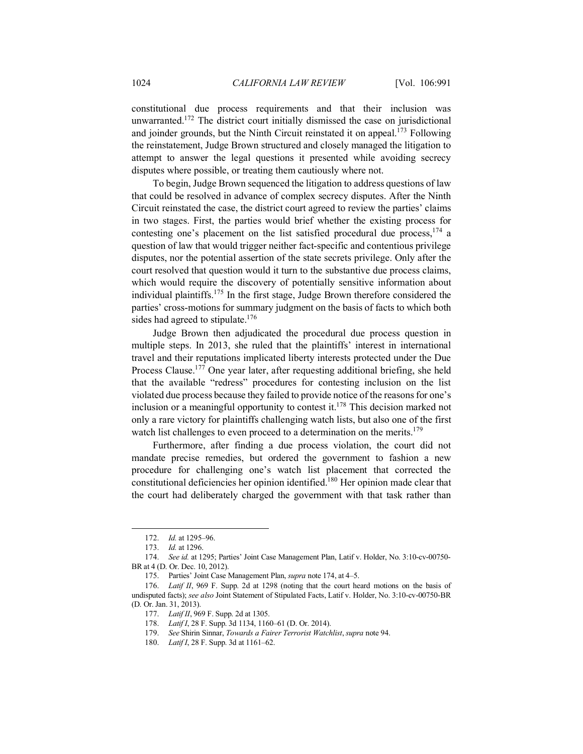constitutional due process requirements and that their inclusion was unwarranted.[172] The district court initially dismissed the case on jurisdictional and joinder grounds, but the Ninth Circuit reinstated it on appeal.[173] Following the reinstatement, Judge Brown structured and closely managed the litigation to attempt to answer the legal questions it presented while avoiding secrecy disputes where possible, or treating them cautiously where not.

To begin, Judge Brown sequenced the litigation to address questions of law that could be resolved in advance of complex secrecy disputes. After the Ninth Circuit reinstated the case, the district court agreed to review the parties' claims in two stages. First, the parties would brief whether the existing process for contesting one's placement on the list satisfied procedural due process,[174] a question of law that would trigger neither fact-specific and contentious privilege disputes, nor the potential assertion of the state secrets privilege. Only after the court resolved that question would it turn to the substantive due process claims, which would require the discovery of potentially sensitive information about individual plaintiffs.[175] In the first stage, Judge Brown therefore considered the parties' cross-motions for summary judgment on the basis of facts to which both sides had agreed to stipulate.[176]

Judge Brown then adjudicated the procedural due process question in multiple steps. In 2013, she ruled that the plaintiffs' interest in international travel and their reputations implicated liberty interests protected under the Due Process Clause.[177] One year later, after requesting additional briefing, she held that the available "redress" procedures for contesting inclusion on the list violated due process because they failed to provide notice of the reasons for one's inclusion or a meaningful opportunity to contest it.[178] This decision marked not only a rare victory for plaintiffs challenging watch lists, but also one of the first watch list challenges to even proceed to a determination on the merits.[179]

Furthermore, after finding a due process violation, the court did not mandate precise remedies, but ordered the government to fashion a new procedure for challenging one's watch list placement that corrected the constitutional deficiencies her opinion identified.[180] Her opinion made clear that the court had deliberately charged the government with that task rather than

---

172. *Id.* at 1295–96.

173. *Id.* at 1296.

174. *See id.* at 1295; Parties' Joint Case Management Plan, Latif v. Holder, No. 3:10-cv-00750-BR at 4 (D. Or. Dec. 10, 2012).

175. Parties' Joint Case Management Plan, *supra* note 174, at 4–5.

176. *Latif II*, 969 F. Supp. 2d at 1298 (noting that the court heard motions on the basis of undisputed facts); *see also* Joint Statement of Stipulated Facts, Latif v. Holder, No. 3:10-cv-00750-BR (D. Or. Jan. 31, 2013).

177. *Latif II*, 969 F. Supp. 2d at 1305.

178. *Latif I*, 28 F. Supp. 3d 1134, 1160–61 (D. Or. 2014).

179. *See* Shirin Sinnar, *Towards a Fairer Terrorist Watchlist*, *supra* note 94.

180. *Latif I*, 28 F. Supp. 3d at 1161–62.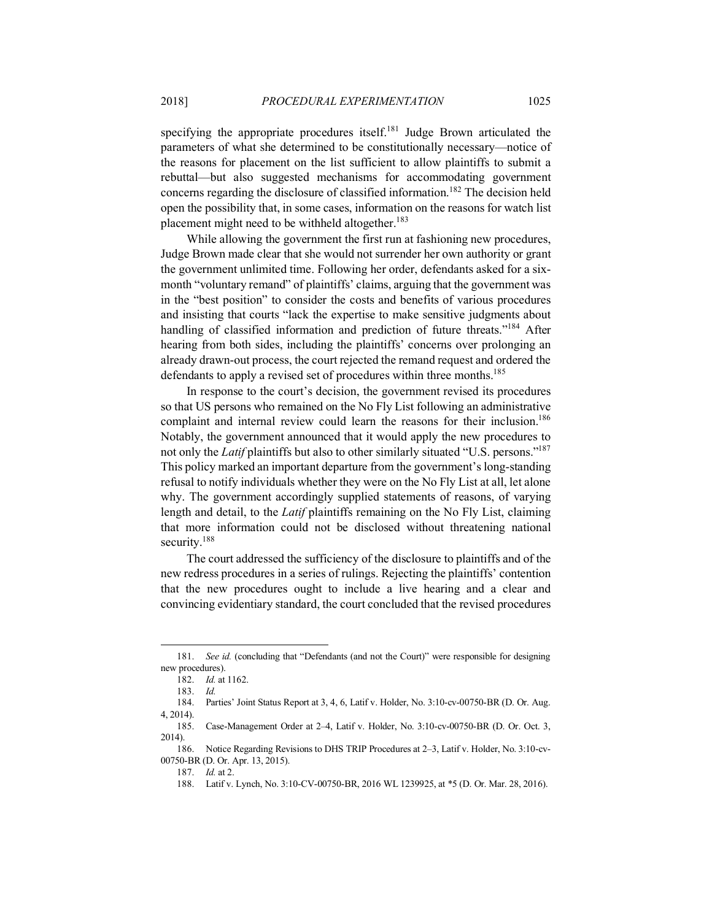specifying the appropriate procedures itself.[181] Judge Brown articulated the parameters of what she determined to be constitutionally necessary—notice of the reasons for placement on the list sufficient to allow plaintiffs to submit a rebuttal—but also suggested mechanisms for accommodating government concerns regarding the disclosure of classified information.[182] The decision held open the possibility that, in some cases, information on the reasons for watch list placement might need to be withheld altogether.[183]

While allowing the government the first run at fashioning new procedures, Judge Brown made clear that she would not surrender her own authority or grant the government unlimited time. Following her order, defendants asked for a six-month "voluntary remand" of plaintiffs' claims, arguing that the government was in the "best position" to consider the costs and benefits of various procedures and insisting that courts "lack the expertise to make sensitive judgments about handling of classified information and prediction of future threats."[184] After hearing from both sides, including the plaintiffs' concerns over prolonging an already drawn-out process, the court rejected the remand request and ordered the defendants to apply a revised set of procedures within three months.[185]

In response to the court's decision, the government revised its procedures so that US persons who remained on the No Fly List following an administrative complaint and internal review could learn the reasons for their inclusion.[186] Notably, the government announced that it would apply the new procedures to not only the *Latif* plaintiffs but also to other similarly situated "U.S. persons."[187] This policy marked an important departure from the government's long-standing refusal to notify individuals whether they were on the No Fly List at all, let alone why. The government accordingly supplied statements of reasons, of varying length and detail, to the *Latif* plaintiffs remaining on the No Fly List, claiming that more information could not be disclosed without threatening national security.[188]

The court addressed the sufficiency of the disclosure to plaintiffs and of the new redress procedures in a series of rulings. Rejecting the plaintiffs' contention that the new procedures ought to include a live hearing and a clear and convincing evidentiary standard, the court concluded that the revised procedures

---

181. *See id.* (concluding that "Defendants (and not the Court)" were responsible for designing new procedures).

182. *Id.* at 1162.

183. *Id.*

184. Parties' Joint Status Report at 3, 4, 6, Latif v. Holder, No. 3:10-cv-00750-BR (D. Or. Aug. 4, 2014).

185. Case-Management Order at 2–4, Latif v. Holder, No. 3:10-cv-00750-BR (D. Or. Oct. 3, 2014).

186. Notice Regarding Revisions to DHS TRIP Procedures at 2–3, Latif v. Holder, No. 3:10-cv-00750-BR (D. Or. Apr. 13, 2015).

187. *Id.* at 2.

188. Latif v. Lynch, No. 3:10-CV-00750-BR, 2016 WL 1239925, at *5 (D. Or. Mar. 28, 2016).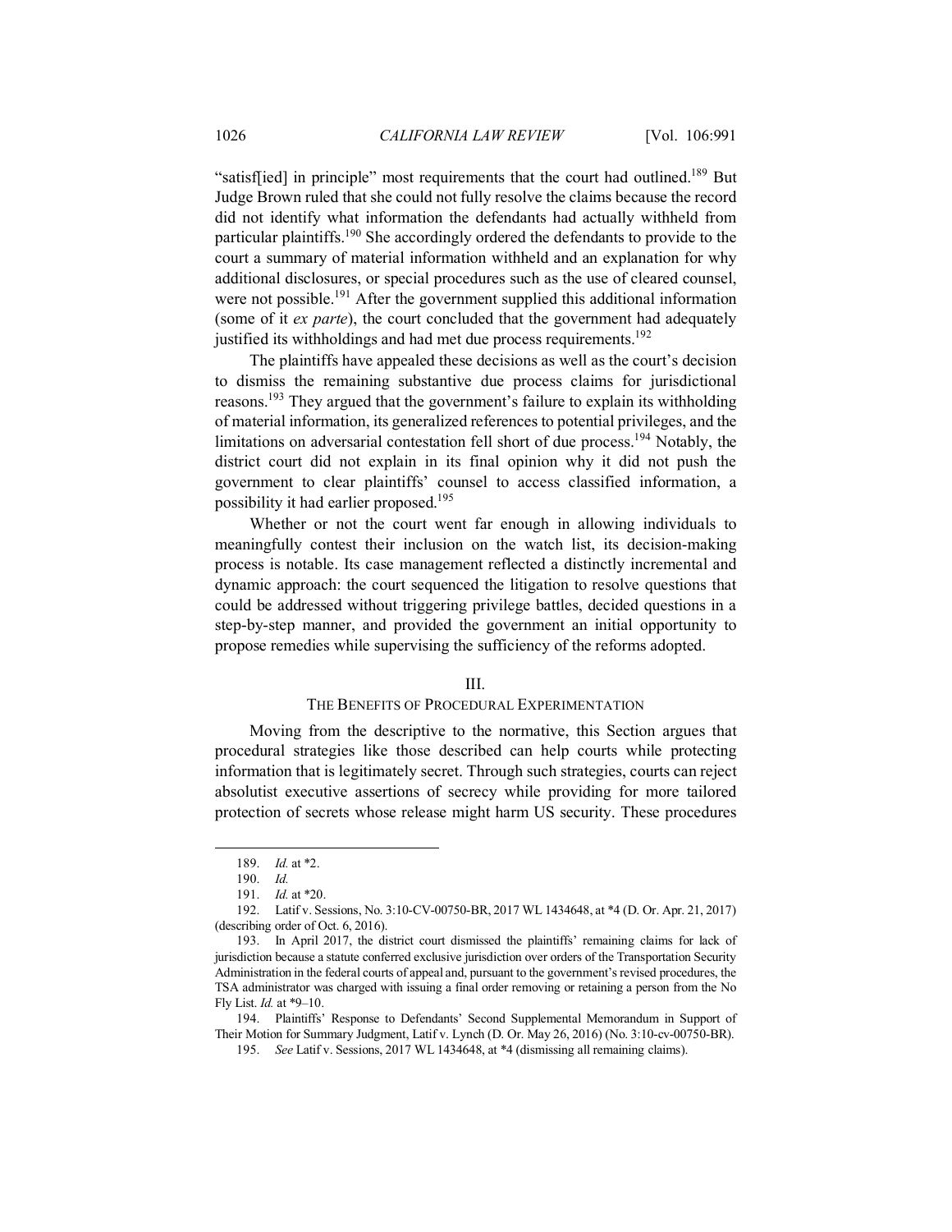"satisf[ied] in principle" most requirements that the court had outlined.[189] But Judge Brown ruled that she could not fully resolve the claims because the record did not identify what information the defendants had actually withheld from particular plaintiffs.[190] She accordingly ordered the defendants to provide to the court a summary of material information withheld and an explanation for why additional disclosures, or special procedures such as the use of cleared counsel, were not possible.[191] After the government supplied this additional information (some of it *ex parte*), the court concluded that the government had adequately justified its withholdings and had met due process requirements.[192]

The plaintiffs have appealed these decisions as well as the court's decision to dismiss the remaining substantive due process claims for jurisdictional reasons.[193] They argued that the government's failure to explain its withholding of material information, its generalized references to potential privileges, and the limitations on adversarial contestation fell short of due process.[194] Notably, the district court did not explain in its final opinion why it did not push the government to clear plaintiffs' counsel to access classified information, a possibility it had earlier proposed.[195]

Whether or not the court went far enough in allowing individuals to meaningfully contest their inclusion on the watch list, its decision-making process is notable. Its case management reflected a distinctly incremental and dynamic approach: the court sequenced the litigation to resolve questions that could be addressed without triggering privilege battles, decided questions in a step-by-step manner, and provided the government an initial opportunity to propose remedies while supervising the sufficiency of the reforms adopted.

## III.
## THE BENEFITS OF PROCEDURAL EXPERIMENTATION

Moving from the descriptive to the normative, this Section argues that procedural strategies like those described can help courts while protecting information that is legitimately secret. Through such strategies, courts can reject absolutist executive assertions of secrecy while providing for more tailored protection of secrets whose release might harm US security. These procedures

---

189. *Id.* at *2.

190. *Id.*

191. *Id.* at *20.

192. Latif v. Sessions, No. 3:10-CV-00750-BR, 2017 WL 1434648, at *4 (D. Or. Apr. 21, 2017) (describing order of Oct. 6, 2016).

193. In April 2017, the district court dismissed the plaintiffs' remaining claims for lack of jurisdiction because a statute conferred exclusive jurisdiction over orders of the Transportation Security Administration in the federal courts of appeal and, pursuant to the government's revised procedures, the TSA administrator was charged with issuing a final order removing or retaining a person from the No Fly List. *Id.* at *9–10.

194. Plaintiffs' Response to Defendants' Second Supplemental Memorandum in Support of Their Motion for Summary Judgment, Latif v. Lynch (D. Or. May 26, 2016) (No. 3:10-cv-00750-BR).

195. *See* Latif v. Sessions, 2017 WL 1434648, at *4 (dismissing all remaining claims).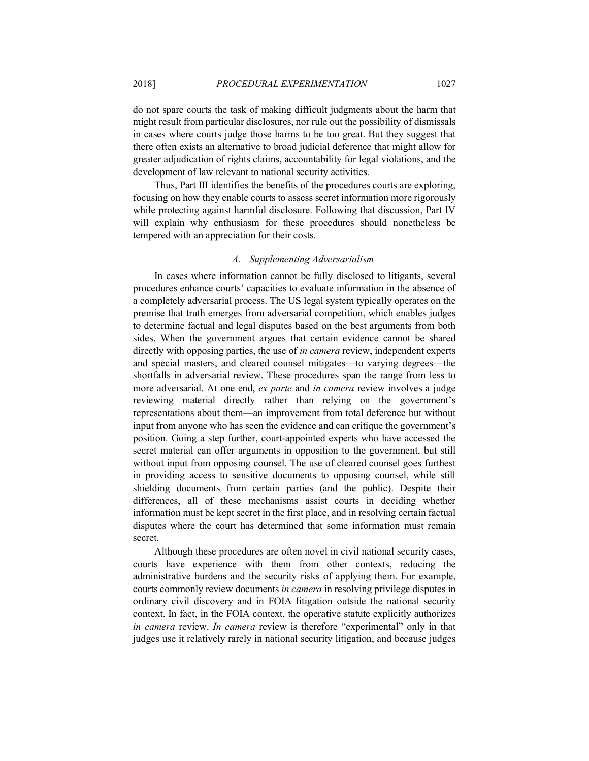do not spare courts the task of making difficult judgments about the harm that might result from particular disclosures, nor rule out the possibility of dismissals in cases where courts judge those harms to be too great. But they suggest that there often exists an alternative to broad judicial deference that might allow for greater adjudication of rights claims, accountability for legal violations, and the development of law relevant to national security activities.

Thus, Part III identifies the benefits of the procedures courts are exploring, focusing on how they enable courts to assess secret information more rigorously while protecting against harmful disclosure. Following that discussion, Part IV will explain why enthusiasm for these procedures should nonetheless be tempered with an appreciation for their costs.

### *A. Supplementing Adversarialism*

In cases where information cannot be fully disclosed to litigants, several procedures enhance courts' capacities to evaluate information in the absence of a completely adversarial process. The US legal system typically operates on the premise that truth emerges from adversarial competition, which enables judges to determine factual and legal disputes based on the best arguments from both sides. When the government argues that certain evidence cannot be shared directly with opposing parties, the use of *in camera* review, independent experts and special masters, and cleared counsel mitigates—to varying degrees—the shortfalls in adversarial review. These procedures span the range from less to more adversarial. At one end, *ex parte* and *in camera* review involves a judge reviewing material directly rather than relying on the government's representations about them—an improvement from total deference but without input from anyone who has seen the evidence and can critique the government's position. Going a step further, court-appointed experts who have accessed the secret material can offer arguments in opposition to the government, but still without input from opposing counsel. The use of cleared counsel goes furthest in providing access to sensitive documents to opposing counsel, while still shielding documents from certain parties (and the public). Despite their differences, all of these mechanisms assist courts in deciding whether information must be kept secret in the first place, and in resolving certain factual disputes where the court has determined that some information must remain secret.

Although these procedures are often novel in civil national security cases, courts have experience with them from other contexts, reducing the administrative burdens and the security risks of applying them. For example, courts commonly review documents *in camera* in resolving privilege disputes in ordinary civil discovery and in FOIA litigation outside the national security context. In fact, in the FOIA context, the operative statute explicitly authorizes *in camera* review. *In camera* review is therefore "experimental" only in that judges use it relatively rarely in national security litigation, and because judges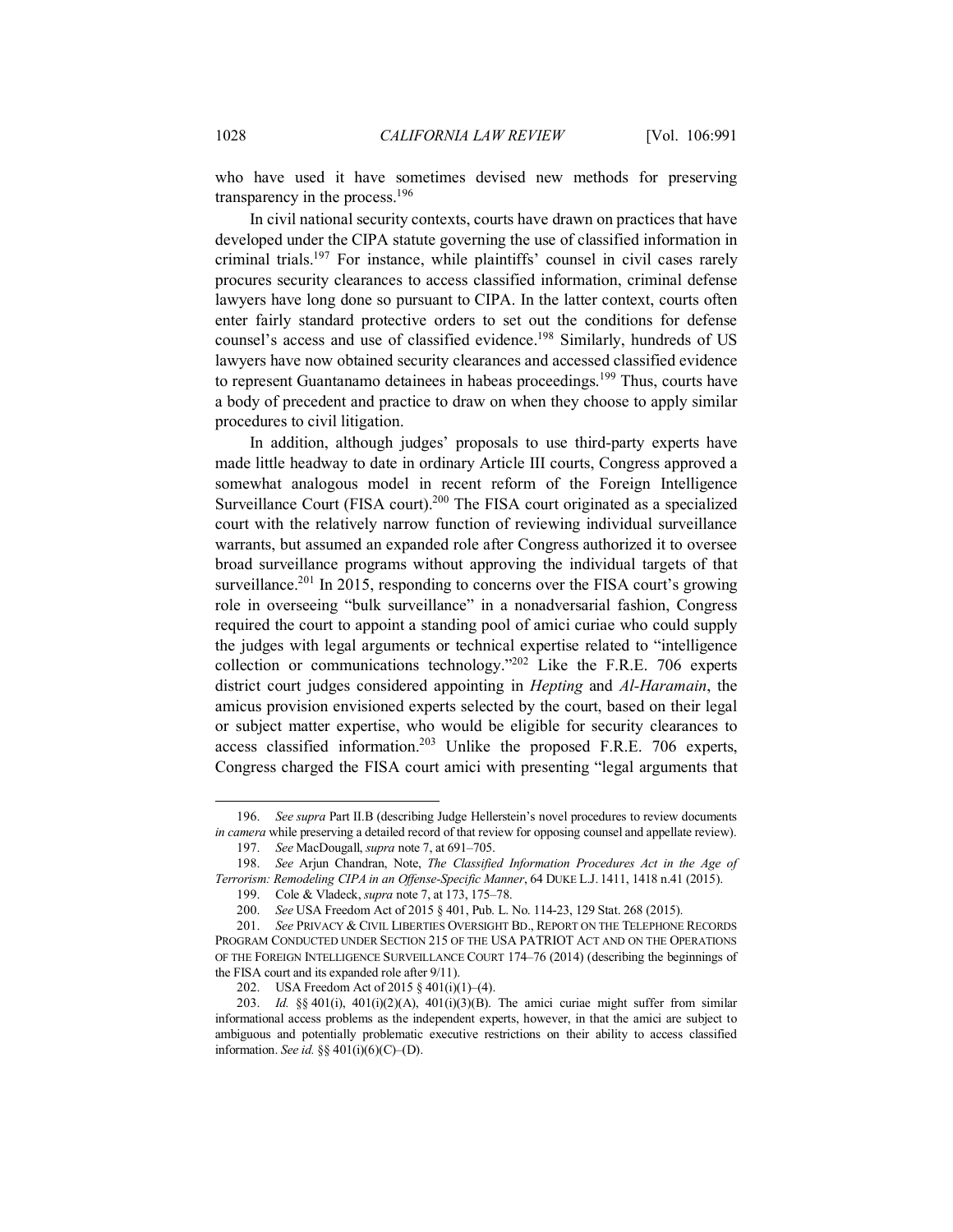who have used it have sometimes devised new methods for preserving transparency in the process.[196]

In civil national security contexts, courts have drawn on practices that have developed under the CIPA statute governing the use of classified information in criminal trials.[197] For instance, while plaintiffs' counsel in civil cases rarely procures security clearances to access classified information, criminal defense lawyers have long done so pursuant to CIPA. In the latter context, courts often enter fairly standard protective orders to set out the conditions for defense counsel's access and use of classified evidence.[198] Similarly, hundreds of US lawyers have now obtained security clearances and accessed classified evidence to represent Guantanamo detainees in habeas proceedings.[199] Thus, courts have a body of precedent and practice to draw on when they choose to apply similar procedures to civil litigation.

In addition, although judges' proposals to use third-party experts have made little headway to date in ordinary Article III courts, Congress approved a somewhat analogous model in recent reform of the Foreign Intelligence Surveillance Court (FISA court).[200] The FISA court originated as a specialized court with the relatively narrow function of reviewing individual surveillance warrants, but assumed an expanded role after Congress authorized it to oversee broad surveillance programs without approving the individual targets of that surveillance.[201] In 2015, responding to concerns over the FISA court's growing role in overseeing "bulk surveillance" in a nonadversarial fashion, Congress required the court to appoint a standing pool of amici curiae who could supply the judges with legal arguments or technical expertise related to "intelligence collection or communications technology."[202] Like the F.R.E. 706 experts district court judges considered appointing in *Hepting* and *Al-Haramain*, the amicus provision envisioned experts selected by the court, based on their legal or subject matter expertise, who would be eligible for security clearances to access classified information.[203] Unlike the proposed F.R.E. 706 experts, Congress charged the FISA court amici with presenting "legal arguments that

---

196. *See supra* Part II.B (describing Judge Hellerstein's novel procedures to review documents *in camera* while preserving a detailed record of that review for opposing counsel and appellate review).

197. *See* MacDougall, *supra* note 7, at 691–705.

198. *See* Arjun Chandran, Note, *The Classified Information Procedures Act in the Age of Terrorism: Remodeling CIPA in an Offense-Specific Manner*, 64 DUKE L.J. 1411, 1418 n.41 (2015).

199. Cole & Vladeck, *supra* note 7, at 173, 175–78.

200. *See* USA Freedom Act of 2015 § 401, Pub. L. No. 114-23, 129 Stat. 268 (2015).

201. *See* PRIVACY & CIVIL LIBERTIES OVERSIGHT BD., REPORT ON THE TELEPHONE RECORDS PROGRAM CONDUCTED UNDER SECTION 215 OF THE USA PATRIOT ACT AND ON THE OPERATIONS OF THE FOREIGN INTELLIGENCE SURVEILLANCE COURT 174–76 (2014) (describing the beginnings of the FISA court and its expanded role after 9/11).

202. USA Freedom Act of 2015 § 401(i)(1)–(4).

203. *Id.* §§ 401(i), 401(i)(2)(A), 401(i)(3)(B). The amici curiae might suffer from similar informational access problems as the independent experts, however, in that the amici are subject to ambiguous and potentially problematic executive restrictions on their ability to access classified information. *See id.* §§ 401(i)(6)(C)–(D).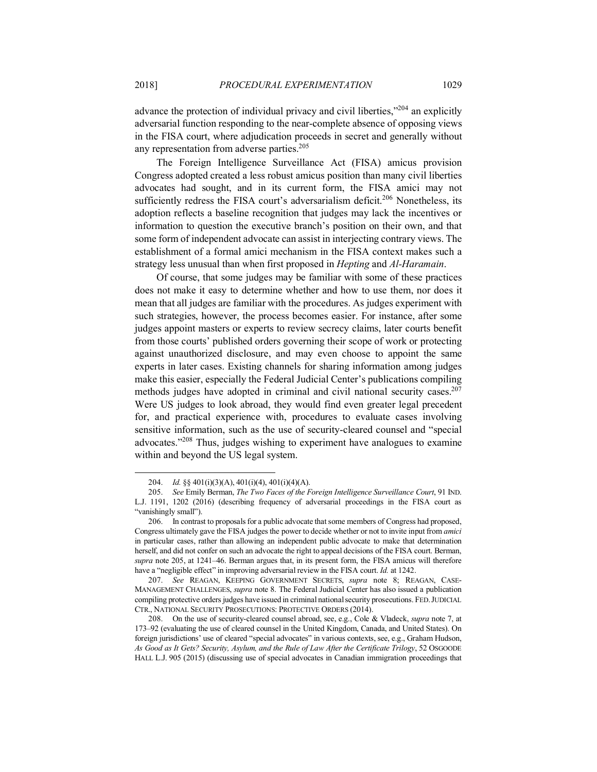advance the protection of individual privacy and civil liberties,"[204] an explicitly adversarial function responding to the near-complete absence of opposing views in the FISA court, where adjudication proceeds in secret and generally without any representation from adverse parties.[205]

The Foreign Intelligence Surveillance Act (FISA) amicus provision Congress adopted created a less robust amicus position than many civil liberties advocates had sought, and in its current form, the FISA amici may not sufficiently redress the FISA court's adversarialism deficit.[206] Nonetheless, its adoption reflects a baseline recognition that judges may lack the incentives or information to question the executive branch's position on their own, and that some form of independent advocate can assist in interjecting contrary views. The establishment of a formal amici mechanism in the FISA context makes such a strategy less unusual than when first proposed in *Hepting* and *Al-Haramain*.

Of course, that some judges may be familiar with some of these practices does not make it easy to determine whether and how to use them, nor does it mean that all judges are familiar with the procedures. As judges experiment with such strategies, however, the process becomes easier. For instance, after some judges appoint masters or experts to review secrecy claims, later courts benefit from those courts' published orders governing their scope of work or protecting against unauthorized disclosure, and may even choose to appoint the same experts in later cases. Existing channels for sharing information among judges make this easier, especially the Federal Judicial Center's publications compiling methods judges have adopted in criminal and civil national security cases.[207] Were US judges to look abroad, they would find even greater legal precedent for, and practical experience with, procedures to evaluate cases involving sensitive information, such as the use of security-cleared counsel and "special advocates."[208] Thus, judges wishing to experiment have analogues to examine within and beyond the US legal system.

---

204. *Id.* §§ 401(i)(3)(A), 401(i)(4), 401(i)(4)(A).

205. *See* Emily Berman, *The Two Faces of the Foreign Intelligence Surveillance Court*, 91 IND. L.J. 1191, 1202 (2016) (describing frequency of adversarial proceedings in the FISA court as "vanishingly small").

206. In contrast to proposals for a public advocate that some members of Congress had proposed, Congress ultimately gave the FISA judges the power to decide whether or not to invite input from *amici* in particular cases, rather than allowing an independent public advocate to make that determination herself, and did not confer on such an advocate the right to appeal decisions of the FISA court. Berman, *supra* note 205, at 1241–46. Berman argues that, in its present form, the FISA amicus will therefore have a "negligible effect" in improving adversarial review in the FISA court. *Id.* at 1242.

207. *See* REAGAN, KEEPING GOVERNMENT SECRETS, *supra* note 8; REAGAN, CASE-MANAGEMENT CHALLENGES, *supra* note 8. The Federal Judicial Center has also issued a publication compiling protective orders judges have issued in criminal national security prosecutions. FED. JUDICIAL CTR., NATIONAL SECURITY PROSECUTIONS: PROTECTIVE ORDERS (2014).

208. On the use of security-cleared counsel abroad, see, e.g., Cole & Vladeck, *supra* note 7, at 173–92 (evaluating the use of cleared counsel in the United Kingdom, Canada, and United States). On foreign jurisdictions' use of cleared "special advocates" in various contexts, see, e.g., Graham Hudson, *As Good as It Gets? Security, Asylum, and the Rule of Law After the Certificate Trilogy*, 52 OSGOODE HALL L.J. 905 (2015) (discussing use of special advocates in Canadian immigration proceedings that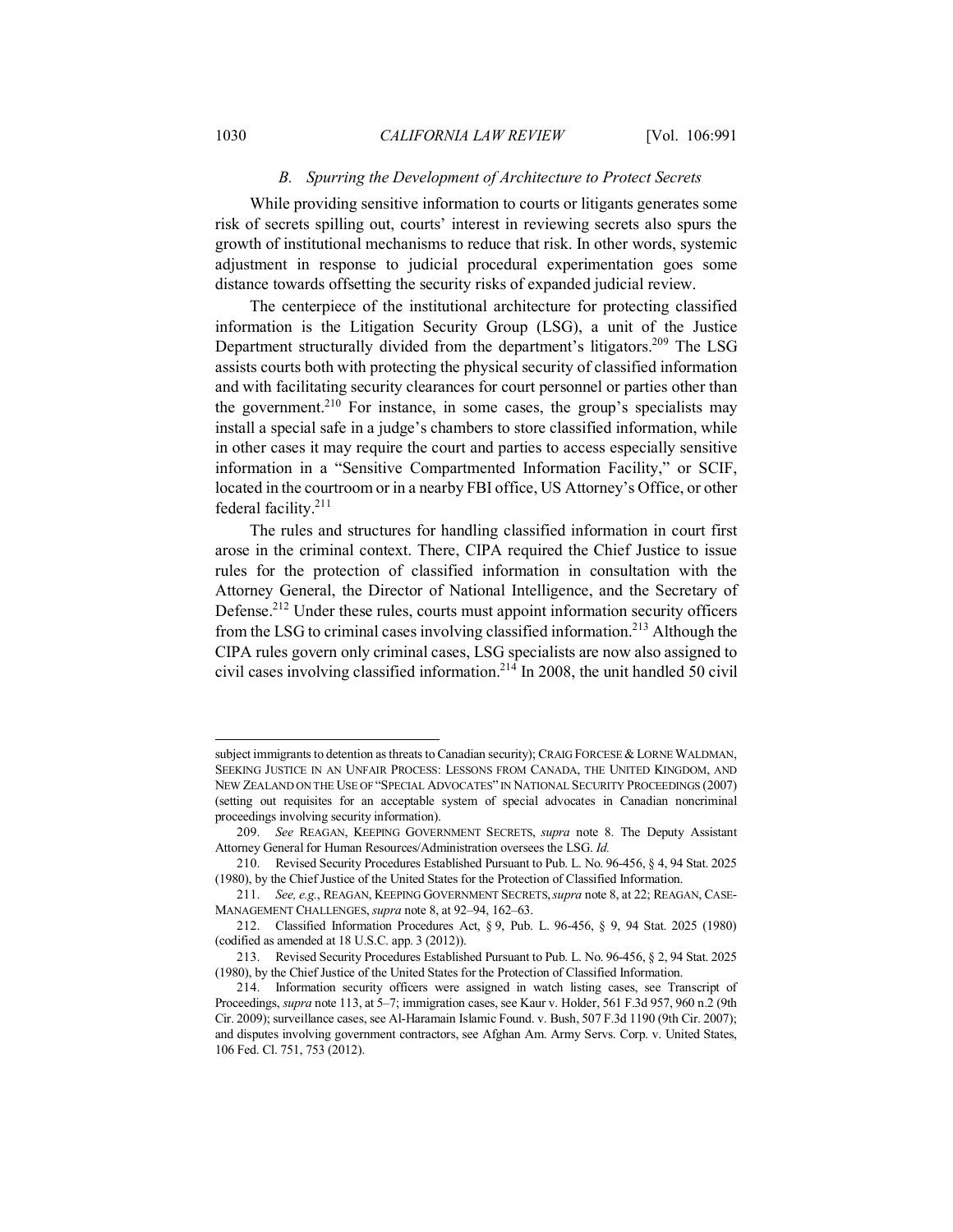### *B. Spurring the Development of Architecture to Protect Secrets*

While providing sensitive information to courts or litigants generates some risk of secrets spilling out, courts' interest in reviewing secrets also spurs the growth of institutional mechanisms to reduce that risk. In other words, systemic adjustment in response to judicial procedural experimentation goes some distance towards offsetting the security risks of expanded judicial review.

The centerpiece of the institutional architecture for protecting classified information is the Litigation Security Group (LSG), a unit of the Justice Department structurally divided from the department's litigators.[209] The LSG assists courts both with protecting the physical security of classified information and with facilitating security clearances for court personnel or parties other than the government.[210] For instance, in some cases, the group's specialists may install a special safe in a judge's chambers to store classified information, while in other cases it may require the court and parties to access especially sensitive information in a "Sensitive Compartmented Information Facility," or SCIF, located in the courtroom or in a nearby FBI office, US Attorney's Office, or other federal facility.[211]

The rules and structures for handling classified information in court first arose in the criminal context. There, CIPA required the Chief Justice to issue rules for the protection of classified information in consultation with the Attorney General, the Director of National Intelligence, and the Secretary of Defense.[212] Under these rules, courts must appoint information security officers from the LSG to criminal cases involving classified information.[213] Although the CIPA rules govern only criminal cases, LSG specialists are now also assigned to civil cases involving classified information.[214] In 2008, the unit handled 50 civil

---

subject immigrants to detention as threats to Canadian security); CRAIG FORCESE & LORNE WALDMAN, SEEKING JUSTICE IN AN UNFAIR PROCESS: LESSONS FROM CANADA, THE UNITED KINGDOM, AND NEW ZEALAND ON THE USE OF "SPECIAL ADVOCATES" IN NATIONAL SECURITY PROCEEDINGS (2007) (setting out requisites for an acceptable system of special advocates in Canadian noncriminal proceedings involving security information).

209. *See* REAGAN, KEEPING GOVERNMENT SECRETS, *supra* note 8. The Deputy Assistant Attorney General for Human Resources/Administration oversees the LSG. *Id.*

210. Revised Security Procedures Established Pursuant to Pub. L. No. 96-456, § 4, 94 Stat. 2025 (1980), by the Chief Justice of the United States for the Protection of Classified Information.

211. *See, e.g.*, REAGAN, KEEPING GOVERNMENT SECRETS, *supra* note 8, at 22; REAGAN, CASE-MANAGEMENT CHALLENGES, *supra* note 8, at 92–94, 162–63.

212. Classified Information Procedures Act, § 9, Pub. L. 96-456, § 9, 94 Stat. 2025 (1980) (codified as amended at 18 U.S.C. app. 3 (2012)).

213. Revised Security Procedures Established Pursuant to Pub. L. No. 96-456, § 2, 94 Stat. 2025 (1980), by the Chief Justice of the United States for the Protection of Classified Information.

214. Information security officers were assigned in watch listing cases, see Transcript of Proceedings, *supra* note 113, at 5–7; immigration cases, see Kaur v. Holder, 561 F.3d 957, 960 n.2 (9th Cir. 2009); surveillance cases, see Al-Haramain Islamic Found. v. Bush, 507 F.3d 1190 (9th Cir. 2007); and disputes involving government contractors, see Afghan Am. Army Servs. Corp. v. United States, 106 Fed. Cl. 751, 753 (2012).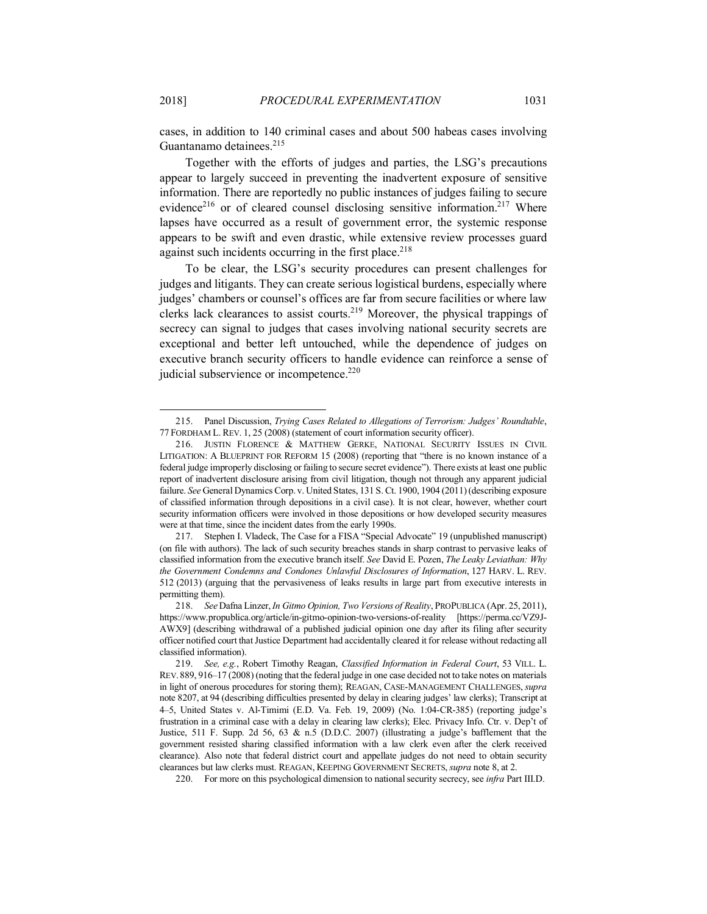cases, in addition to 140 criminal cases and about 500 habeas cases involving Guantanamo detainees.[215]

Together with the efforts of judges and parties, the LSG's precautions appear to largely succeed in preventing the inadvertent exposure of sensitive information. There are reportedly no public instances of judges failing to secure evidence[216] or of cleared counsel disclosing sensitive information.[217] Where lapses have occurred as a result of government error, the systemic response appears to be swift and even drastic, while extensive review processes guard against such incidents occurring in the first place.[218]

To be clear, the LSG's security procedures can present challenges for judges and litigants. They can create serious logistical burdens, especially where judges' chambers or counsel's offices are far from secure facilities or where law clerks lack clearances to assist courts.[219] Moreover, the physical trappings of secrecy can signal to judges that cases involving national security secrets are exceptional and better left untouched, while the dependence of judges on executive branch security officers to handle evidence can reinforce a sense of judicial subservience or incompetence.[220]

---

215. Panel Discussion, *Trying Cases Related to Allegations of Terrorism: Judges' Roundtable*, 77 FORDHAM L. REV. 1, 25 (2008) (statement of court information security officer).

216. JUSTIN FLORENCE & MATTHEW GERKE, NATIONAL SECURITY ISSUES IN CIVIL LITIGATION: A BLUEPRINT FOR REFORM 15 (2008) (reporting that "there is no known instance of a federal judge improperly disclosing or failing to secure secret evidence"). There exists at least one public report of inadvertent disclosure arising from civil litigation, though not through any apparent judicial failure. *See* General Dynamics Corp. v. United States, 131 S. Ct. 1900, 1904 (2011) (describing exposure of classified information through depositions in a civil case). It is not clear, however, whether court security information officers were involved in those depositions or how developed security measures were at that time, since the incident dates from the early 1990s.

217. Stephen I. Vladeck, The Case for a FISA "Special Advocate" 19 (unpublished manuscript) (on file with authors). The lack of such security breaches stands in sharp contrast to pervasive leaks of classified information from the executive branch itself. *See* David E. Pozen, *The Leaky Leviathan: Why the Government Condemns and Condones Unlawful Disclosures of Information*, 127 HARV. L. REV. 512 (2013) (arguing that the pervasiveness of leaks results in large part from executive interests in permitting them).

218. *See* Dafna Linzer, *In Gitmo Opinion, Two Versions of Reality*, PROPUBLICA (Apr. 25, 2011), https://www.propublica.org/article/in-gitmo-opinion-two-versions-of-reality [https://perma.cc/VZ9J-AWX9] (describing withdrawal of a published judicial opinion one day after its filing after security officer notified court that Justice Department had accidentally cleared it for release without redacting all classified information).

219. *See, e.g.*, Robert Timothy Reagan, *Classified Information in Federal Court*, 53 VILL. L. REV. 889, 916–17 (2008) (noting that the federal judge in one case decided not to take notes on materials in light of onerous procedures for storing them); REAGAN, CASE-MANAGEMENT CHALLENGES, *supra* note 8207, at 94 (describing difficulties presented by delay in clearing judges' law clerks); Transcript at 4–5, United States v. Al-Timimi (E.D. Va. Feb. 19, 2009) (No. 1:04-CR-385) (reporting judge's frustration in a criminal case with a delay in clearing law clerks); Elec. Privacy Info. Ctr. v. Dep't of Justice, 511 F. Supp. 2d 56, 63 & n.5 (D.D.C. 2007) (illustrating a judge's bafflement that the government resisted sharing classified information with a law clerk even after the clerk received clearance). Also note that federal district court and appellate judges do not need to obtain security clearances but law clerks must. REAGAN, KEEPING GOVERNMENT SECRETS, *supra* note 8, at 2.

220. For more on this psychological dimension to national security secrecy, see *infra* Part III.D.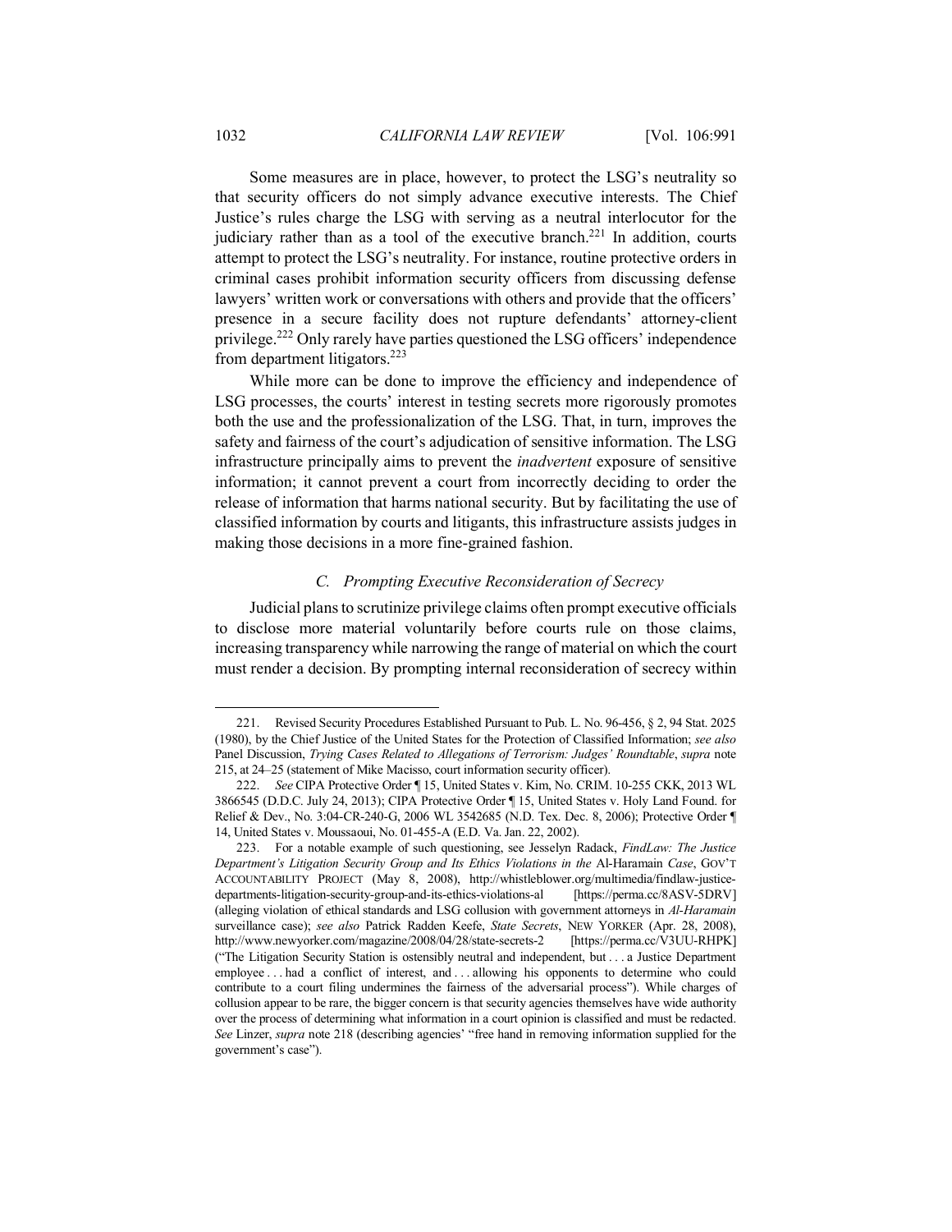Some measures are in place, however, to protect the LSG's neutrality so that security officers do not simply advance executive interests. The Chief Justice's rules charge the LSG with serving as a neutral interlocutor for the judiciary rather than as a tool of the executive branch.[221] In addition, courts attempt to protect the LSG's neutrality. For instance, routine protective orders in criminal cases prohibit information security officers from discussing defense lawyers' written work or conversations with others and provide that the officers' presence in a secure facility does not rupture defendants' attorney-client privilege.[222] Only rarely have parties questioned the LSG officers' independence from department litigators.[223]

While more can be done to improve the efficiency and independence of LSG processes, the courts' interest in testing secrets more rigorously promotes both the use and the professionalization of the LSG. That, in turn, improves the safety and fairness of the court's adjudication of sensitive information. The LSG infrastructure principally aims to prevent the *inadvertent* exposure of sensitive information; it cannot prevent a court from incorrectly deciding to order the release of information that harms national security. But by facilitating the use of classified information by courts and litigants, this infrastructure assists judges in making those decisions in a more fine-grained fashion.

### *C. Prompting Executive Reconsideration of Secrecy*

Judicial plans to scrutinize privilege claims often prompt executive officials to disclose more material voluntarily before courts rule on those claims, increasing transparency while narrowing the range of material on which the court must render a decision. By prompting internal reconsideration of secrecy within

---

221. Revised Security Procedures Established Pursuant to Pub. L. No. 96-456, § 2, 94 Stat. 2025 (1980), by the Chief Justice of the United States for the Protection of Classified Information; *see also* Panel Discussion, *Trying Cases Related to Allegations of Terrorism: Judges' Roundtable*, *supra* note 215, at 24–25 (statement of Mike Macisso, court information security officer).

222. *See* CIPA Protective Order ¶ 15, United States v. Kim, No. CRIM. 10-255 CKK, 2013 WL 3866545 (D.D.C. July 24, 2013); CIPA Protective Order ¶ 15, United States v. Holy Land Found. for Relief & Dev., No. 3:04-CR-240-G, 2006 WL 3542685 (N.D. Tex. Dec. 8, 2006); Protective Order ¶ 14, United States v. Moussaoui, No. 01-455-A (E.D. Va. Jan. 22, 2002).

223. For a notable example of such questioning, see Jesselyn Radack, *FindLaw: The Justice Department's Litigation Security Group and Its Ethics Violations in the* Al-Haramain *Case*, GOV'T ACCOUNTABILITY PROJECT (May 8, 2008), http://whistleblower.org/multimedia/findlaw-justice-departments-litigation-security-group-and-its-ethics-violations-al [https://perma.cc/8ASV-5DRV] (alleging violation of ethical standards and LSG collusion with government attorneys in *Al-Haramain* surveillance case); *see also* Patrick Radden Keefe, *State Secrets*, NEW YORKER (Apr. 28, 2008), http://www.newyorker.com/magazine/2008/04/28/state-secrets-2 [https://perma.cc/V3UU-RHPK] ("The Litigation Security Station is ostensibly neutral and independent, but . . . a Justice Department employee . . . had a conflict of interest, and . . . allowing his opponents to determine who could contribute to a court filing undermines the fairness of the adversarial process"). While charges of collusion appear to be rare, the bigger concern is that security agencies themselves have wide authority over the process of determining what information in a court opinion is classified and must be redacted. *See* Linzer, *supra* note 218 (describing agencies' "free hand in removing information supplied for the government's case").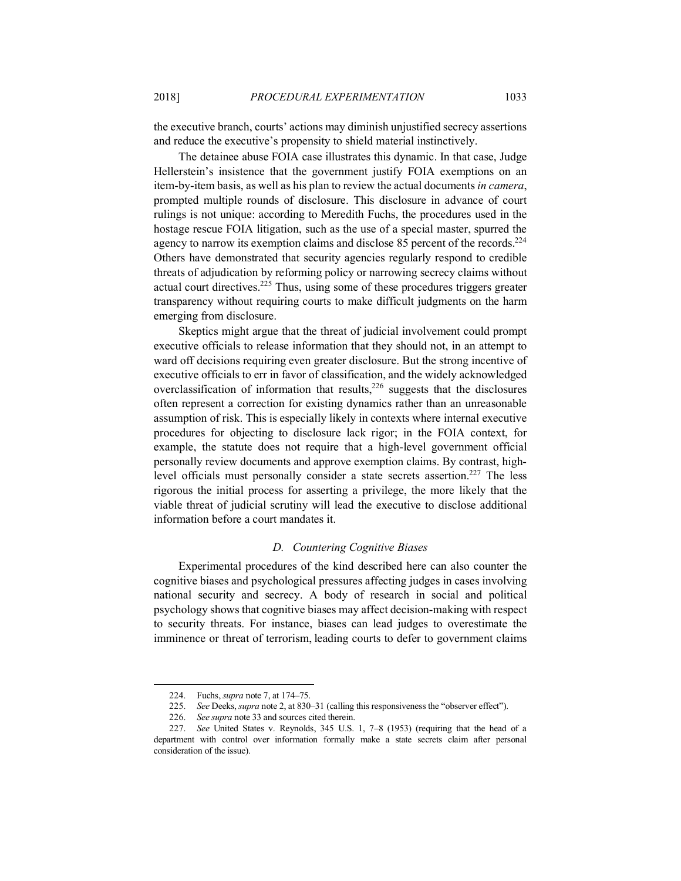the executive branch, courts' actions may diminish unjustified secrecy assertions and reduce the executive's propensity to shield material instinctively.

The detainee abuse FOIA case illustrates this dynamic. In that case, Judge Hellerstein's insistence that the government justify FOIA exemptions on an item-by-item basis, as well as his plan to review the actual documents *in camera*, prompted multiple rounds of disclosure. This disclosure in advance of court rulings is not unique: according to Meredith Fuchs, the procedures used in the hostage rescue FOIA litigation, such as the use of a special master, spurred the agency to narrow its exemption claims and disclose 85 percent of the records.[224] Others have demonstrated that security agencies regularly respond to credible threats of adjudication by reforming policy or narrowing secrecy claims without actual court directives.[225] Thus, using some of these procedures triggers greater transparency without requiring courts to make difficult judgments on the harm emerging from disclosure.

Skeptics might argue that the threat of judicial involvement could prompt executive officials to release information that they should not, in an attempt to ward off decisions requiring even greater disclosure. But the strong incentive of executive officials to err in favor of classification, and the widely acknowledged overclassification of information that results,[226] suggests that the disclosures often represent a correction for existing dynamics rather than an unreasonable assumption of risk. This is especially likely in contexts where internal executive procedures for objecting to disclosure lack rigor; in the FOIA context, for example, the statute does not require that a high-level government official personally review documents and approve exemption claims. By contrast, high-level officials must personally consider a state secrets assertion.[227] The less rigorous the initial process for asserting a privilege, the more likely that the viable threat of judicial scrutiny will lead the executive to disclose additional information before a court mandates it.

### *D. Countering Cognitive Biases*

Experimental procedures of the kind described here can also counter the cognitive biases and psychological pressures affecting judges in cases involving national security and secrecy. A body of research in social and political psychology shows that cognitive biases may affect decision-making with respect to security threats. For instance, biases can lead judges to overestimate the imminence or threat of terrorism, leading courts to defer to government claims

---

224. Fuchs, *supra* note 7, at 174–75.

225. *See* Deeks, *supra* note 2, at 830–31 (calling this responsiveness the "observer effect").

226. *See supra* note 33 and sources cited therein.

227. *See* United States v. Reynolds, 345 U.S. 1, 7–8 (1953) (requiring that the head of a department with control over information formally make a state secrets claim after personal consideration of the issue).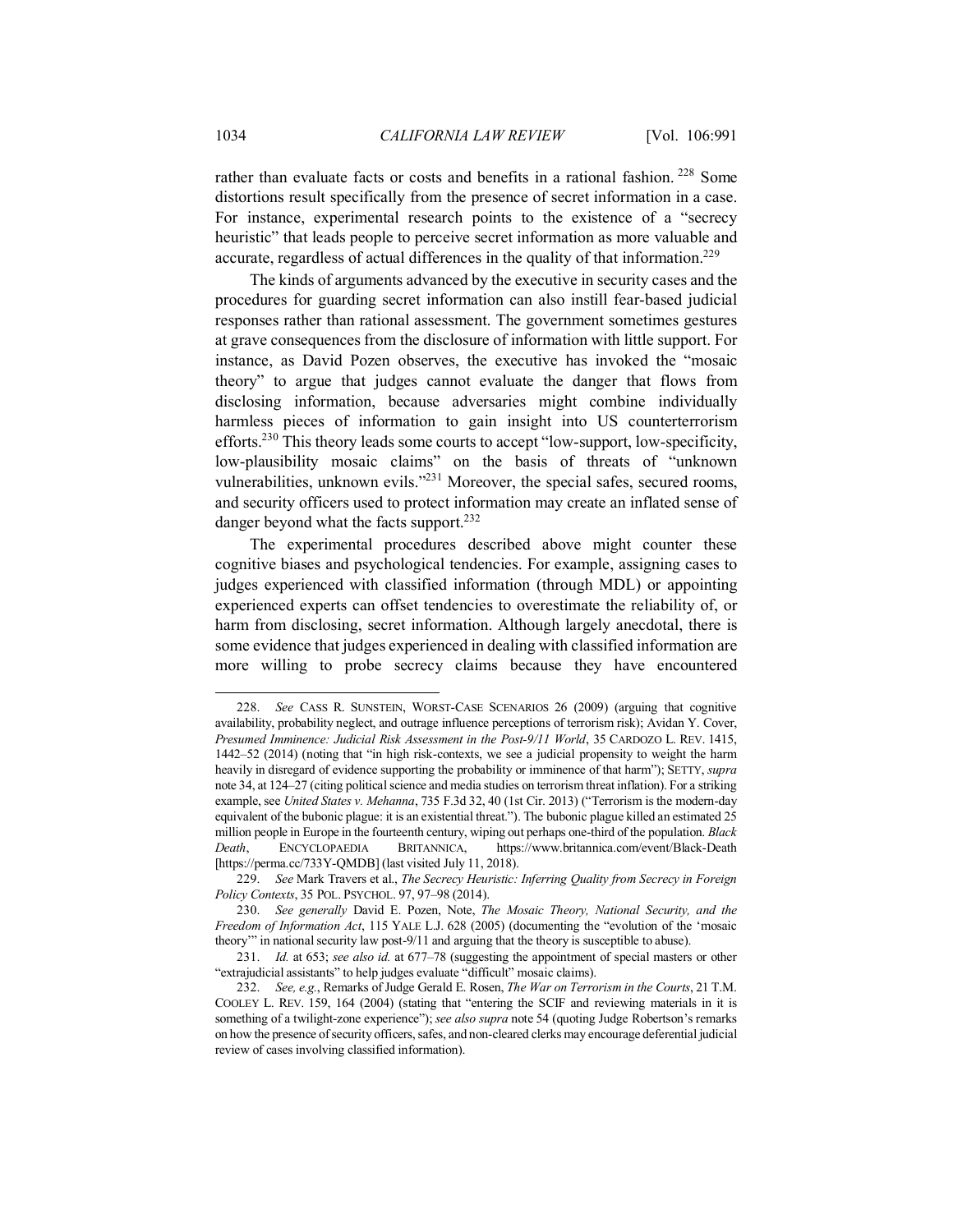rather than evaluate facts or costs and benefits in a rational fashion. [228] Some distortions result specifically from the presence of secret information in a case. For instance, experimental research points to the existence of a "secrecy heuristic" that leads people to perceive secret information as more valuable and accurate, regardless of actual differences in the quality of that information.[229]

The kinds of arguments advanced by the executive in security cases and the procedures for guarding secret information can also instill fear-based judicial responses rather than rational assessment. The government sometimes gestures at grave consequences from the disclosure of information with little support. For instance, as David Pozen observes, the executive has invoked the "mosaic theory" to argue that judges cannot evaluate the danger that flows from disclosing information, because adversaries might combine individually harmless pieces of information to gain insight into US counterterrorism efforts.[230] This theory leads some courts to accept "low-support, low-specificity, low-plausibility mosaic claims" on the basis of threats of "unknown vulnerabilities, unknown evils."[231] Moreover, the special safes, secured rooms, and security officers used to protect information may create an inflated sense of danger beyond what the facts support.[232]

The experimental procedures described above might counter these cognitive biases and psychological tendencies. For example, assigning cases to judges experienced with classified information (through MDL) or appointing experienced experts can offset tendencies to overestimate the reliability of, or harm from disclosing, secret information. Although largely anecdotal, there is some evidence that judges experienced in dealing with classified information are more willing to probe secrecy claims because they have encountered

---

228. *See* CASS R. SUNSTEIN, WORST-CASE SCENARIOS 26 (2009) (arguing that cognitive availability, probability neglect, and outrage influence perceptions of terrorism risk); Avidan Y. Cover, *Presumed Imminence: Judicial Risk Assessment in the Post-9/11 World*, 35 CARDOZO L. REV. 1415, 1442–52 (2014) (noting that "in high risk-contexts, we see a judicial propensity to weight the harm heavily in disregard of evidence supporting the probability or imminence of that harm"); SETTY, *supra* note 34, at 124–27 (citing political science and media studies on terrorism threat inflation). For a striking example, see *United States v. Mehanna*, 735 F.3d 32, 40 (1st Cir. 2013) ("Terrorism is the modern-day equivalent of the bubonic plague: it is an existential threat."). The bubonic plague killed an estimated 25 million people in Europe in the fourteenth century, wiping out perhaps one-third of the population. *Black Death*, ENCYCLOPAEDIA BRITANNICA, https://www.britannica.com/event/Black-Death [https://perma.cc/733Y-QMDB] (last visited July 11, 2018).

229. *See* Mark Travers et al., *The Secrecy Heuristic: Inferring Quality from Secrecy in Foreign Policy Contexts*, 35 POL. PSYCHOL. 97, 97–98 (2014).

230. *See generally* David E. Pozen, Note, *The Mosaic Theory, National Security, and the Freedom of Information Act*, 115 YALE L.J. 628 (2005) (documenting the "evolution of the 'mosaic theory'" in national security law post-9/11 and arguing that the theory is susceptible to abuse).

231. *Id.* at 653; *see also id.* at 677–78 (suggesting the appointment of special masters or other "extrajudicial assistants" to help judges evaluate "difficult" mosaic claims).

232. *See, e.g.*, Remarks of Judge Gerald E. Rosen, *The War on Terrorism in the Courts*, 21 T.M. COOLEY L. REV. 159, 164 (2004) (stating that "entering the SCIF and reviewing materials in it is something of a twilight-zone experience"); *see also supra* note 54 (quoting Judge Robertson's remarks on how the presence of security officers, safes, and non-cleared clerks may encourage deferential judicial review of cases involving classified information).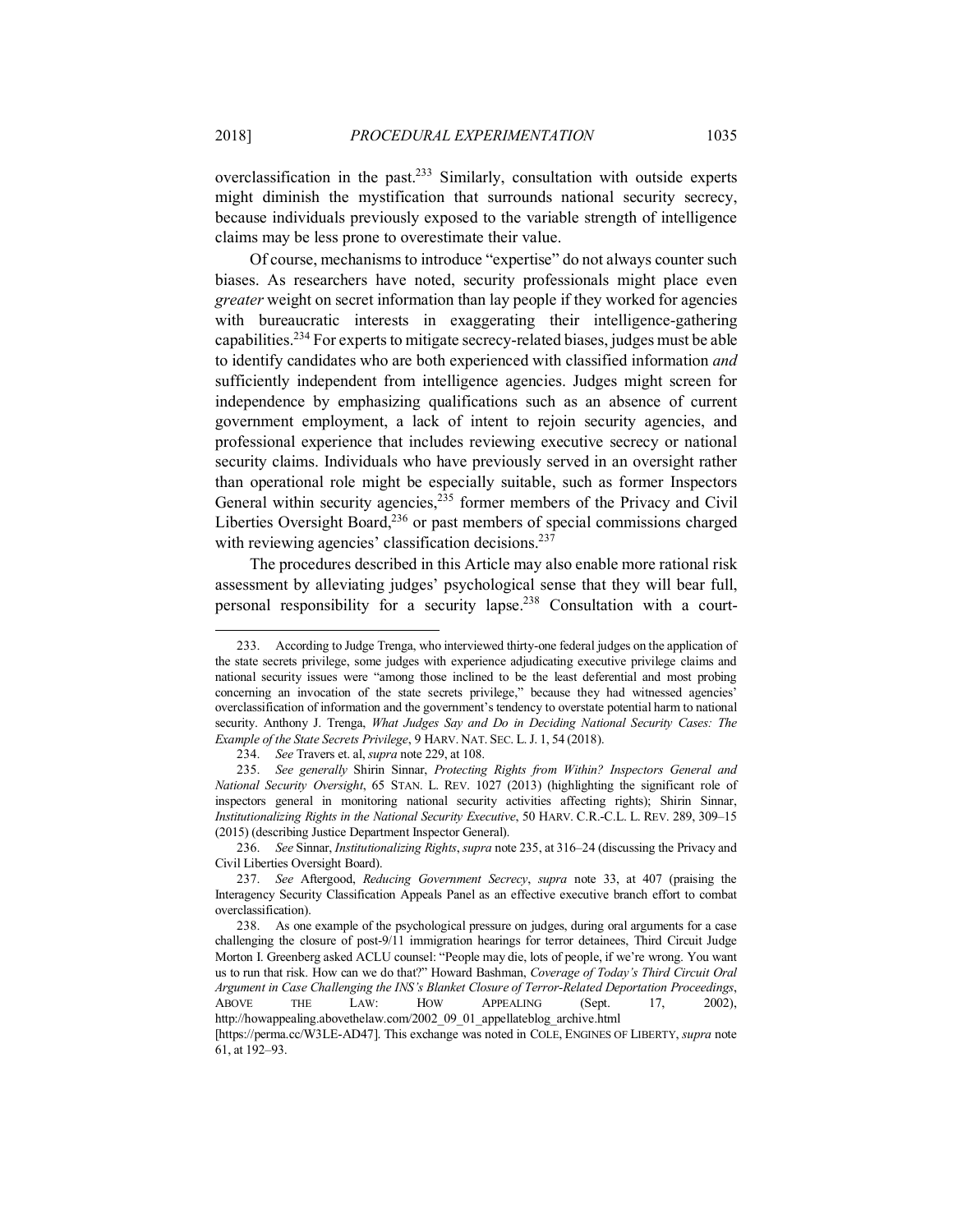overclassification in the past.[233] Similarly, consultation with outside experts might diminish the mystification that surrounds national security secrecy, because individuals previously exposed to the variable strength of intelligence claims may be less prone to overestimate their value.

Of course, mechanisms to introduce "expertise" do not always counter such biases. As researchers have noted, security professionals might place even *greater* weight on secret information than lay people if they worked for agencies with bureaucratic interests in exaggerating their intelligence-gathering capabilities.[234] For experts to mitigate secrecy-related biases, judges must be able to identify candidates who are both experienced with classified information *and* sufficiently independent from intelligence agencies. Judges might screen for independence by emphasizing qualifications such as an absence of current government employment, a lack of intent to rejoin security agencies, and professional experience that includes reviewing executive secrecy or national security claims. Individuals who have previously served in an oversight rather than operational role might be especially suitable, such as former Inspectors General within security agencies,[235] former members of the Privacy and Civil Liberties Oversight Board,[236] or past members of special commissions charged with reviewing agencies' classification decisions.[237]

The procedures described in this Article may also enable more rational risk assessment by alleviating judges' psychological sense that they will bear full, personal responsibility for a security lapse.[238] Consultation with a court-

---

233. According to Judge Trenga, who interviewed thirty-one federal judges on the application of the state secrets privilege, some judges with experience adjudicating executive privilege claims and national security issues were "among those inclined to be the least deferential and most probing concerning an invocation of the state secrets privilege," because they had witnessed agencies' overclassification of information and the government's tendency to overstate potential harm to national security. Anthony J. Trenga, *What Judges Say and Do in Deciding National Security Cases: The Example of the State Secrets Privilege*, 9 HARV. NAT. SEC. L. J. 1, 54 (2018).

234. *See* Travers et. al, *supra* note 229, at 108.

235. *See generally* Shirin Sinnar, *Protecting Rights from Within? Inspectors General and National Security Oversight*, 65 STAN. L. REV. 1027 (2013) (highlighting the significant role of inspectors general in monitoring national security activities affecting rights); Shirin Sinnar, *Institutionalizing Rights in the National Security Executive*, 50 HARV. C.R.-C.L. L. REV. 289, 309–15 (2015) (describing Justice Department Inspector General).

236. *See* Sinnar, *Institutionalizing Rights*, *supra* note 235, at 316–24 (discussing the Privacy and Civil Liberties Oversight Board).

237. *See* Aftergood, *Reducing Government Secrecy*, *supra* note 33, at 407 (praising the Interagency Security Classification Appeals Panel as an effective executive branch effort to combat overclassification).

238. As one example of the psychological pressure on judges, during oral arguments for a case challenging the closure of post-9/11 immigration hearings for terror detainees, Third Circuit Judge Morton I. Greenberg asked ACLU counsel: "People may die, lots of people, if we're wrong. You want us to run that risk. How can we do that?" Howard Bashman, *Coverage of Today's Third Circuit Oral Argument in Case Challenging the INS's Blanket Closure of Terror-Related Deportation Proceedings*, ABOVE THE LAW: HOW APPEALING (Sept. 17, 2002), http://howappealing.abovethelaw.com/2002_09_01_appellateblog_archive.html [https://perma.cc/W3LE-AD47]. This exchange was noted in COLE, ENGINES OF LIBERTY, *supra* note 61, at 192–93.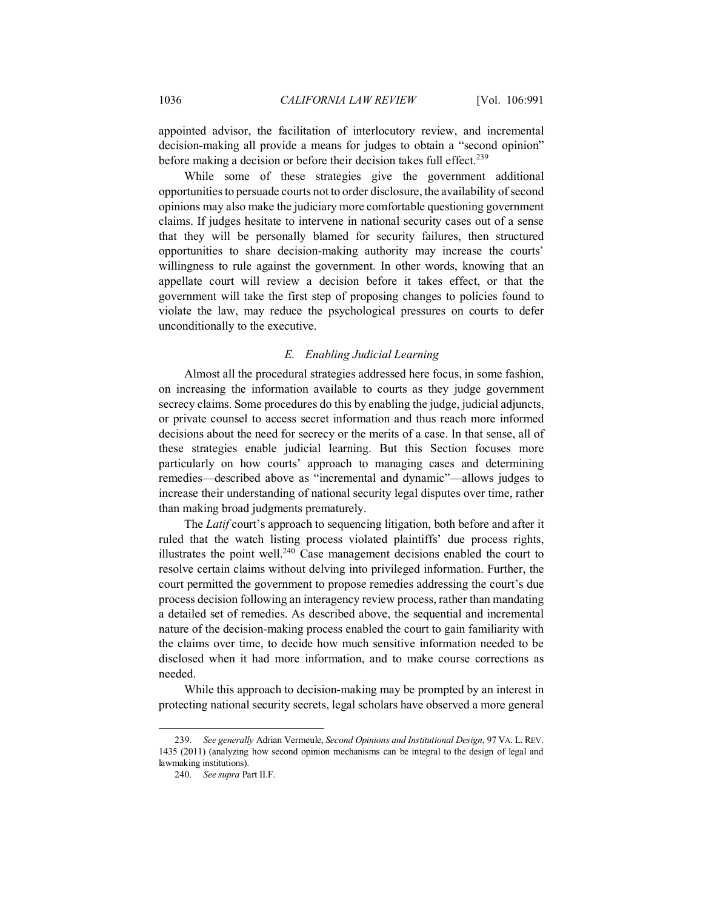appointed advisor, the facilitation of interlocutory review, and incremental decision-making all provide a means for judges to obtain a "second opinion" before making a decision or before their decision takes full effect.[239]

While some of these strategies give the government additional opportunities to persuade courts not to order disclosure, the availability of second opinions may also make the judiciary more comfortable questioning government claims. If judges hesitate to intervene in national security cases out of a sense that they will be personally blamed for security failures, then structured opportunities to share decision-making authority may increase the courts' willingness to rule against the government. In other words, knowing that an appellate court will review a decision before it takes effect, or that the government will take the first step of proposing changes to policies found to violate the law, may reduce the psychological pressures on courts to defer unconditionally to the executive.

### *E. Enabling Judicial Learning*

Almost all the procedural strategies addressed here focus, in some fashion, on increasing the information available to courts as they judge government secrecy claims. Some procedures do this by enabling the judge, judicial adjuncts, or private counsel to access secret information and thus reach more informed decisions about the need for secrecy or the merits of a case. In that sense, all of these strategies enable judicial learning. But this Section focuses more particularly on how courts' approach to managing cases and determining remedies—described above as "incremental and dynamic"—allows judges to increase their understanding of national security legal disputes over time, rather than making broad judgments prematurely.

The *Latif* court's approach to sequencing litigation, both before and after it ruled that the watch listing process violated plaintiffs' due process rights, illustrates the point well.[240] Case management decisions enabled the court to resolve certain claims without delving into privileged information. Further, the court permitted the government to propose remedies addressing the court's due process decision following an interagency review process, rather than mandating a detailed set of remedies. As described above, the sequential and incremental nature of the decision-making process enabled the court to gain familiarity with the claims over time, to decide how much sensitive information needed to be disclosed when it had more information, and to make course corrections as needed.

While this approach to decision-making may be prompted by an interest in protecting national security secrets, legal scholars have observed a more general

---

239. *See generally* Adrian Vermeule, *Second Opinions and Institutional Design*, 97 VA. L. REV. 1435 (2011) (analyzing how second opinion mechanisms can be integral to the design of legal and lawmaking institutions).

240. *See supra* Part II.F.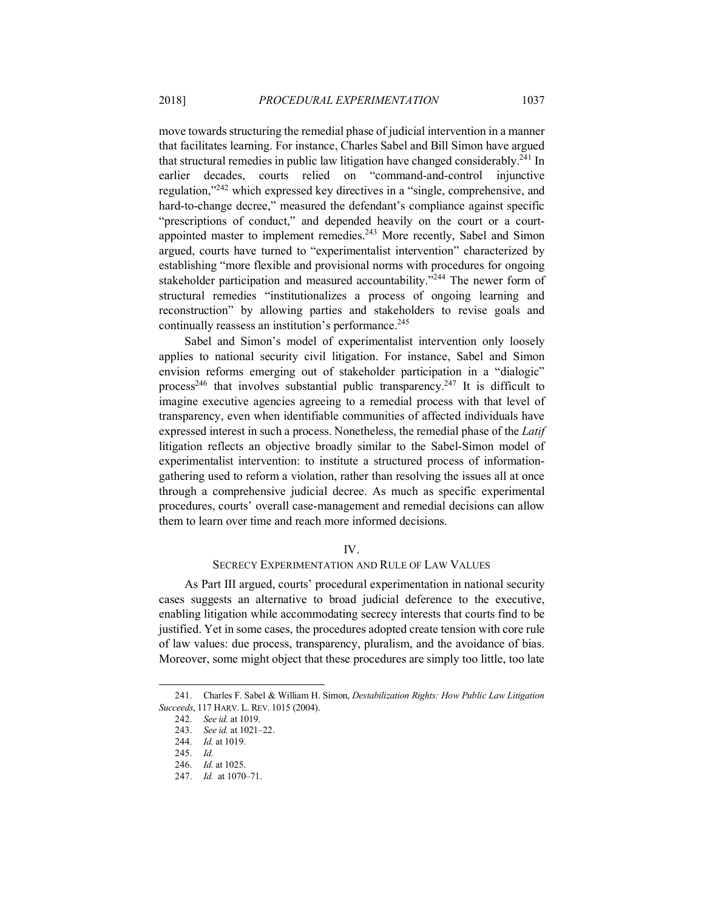move towards structuring the remedial phase of judicial intervention in a manner that facilitates learning. For instance, Charles Sabel and Bill Simon have argued that structural remedies in public law litigation have changed considerably.[241] In earlier decades, courts relied on "command-and-control injunctive regulation,"[242] which expressed key directives in a "single, comprehensive, and hard-to-change decree," measured the defendant's compliance against specific "prescriptions of conduct," and depended heavily on the court or a court-appointed master to implement remedies.[243] More recently, Sabel and Simon argued, courts have turned to "experimentalist intervention" characterized by establishing "more flexible and provisional norms with procedures for ongoing stakeholder participation and measured accountability."[244] The newer form of structural remedies "institutionalizes a process of ongoing learning and reconstruction" by allowing parties and stakeholders to revise goals and continually reassess an institution's performance.[245]

Sabel and Simon's model of experimentalist intervention only loosely applies to national security civil litigation. For instance, Sabel and Simon envision reforms emerging out of stakeholder participation in a "dialogic" process[246] that involves substantial public transparency.[247] It is difficult to imagine executive agencies agreeing to a remedial process with that level of transparency, even when identifiable communities of affected individuals have expressed interest in such a process. Nonetheless, the remedial phase of the *Latif* litigation reflects an objective broadly similar to the Sabel-Simon model of experimentalist intervention: to institute a structured process of information-gathering used to reform a violation, rather than resolving the issues all at once through a comprehensive judicial decree. As much as specific experimental procedures, courts' overall case-management and remedial decisions can allow them to learn over time and reach more informed decisions.

## IV.
## SECRECY EXPERIMENTATION AND RULE OF LAW VALUES

As Part III argued, courts' procedural experimentation in national security cases suggests an alternative to broad judicial deference to the executive, enabling litigation while accommodating secrecy interests that courts find to be justified. Yet in some cases, the procedures adopted create tension with core rule of law values: due process, transparency, pluralism, and the avoidance of bias. Moreover, some might object that these procedures are simply too little, too late

---

241. Charles F. Sabel & William H. Simon, *Destabilization Rights: How Public Law Litigation Succeeds*, 117 HARV. L. REV. 1015 (2004).

242. *See id.* at 1019.

243. *See id.* at 1021–22.

244. *Id.* at 1019.

245. *Id.*

246. *Id.* at 1025.

247. *Id.* at 1070–71.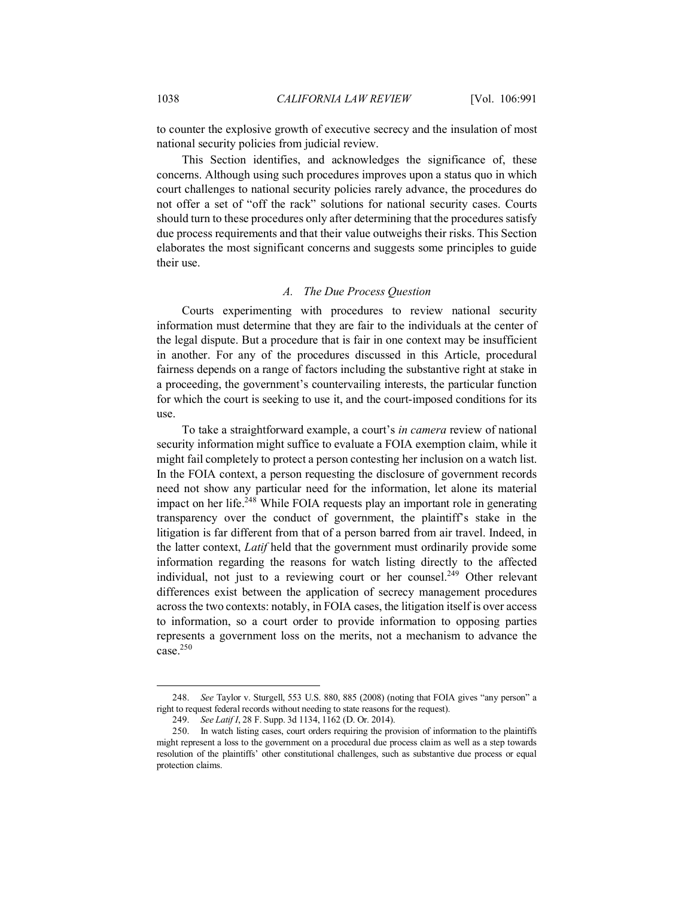to counter the explosive growth of executive secrecy and the insulation of most national security policies from judicial review.

This Section identifies, and acknowledges the significance of, these concerns. Although using such procedures improves upon a status quo in which court challenges to national security policies rarely advance, the procedures do not offer a set of "off the rack" solutions for national security cases. Courts should turn to these procedures only after determining that the procedures satisfy due process requirements and that their value outweighs their risks. This Section elaborates the most significant concerns and suggests some principles to guide their use.

### *A. The Due Process Question*

Courts experimenting with procedures to review national security information must determine that they are fair to the individuals at the center of the legal dispute. But a procedure that is fair in one context may be insufficient in another. For any of the procedures discussed in this Article, procedural fairness depends on a range of factors including the substantive right at stake in a proceeding, the government's countervailing interests, the particular function for which the court is seeking to use it, and the court-imposed conditions for its use.

To take a straightforward example, a court's *in camera* review of national security information might suffice to evaluate a FOIA exemption claim, while it might fail completely to protect a person contesting her inclusion on a watch list. In the FOIA context, a person requesting the disclosure of government records need not show any particular need for the information, let alone its material impact on her life.[248] While FOIA requests play an important role in generating transparency over the conduct of government, the plaintiff's stake in the litigation is far different from that of a person barred from air travel. Indeed, in the latter context, *Latif* held that the government must ordinarily provide some information regarding the reasons for watch listing directly to the affected individual, not just to a reviewing court or her counsel.[249] Other relevant differences exist between the application of secrecy management procedures across the two contexts: notably, in FOIA cases, the litigation itself is over access to information, so a court order to provide information to opposing parties represents a government loss on the merits, not a mechanism to advance the case.[250]

---

248. *See* Taylor v. Sturgell, 553 U.S. 880, 885 (2008) (noting that FOIA gives "any person" a right to request federal records without needing to state reasons for the request).

249. *See Latif I*, 28 F. Supp. 3d 1134, 1162 (D. Or. 2014).

250. In watch listing cases, court orders requiring the provision of information to the plaintiffs might represent a loss to the government on a procedural due process claim as well as a step towards resolution of the plaintiffs' other constitutional challenges, such as substantive due process or equal protection claims.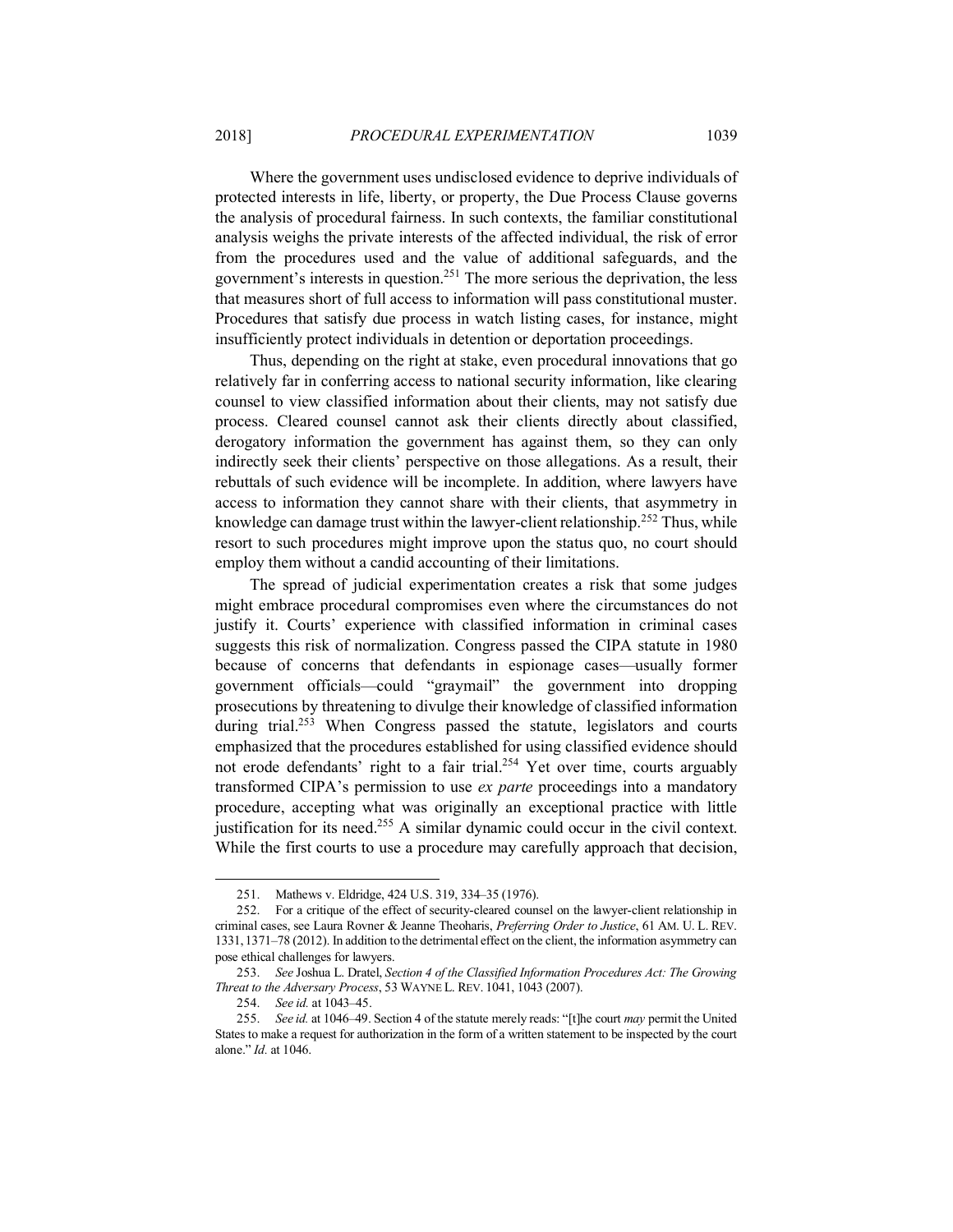Where the government uses undisclosed evidence to deprive individuals of protected interests in life, liberty, or property, the Due Process Clause governs the analysis of procedural fairness. In such contexts, the familiar constitutional analysis weighs the private interests of the affected individual, the risk of error from the procedures used and the value of additional safeguards, and the government's interests in question.[251] The more serious the deprivation, the less that measures short of full access to information will pass constitutional muster. Procedures that satisfy due process in watch listing cases, for instance, might insufficiently protect individuals in detention or deportation proceedings.

Thus, depending on the right at stake, even procedural innovations that go relatively far in conferring access to national security information, like clearing counsel to view classified information about their clients, may not satisfy due process. Cleared counsel cannot ask their clients directly about classified, derogatory information the government has against them, so they can only indirectly seek their clients' perspective on those allegations. As a result, their rebuttals of such evidence will be incomplete. In addition, where lawyers have access to information they cannot share with their clients, that asymmetry in knowledge can damage trust within the lawyer-client relationship.[252] Thus, while resort to such procedures might improve upon the status quo, no court should employ them without a candid accounting of their limitations.

The spread of judicial experimentation creates a risk that some judges might embrace procedural compromises even where the circumstances do not justify it. Courts' experience with classified information in criminal cases suggests this risk of normalization. Congress passed the CIPA statute in 1980 because of concerns that defendants in espionage cases—usually former government officials—could "graymail" the government into dropping prosecutions by threatening to divulge their knowledge of classified information during trial.[253] When Congress passed the statute, legislators and courts emphasized that the procedures established for using classified evidence should not erode defendants' right to a fair trial.[254] Yet over time, courts arguably transformed CIPA's permission to use *ex parte* proceedings into a mandatory procedure, accepting what was originally an exceptional practice with little justification for its need.[255] A similar dynamic could occur in the civil context. While the first courts to use a procedure may carefully approach that decision,

---

251. Mathews v. Eldridge, 424 U.S. 319, 334–35 (1976).

252. For a critique of the effect of security-cleared counsel on the lawyer-client relationship in criminal cases, see Laura Rovner & Jeanne Theoharis, *Preferring Order to Justice*, 61 AM. U. L. REV. 1331, 1371–78 (2012). In addition to the detrimental effect on the client, the information asymmetry can pose ethical challenges for lawyers.

253. *See* Joshua L. Dratel, *Section 4 of the Classified Information Procedures Act: The Growing Threat to the Adversary Process*, 53 WAYNE L. REV. 1041, 1043 (2007).

254. *See id.* at 1043–45.

255. *See id.* at 1046–49. Section 4 of the statute merely reads: "[t]he court *may* permit the United States to make a request for authorization in the form of a written statement to be inspected by the court alone." *Id.* at 1046.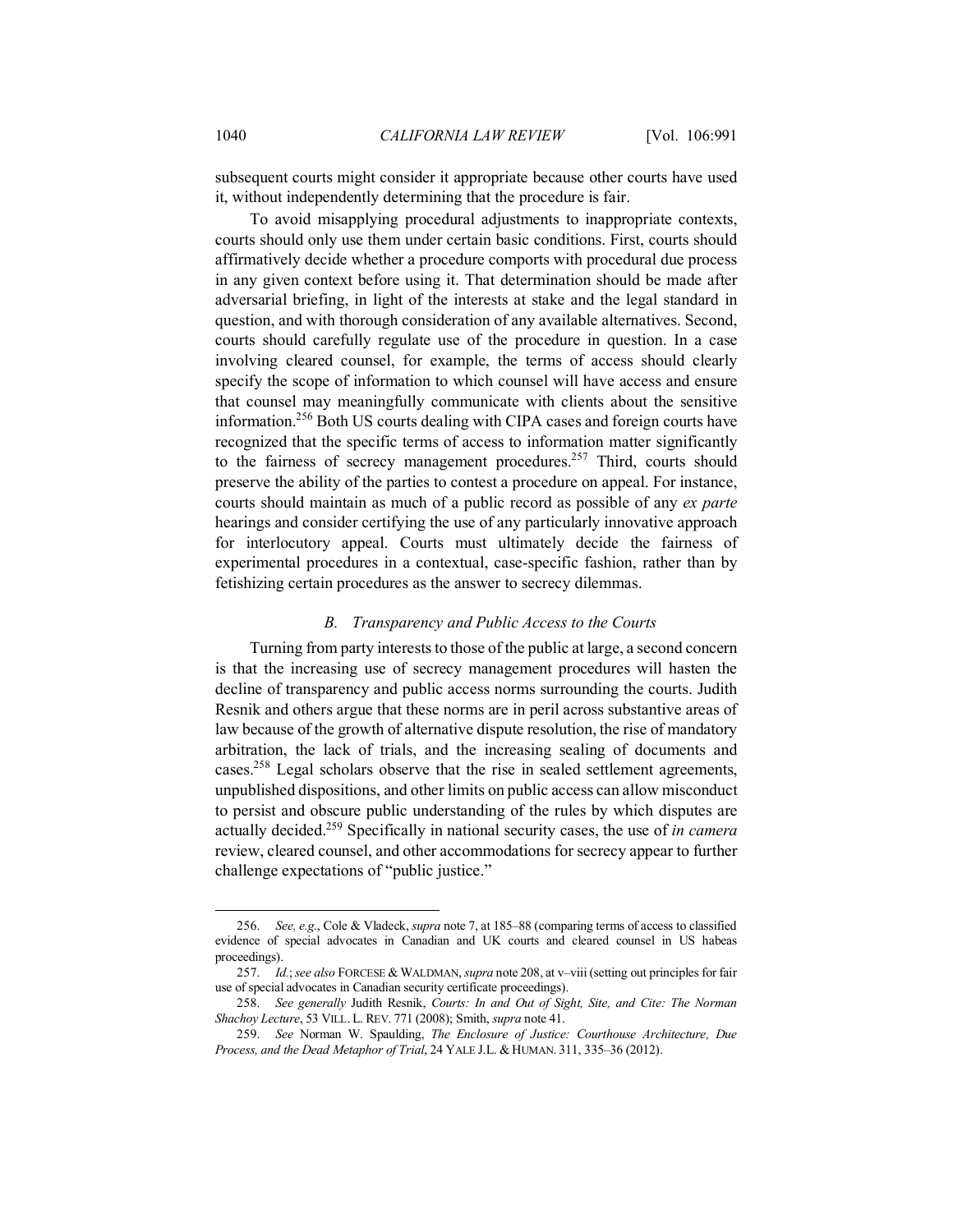subsequent courts might consider it appropriate because other courts have used it, without independently determining that the procedure is fair.

To avoid misapplying procedural adjustments to inappropriate contexts, courts should only use them under certain basic conditions. First, courts should affirmatively decide whether a procedure comports with procedural due process in any given context before using it. That determination should be made after adversarial briefing, in light of the interests at stake and the legal standard in question, and with thorough consideration of any available alternatives. Second, courts should carefully regulate use of the procedure in question. In a case involving cleared counsel, for example, the terms of access should clearly specify the scope of information to which counsel will have access and ensure that counsel may meaningfully communicate with clients about the sensitive information.[256] Both US courts dealing with CIPA cases and foreign courts have recognized that the specific terms of access to information matter significantly to the fairness of secrecy management procedures.[257] Third, courts should preserve the ability of the parties to contest a procedure on appeal. For instance, courts should maintain as much of a public record as possible of any *ex parte* hearings and consider certifying the use of any particularly innovative approach for interlocutory appeal. Courts must ultimately decide the fairness of experimental procedures in a contextual, case-specific fashion, rather than by fetishizing certain procedures as the answer to secrecy dilemmas.

### *B. Transparency and Public Access to the Courts*

Turning from party interests to those of the public at large, a second concern is that the increasing use of secrecy management procedures will hasten the decline of transparency and public access norms surrounding the courts. Judith Resnik and others argue that these norms are in peril across substantive areas of law because of the growth of alternative dispute resolution, the rise of mandatory arbitration, the lack of trials, and the increasing sealing of documents and cases.[258] Legal scholars observe that the rise in sealed settlement agreements, unpublished dispositions, and other limits on public access can allow misconduct to persist and obscure public understanding of the rules by which disputes are actually decided.[259] Specifically in national security cases, the use of *in camera* review, cleared counsel, and other accommodations for secrecy appear to further challenge expectations of "public justice."

---

256. *See, e.g.*, Cole & Vladeck, *supra* note 7, at 185–88 (comparing terms of access to classified evidence of special advocates in Canadian and UK courts and cleared counsel in US habeas proceedings).

257. *Id.*; *see also* FORCESE & WALDMAN, *supra* note 208, at v–viii (setting out principles for fair use of special advocates in Canadian security certificate proceedings).

258. *See generally* Judith Resnik, *Courts: In and Out of Sight, Site, and Cite: The Norman Shachoy Lecture*, 53 VILL. L. REV. 771 (2008); Smith, *supra* note 41.

259. *See* Norman W. Spaulding, *The Enclosure of Justice: Courthouse Architecture, Due Process, and the Dead Metaphor of Trial*, 24 YALE J.L. & HUMAN. 311, 335–36 (2012).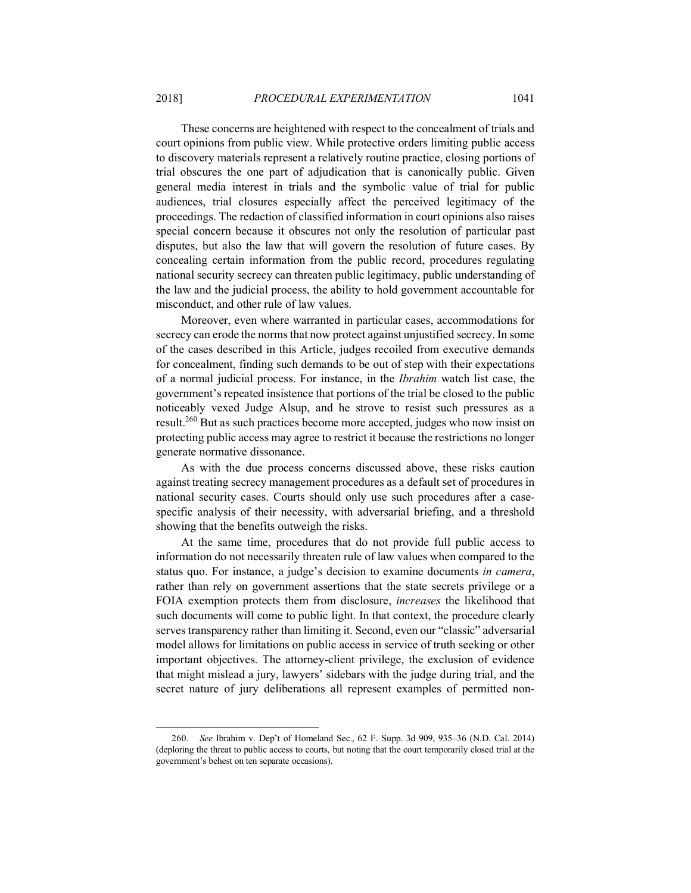These concerns are heightened with respect to the concealment of trials and court opinions from public view. While protective orders limiting public access to discovery materials represent a relatively routine practice, closing portions of trial obscures the one part of adjudication that is canonically public. Given general media interest in trials and the symbolic value of trial for public audiences, trial closures especially affect the perceived legitimacy of the proceedings. The redaction of classified information in court opinions also raises special concern because it obscures not only the resolution of particular past disputes, but also the law that will govern the resolution of future cases. By concealing certain information from the public record, procedures regulating national security secrecy can threaten public legitimacy, public understanding of the law and the judicial process, the ability to hold government accountable for misconduct, and other rule of law values.

Moreover, even where warranted in particular cases, accommodations for secrecy can erode the norms that now protect against unjustified secrecy. In some of the cases described in this Article, judges recoiled from executive demands for concealment, finding such demands to be out of step with their expectations of a normal judicial process. For instance, in the *Ibrahim* watch list case, the government's repeated insistence that portions of the trial be closed to the public noticeably vexed Judge Alsup, and he strove to resist such pressures as a result.[260] But as such practices become more accepted, judges who now insist on protecting public access may agree to restrict it because the restrictions no longer generate normative dissonance.

As with the due process concerns discussed above, these risks caution against treating secrecy management procedures as a default set of procedures in national security cases. Courts should only use such procedures after a case-specific analysis of their necessity, with adversarial briefing, and a threshold showing that the benefits outweigh the risks.

At the same time, procedures that do not provide full public access to information do not necessarily threaten rule of law values when compared to the status quo. For instance, a judge's decision to examine documents *in camera*, rather than rely on government assertions that the state secrets privilege or a FOIA exemption protects them from disclosure, *increases* the likelihood that such documents will come to public light. In that context, the procedure clearly serves transparency rather than limiting it. Second, even our "classic" adversarial model allows for limitations on public access in service of truth seeking or other important objectives. The attorney-client privilege, the exclusion of evidence that might mislead a jury, lawyers' sidebars with the judge during trial, and the secret nature of jury deliberations all represent examples of permitted non-

---

260. *See* Ibrahim v. Dep't of Homeland Sec., 62 F. Supp. 3d 909, 935–36 (N.D. Cal. 2014) (deploring the threat to public access to courts, but noting that the court temporarily closed trial at the government's behest on ten separate occasions).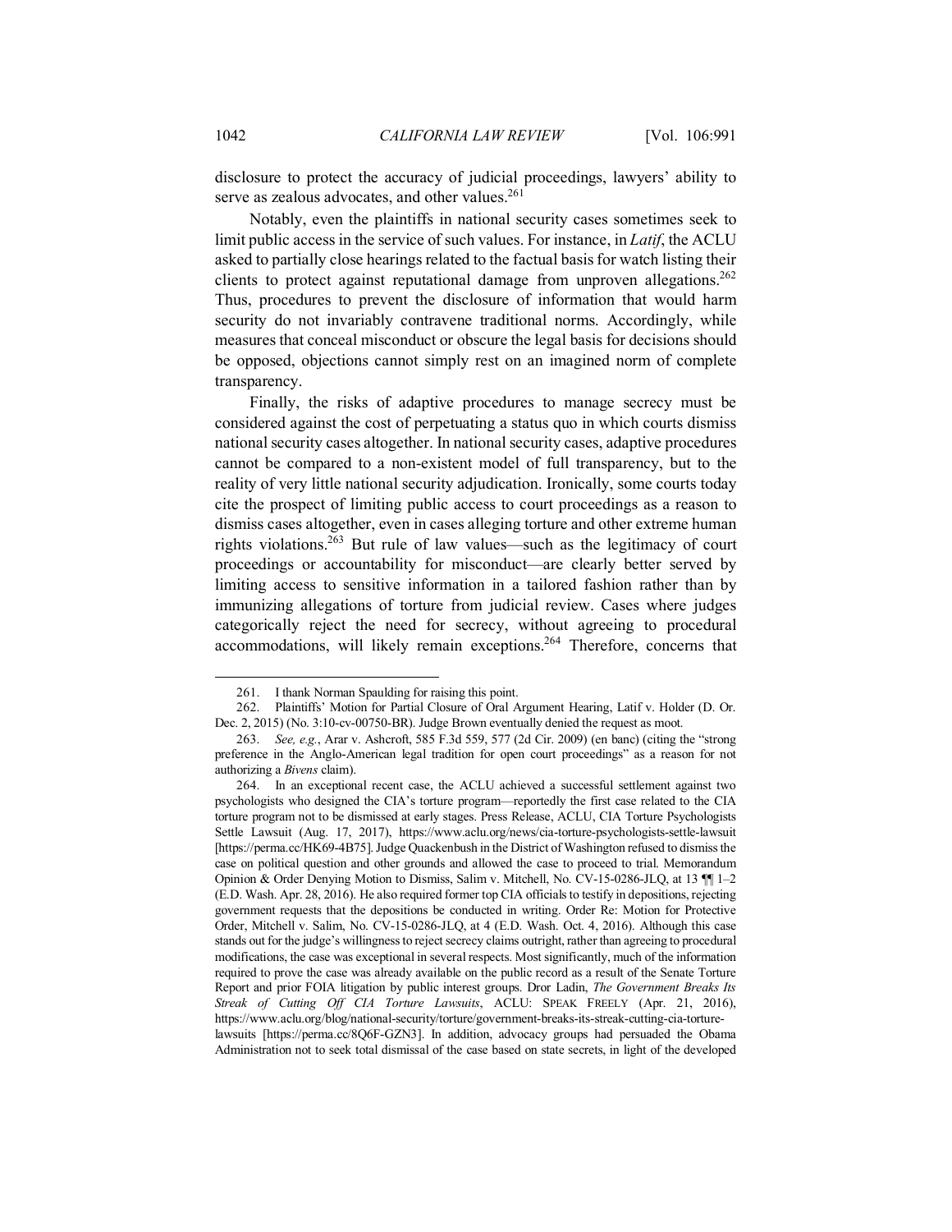disclosure to protect the accuracy of judicial proceedings, lawyers' ability to serve as zealous advocates, and other values.[261]

Notably, even the plaintiffs in national security cases sometimes seek to limit public access in the service of such values. For instance, in *Latif*, the ACLU asked to partially close hearings related to the factual basis for watch listing their clients to protect against reputational damage from unproven allegations.[262] Thus, procedures to prevent the disclosure of information that would harm security do not invariably contravene traditional norms. Accordingly, while measures that conceal misconduct or obscure the legal basis for decisions should be opposed, objections cannot simply rest on an imagined norm of complete transparency.

Finally, the risks of adaptive procedures to manage secrecy must be considered against the cost of perpetuating a status quo in which courts dismiss national security cases altogether. In national security cases, adaptive procedures cannot be compared to a non-existent model of full transparency, but to the reality of very little national security adjudication. Ironically, some courts today cite the prospect of limiting public access to court proceedings as a reason to dismiss cases altogether, even in cases alleging torture and other extreme human rights violations.[263] But rule of law values—such as the legitimacy of court proceedings or accountability for misconduct—are clearly better served by limiting access to sensitive information in a tailored fashion rather than by immunizing allegations of torture from judicial review. Cases where judges categorically reject the need for secrecy, without agreeing to procedural accommodations, will likely remain exceptions.[264] Therefore, concerns that

---

261. I thank Norman Spaulding for raising this point.

262. Plaintiffs' Motion for Partial Closure of Oral Argument Hearing, Latif v. Holder (D. Or. Dec. 2, 2015) (No. 3:10-cv-00750-BR). Judge Brown eventually denied the request as moot.

263. *See, e.g.*, Arar v. Ashcroft, 585 F.3d 559, 577 (2d Cir. 2009) (en banc) (citing the "strong preference in the Anglo-American legal tradition for open court proceedings" as a reason for not authorizing a *Bivens* claim).

264. In an exceptional recent case, the ACLU achieved a successful settlement against two psychologists who designed the CIA's torture program—reportedly the first case related to the CIA torture program not to be dismissed at early stages. Press Release, ACLU, CIA Torture Psychologists Settle Lawsuit (Aug. 17, 2017), https://www.aclu.org/news/cia-torture-psychologists-settle-lawsuit [https://perma.cc/HK69-4B75]. Judge Quackenbush in the District of Washington refused to dismiss the case on political question and other grounds and allowed the case to proceed to trial. Memorandum Opinion & Order Denying Motion to Dismiss, Salim v. Mitchell, No. CV-15-0286-JLQ, at 13 ¶¶ 1–2 (E.D. Wash. Apr. 28, 2016). He also required former top CIA officials to testify in depositions, rejecting government requests that the depositions be conducted in writing. Order Re: Motion for Protective Order, Mitchell v. Salim, No. CV-15-0286-JLQ, at 4 (E.D. Wash. Oct. 4, 2016). Although this case stands out for the judge's willingness to reject secrecy claims outright, rather than agreeing to procedural modifications, the case was exceptional in several respects. Most significantly, much of the information required to prove the case was already available on the public record as a result of the Senate Torture Report and prior FOIA litigation by public interest groups. Dror Ladin, *The Government Breaks Its Streak of Cutting Off CIA Torture Lawsuits*, ACLU: SPEAK FREELY (Apr. 21, 2016), https://www.aclu.org/blog/national-security/torture/government-breaks-its-streak-cutting-cia-torture-lawsuits [https://perma.cc/8Q6F-GZN3]. In addition, advocacy groups had persuaded the Obama Administration not to seek total dismissal of the case based on state secrets, in light of the developed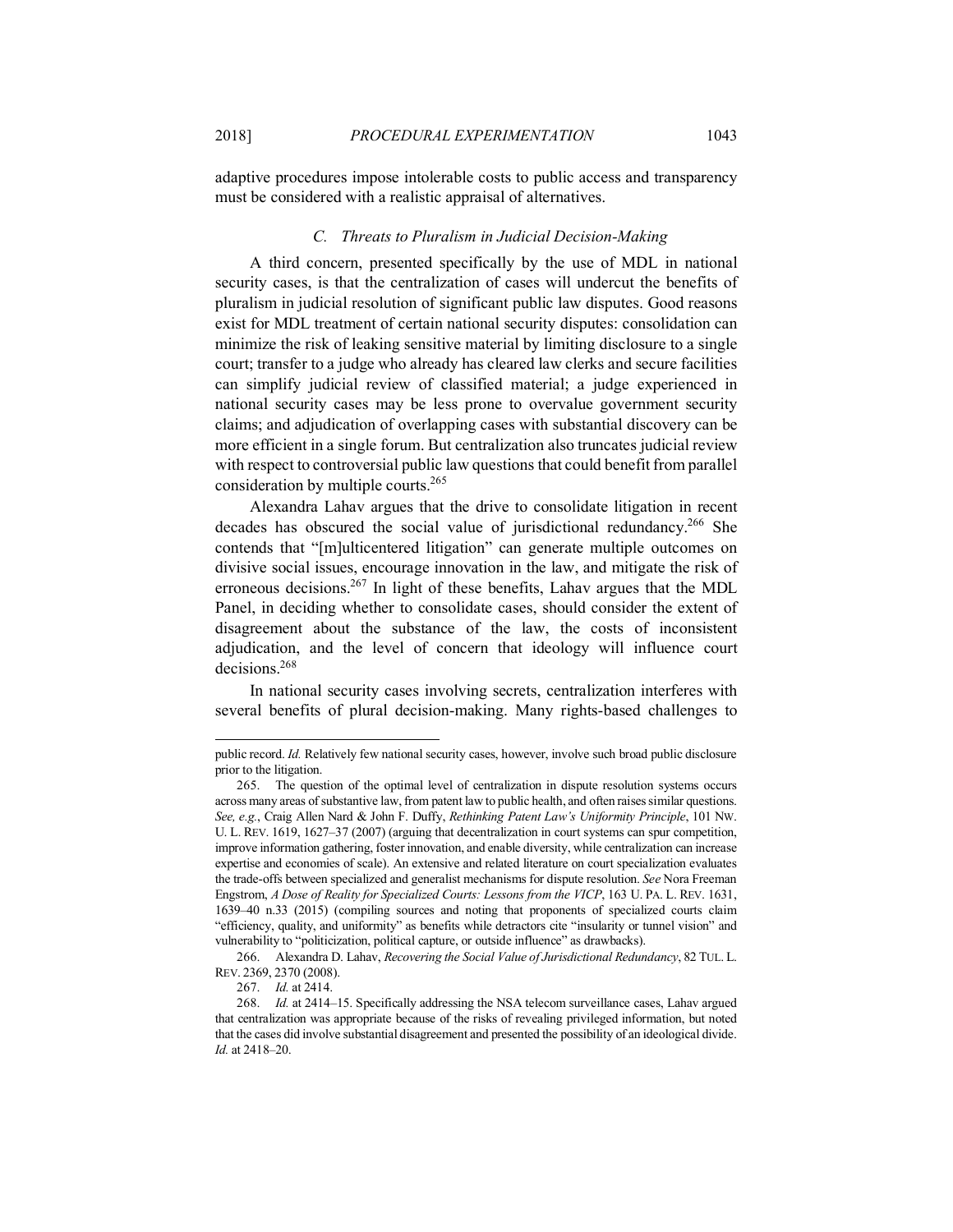adaptive procedures impose intolerable costs to public access and transparency must be considered with a realistic appraisal of alternatives.

### *C. Threats to Pluralism in Judicial Decision-Making*

A third concern, presented specifically by the use of MDL in national security cases, is that the centralization of cases will undercut the benefits of pluralism in judicial resolution of significant public law disputes. Good reasons exist for MDL treatment of certain national security disputes: consolidation can minimize the risk of leaking sensitive material by limiting disclosure to a single court; transfer to a judge who already has cleared law clerks and secure facilities can simplify judicial review of classified material; a judge experienced in national security cases may be less prone to overvalue government security claims; and adjudication of overlapping cases with substantial discovery can be more efficient in a single forum. But centralization also truncates judicial review with respect to controversial public law questions that could benefit from parallel consideration by multiple courts.[265]

Alexandra Lahav argues that the drive to consolidate litigation in recent decades has obscured the social value of jurisdictional redundancy.[266] She contends that "[m]ulticentered litigation" can generate multiple outcomes on divisive social issues, encourage innovation in the law, and mitigate the risk of erroneous decisions.[267] In light of these benefits, Lahav argues that the MDL Panel, in deciding whether to consolidate cases, should consider the extent of disagreement about the substance of the law, the costs of inconsistent adjudication, and the level of concern that ideology will influence court decisions.[268]

In national security cases involving secrets, centralization interferes with several benefits of plural decision-making. Many rights-based challenges to

---

public record. *Id.* Relatively few national security cases, however, involve such broad public disclosure prior to the litigation.

265. The question of the optimal level of centralization in dispute resolution systems occurs across many areas of substantive law, from patent law to public health, and often raises similar questions. *See, e.g.*, Craig Allen Nard & John F. Duffy, *Rethinking Patent Law's Uniformity Principle*, 101 NW. U. L. REV. 1619, 1627–37 (2007) (arguing that decentralization in court systems can spur competition, improve information gathering, foster innovation, and enable diversity, while centralization can increase expertise and economies of scale). An extensive and related literature on court specialization evaluates the trade-offs between specialized and generalist mechanisms for dispute resolution. *See* Nora Freeman Engstrom, *A Dose of Reality for Specialized Courts: Lessons from the VICP*, 163 U. PA. L. REV. 1631, 1639–40 n.33 (2015) (compiling sources and noting that proponents of specialized courts claim "efficiency, quality, and uniformity" as benefits while detractors cite "insularity or tunnel vision" and vulnerability to "politicization, political capture, or outside influence" as drawbacks).

266. Alexandra D. Lahav, *Recovering the Social Value of Jurisdictional Redundancy*, 82 TUL. L. REV. 2369, 2370 (2008).

267. *Id.* at 2414.

268. *Id.* at 2414–15. Specifically addressing the NSA telecom surveillance cases, Lahav argued that centralization was appropriate because of the risks of revealing privileged information, but noted that the cases did involve substantial disagreement and presented the possibility of an ideological divide. *Id.* at 2418–20.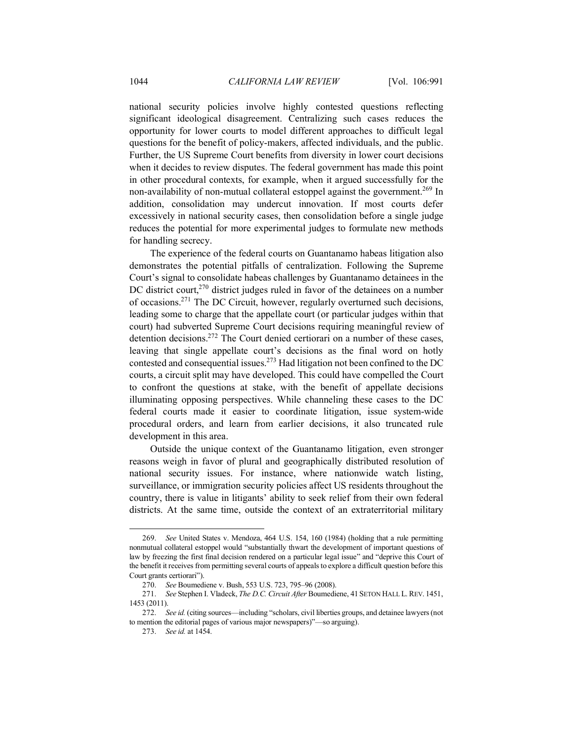national security policies involve highly contested questions reflecting significant ideological disagreement. Centralizing such cases reduces the opportunity for lower courts to model different approaches to difficult legal questions for the benefit of policy-makers, affected individuals, and the public. Further, the US Supreme Court benefits from diversity in lower court decisions when it decides to review disputes. The federal government has made this point in other procedural contexts, for example, when it argued successfully for the non-availability of non-mutual collateral estoppel against the government.[269] In addition, consolidation may undercut innovation. If most courts defer excessively in national security cases, then consolidation before a single judge reduces the potential for more experimental judges to formulate new methods for handling secrecy.

The experience of the federal courts on Guantanamo habeas litigation also demonstrates the potential pitfalls of centralization. Following the Supreme Court's signal to consolidate habeas challenges by Guantanamo detainees in the DC district court,[270] district judges ruled in favor of the detainees on a number of occasions.[271] The DC Circuit, however, regularly overturned such decisions, leading some to charge that the appellate court (or particular judges within that court) had subverted Supreme Court decisions requiring meaningful review of detention decisions.[272] The Court denied certiorari on a number of these cases, leaving that single appellate court's decisions as the final word on hotly contested and consequential issues.[273] Had litigation not been confined to the DC courts, a circuit split may have developed. This could have compelled the Court to confront the questions at stake, with the benefit of appellate decisions illuminating opposing perspectives. While channeling these cases to the DC federal courts made it easier to coordinate litigation, issue system-wide procedural orders, and learn from earlier decisions, it also truncated rule development in this area.

Outside the unique context of the Guantanamo litigation, even stronger reasons weigh in favor of plural and geographically distributed resolution of national security issues. For instance, where nationwide watch listing, surveillance, or immigration security policies affect US residents throughout the country, there is value in litigants' ability to seek relief from their own federal districts. At the same time, outside the context of an extraterritorial military

---

269. *See* United States v. Mendoza, 464 U.S. 154, 160 (1984) (holding that a rule permitting nonmutual collateral estoppel would "substantially thwart the development of important questions of law by freezing the first final decision rendered on a particular legal issue" and "deprive this Court of the benefit it receives from permitting several courts of appeals to explore a difficult question before this Court grants certiorari").

270. *See* Boumediene v. Bush, 553 U.S. 723, 795–96 (2008).

271. *See* Stephen I. Vladeck, *The D.C. Circuit After* Boumediene, 41 SETON HALL L. REV. 1451, 1453 (2011).

272. *See id.* (citing sources—including "scholars, civil liberties groups, and detainee lawyers (not to mention the editorial pages of various major newspapers)"—so arguing).

273. *See id.* at 1454.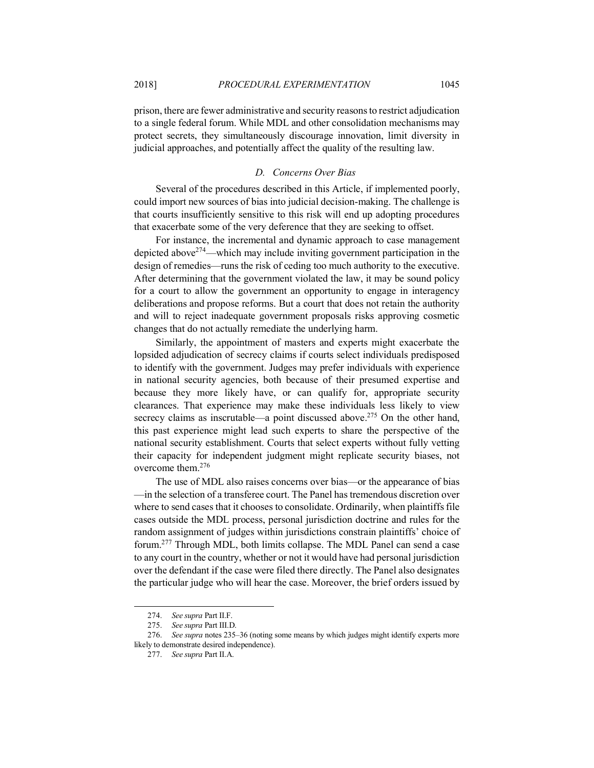prison, there are fewer administrative and security reasons to restrict adjudication to a single federal forum. While MDL and other consolidation mechanisms may protect secrets, they simultaneously discourage innovation, limit diversity in judicial approaches, and potentially affect the quality of the resulting law.

### *D. Concerns Over Bias*

Several of the procedures described in this Article, if implemented poorly, could import new sources of bias into judicial decision-making. The challenge is that courts insufficiently sensitive to this risk will end up adopting procedures that exacerbate some of the very deference that they are seeking to offset.

For instance, the incremental and dynamic approach to case management depicted above[274]—which may include inviting government participation in the design of remedies—runs the risk of ceding too much authority to the executive. After determining that the government violated the law, it may be sound policy for a court to allow the government an opportunity to engage in interagency deliberations and propose reforms. But a court that does not retain the authority and will to reject inadequate government proposals risks approving cosmetic changes that do not actually remediate the underlying harm.

Similarly, the appointment of masters and experts might exacerbate the lopsided adjudication of secrecy claims if courts select individuals predisposed to identify with the government. Judges may prefer individuals with experience in national security agencies, both because of their presumed expertise and because they more likely have, or can qualify for, appropriate security clearances. That experience may make these individuals less likely to view secrecy claims as inscrutable—a point discussed above.[275] On the other hand, this past experience might lead such experts to share the perspective of the national security establishment. Courts that select experts without fully vetting their capacity for independent judgment might replicate security biases, not overcome them.[276]

The use of MDL also raises concerns over bias—or the appearance of bias—in the selection of a transferee court. The Panel has tremendous discretion over where to send cases that it chooses to consolidate. Ordinarily, when plaintiffs file cases outside the MDL process, personal jurisdiction doctrine and rules for the random assignment of judges within jurisdictions constrain plaintiffs' choice of forum.[277] Through MDL, both limits collapse. The MDL Panel can send a case to any court in the country, whether or not it would have had personal jurisdiction over the defendant if the case were filed there directly. The Panel also designates the particular judge who will hear the case. Moreover, the brief orders issued by

---

274. *See supra* Part II.F.

275. *See supra* Part III.D.

276. *See supra* notes 235–36 (noting some means by which judges might identify experts more likely to demonstrate desired independence).

277. *See supra* Part II.A.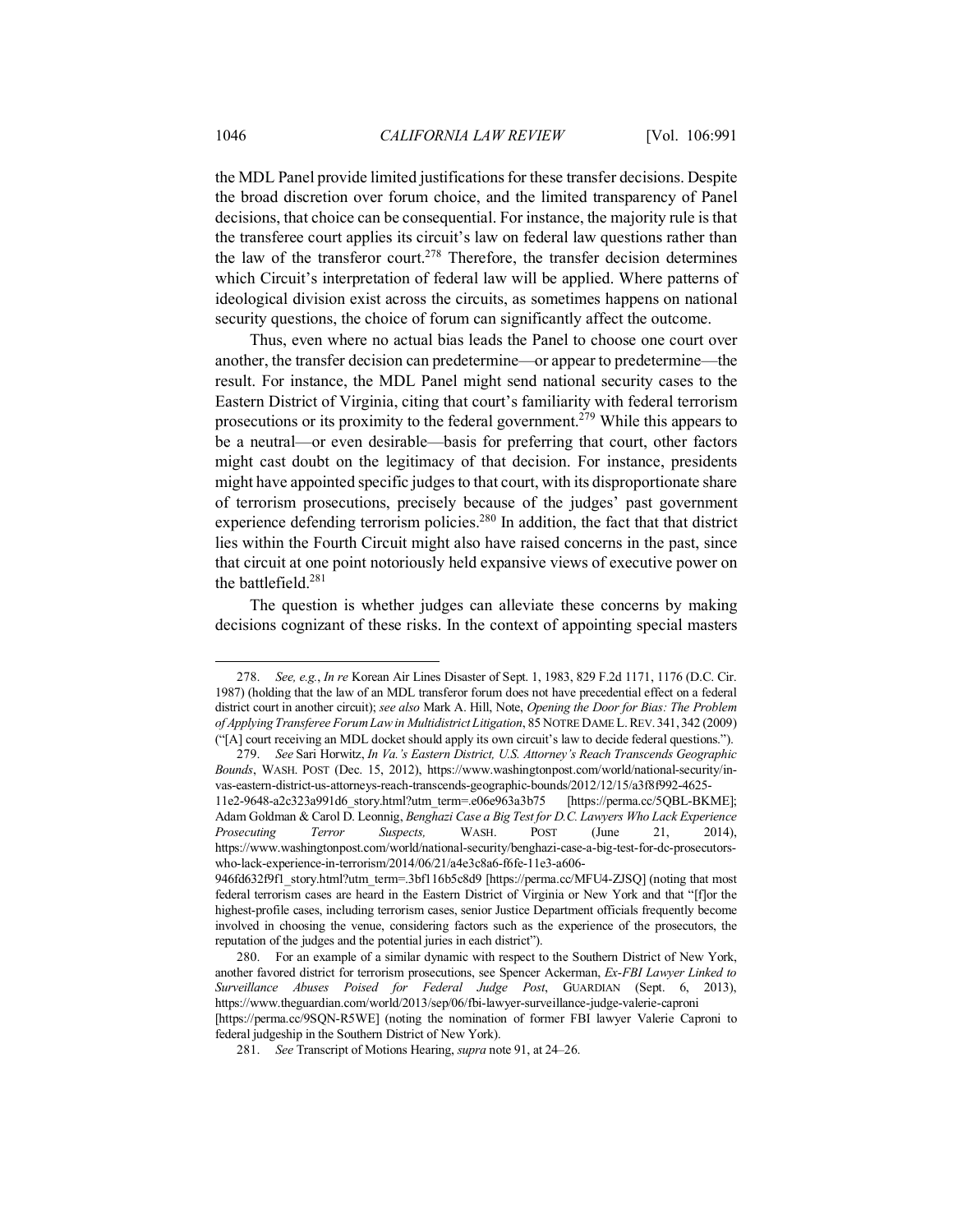the MDL Panel provide limited justifications for these transfer decisions. Despite the broad discretion over forum choice, and the limited transparency of Panel decisions, that choice can be consequential. For instance, the majority rule is that the transferee court applies its circuit's law on federal law questions rather than the law of the transferor court.[278] Therefore, the transfer decision determines which Circuit's interpretation of federal law will be applied. Where patterns of ideological division exist across the circuits, as sometimes happens on national security questions, the choice of forum can significantly affect the outcome.

Thus, even where no actual bias leads the Panel to choose one court over another, the transfer decision can predetermine—or appear to predetermine—the result. For instance, the MDL Panel might send national security cases to the Eastern District of Virginia, citing that court's familiarity with federal terrorism prosecutions or its proximity to the federal government.[279] While this appears to be a neutral—or even desirable—basis for preferring that court, other factors might cast doubt on the legitimacy of that decision. For instance, presidents might have appointed specific judges to that court, with its disproportionate share of terrorism prosecutions, precisely because of the judges' past government experience defending terrorism policies.[280] In addition, the fact that that district lies within the Fourth Circuit might also have raised concerns in the past, since that circuit at one point notoriously held expansive views of executive power on the battlefield.[281]

The question is whether judges can alleviate these concerns by making decisions cognizant of these risks. In the context of appointing special masters

---

278. *See, e.g.*, *In re* Korean Air Lines Disaster of Sept. 1, 1983, 829 F.2d 1171, 1176 (D.C. Cir. 1987) (holding that the law of an MDL transferor forum does not have precedential effect on a federal district court in another circuit); *see also* Mark A. Hill, Note, *Opening the Door for Bias: The Problem of Applying Transferee Forum Law in Multidistrict Litigation*, 85 NOTRE DAME L. REV. 341, 342 (2009) ("[A] court receiving an MDL docket should apply its own circuit's law to decide federal questions.").

279. *See* Sari Horwitz, *In Va.'s Eastern District, U.S. Attorney's Reach Transcends Geographic Bounds*, WASH. POST (Dec. 15, 2012), https://www.washingtonpost.com/world/national-security/in-vas-eastern-district-us-attorneys-reach-transcends-geographic-bounds/2012/12/15/a3f8f992-4625-11e2-9648-a2c323a991d6_story.html?utm_term=.e06e963a3b75 [https://perma.cc/5QBL-BKME]; Adam Goldman & Carol D. Leonnig, *Benghazi Case a Big Test for D.C. Lawyers Who Lack Experience Prosecuting Terror Suspects,* WASH. POST (June 21, 2014), https://www.washingtonpost.com/world/national-security/benghazi-case-a-big-test-for-dc-prosecutors-who-lack-experience-in-terrorism/2014/06/21/a4e3c8a6-f6fe-11e3-a606-946fd632f9f1_story.html?utm_term=.3bf116b5c8d9 [https://perma.cc/MFU4-ZJSQ] (noting that most federal terrorism cases are heard in the Eastern District of Virginia or New York and that "[f]or the highest-profile cases, including terrorism cases, senior Justice Department officials frequently become involved in choosing the venue, considering factors such as the experience of the prosecutors, the reputation of the judges and the potential juries in each district").

280. For an example of a similar dynamic with respect to the Southern District of New York, another favored district for terrorism prosecutions, see Spencer Ackerman, *Ex-FBI Lawyer Linked to Surveillance Abuses Poised for Federal Judge Post*, GUARDIAN (Sept. 6, 2013), https://www.theguardian.com/world/2013/sep/06/fbi-lawyer-surveillance-judge-valerie-caproni [https://perma.cc/9SQN-R5WE] (noting the nomination of former FBI lawyer Valerie Caproni to federal judgeship in the Southern District of New York).

281. *See* Transcript of Motions Hearing, *supra* note 91, at 24–26.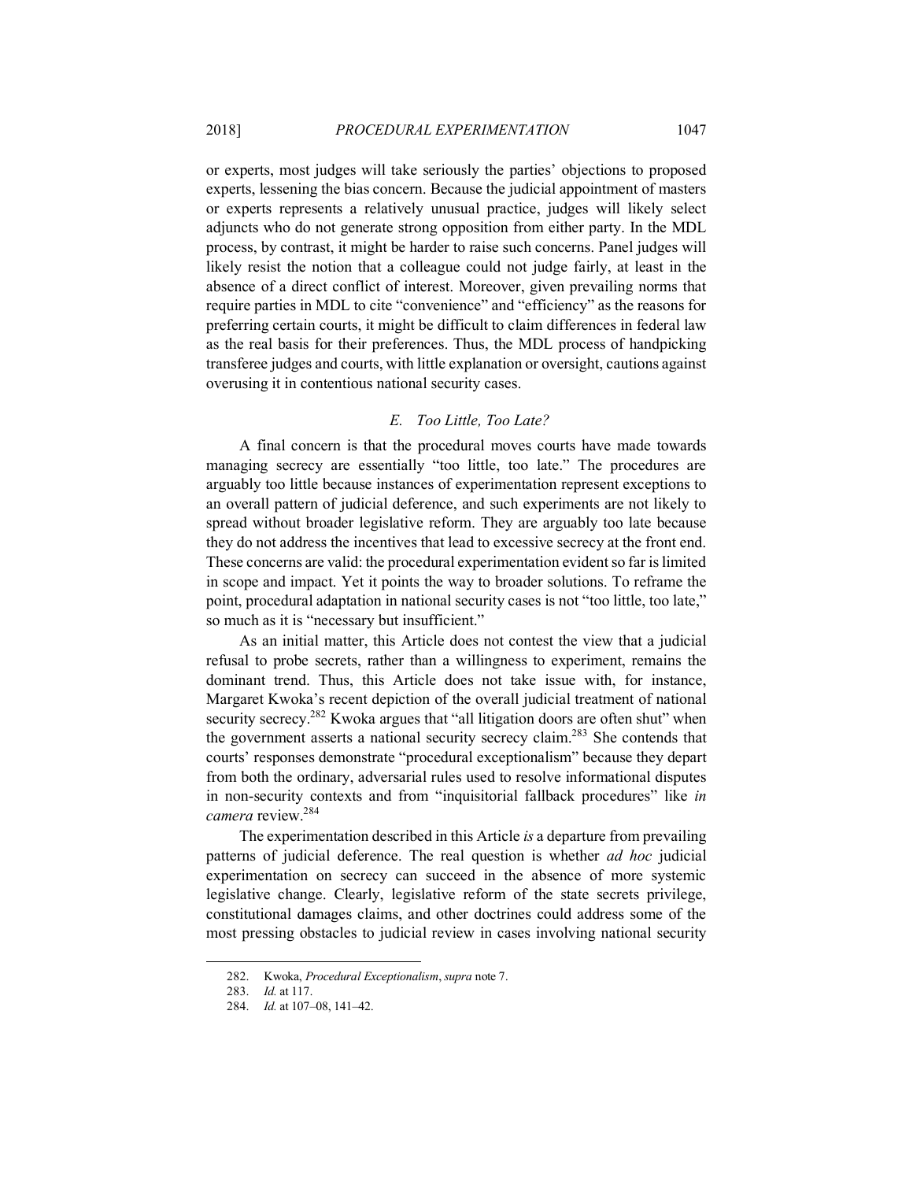or experts, most judges will take seriously the parties' objections to proposed experts, lessening the bias concern. Because the judicial appointment of masters or experts represents a relatively unusual practice, judges will likely select adjuncts who do not generate strong opposition from either party. In the MDL process, by contrast, it might be harder to raise such concerns. Panel judges will likely resist the notion that a colleague could not judge fairly, at least in the absence of a direct conflict of interest. Moreover, given prevailing norms that require parties in MDL to cite "convenience" and "efficiency" as the reasons for preferring certain courts, it might be difficult to claim differences in federal law as the real basis for their preferences. Thus, the MDL process of handpicking transferee judges and courts, with little explanation or oversight, cautions against overusing it in contentious national security cases.

### *E. Too Little, Too Late?*

A final concern is that the procedural moves courts have made towards managing secrecy are essentially "too little, too late." The procedures are arguably too little because instances of experimentation represent exceptions to an overall pattern of judicial deference, and such experiments are not likely to spread without broader legislative reform. They are arguably too late because they do not address the incentives that lead to excessive secrecy at the front end. These concerns are valid: the procedural experimentation evident so far is limited in scope and impact. Yet it points the way to broader solutions. To reframe the point, procedural adaptation in national security cases is not "too little, too late," so much as it is "necessary but insufficient."

As an initial matter, this Article does not contest the view that a judicial refusal to probe secrets, rather than a willingness to experiment, remains the dominant trend. Thus, this Article does not take issue with, for instance, Margaret Kwoka's recent depiction of the overall judicial treatment of national security secrecy.[282] Kwoka argues that "all litigation doors are often shut" when the government asserts a national security secrecy claim.[283] She contends that courts' responses demonstrate "procedural exceptionalism" because they depart from both the ordinary, adversarial rules used to resolve informational disputes in non-security contexts and from "inquisitorial fallback procedures" like *in camera* review.[284]

The experimentation described in this Article *is* a departure from prevailing patterns of judicial deference. The real question is whether *ad hoc* judicial experimentation on secrecy can succeed in the absence of more systemic legislative change. Clearly, legislative reform of the state secrets privilege, constitutional damages claims, and other doctrines could address some of the most pressing obstacles to judicial review in cases involving national security

---

282. Kwoka, *Procedural Exceptionalism*, *supra* note 7.

283. *Id.* at 117.

284. *Id.* at 107–08, 141–42.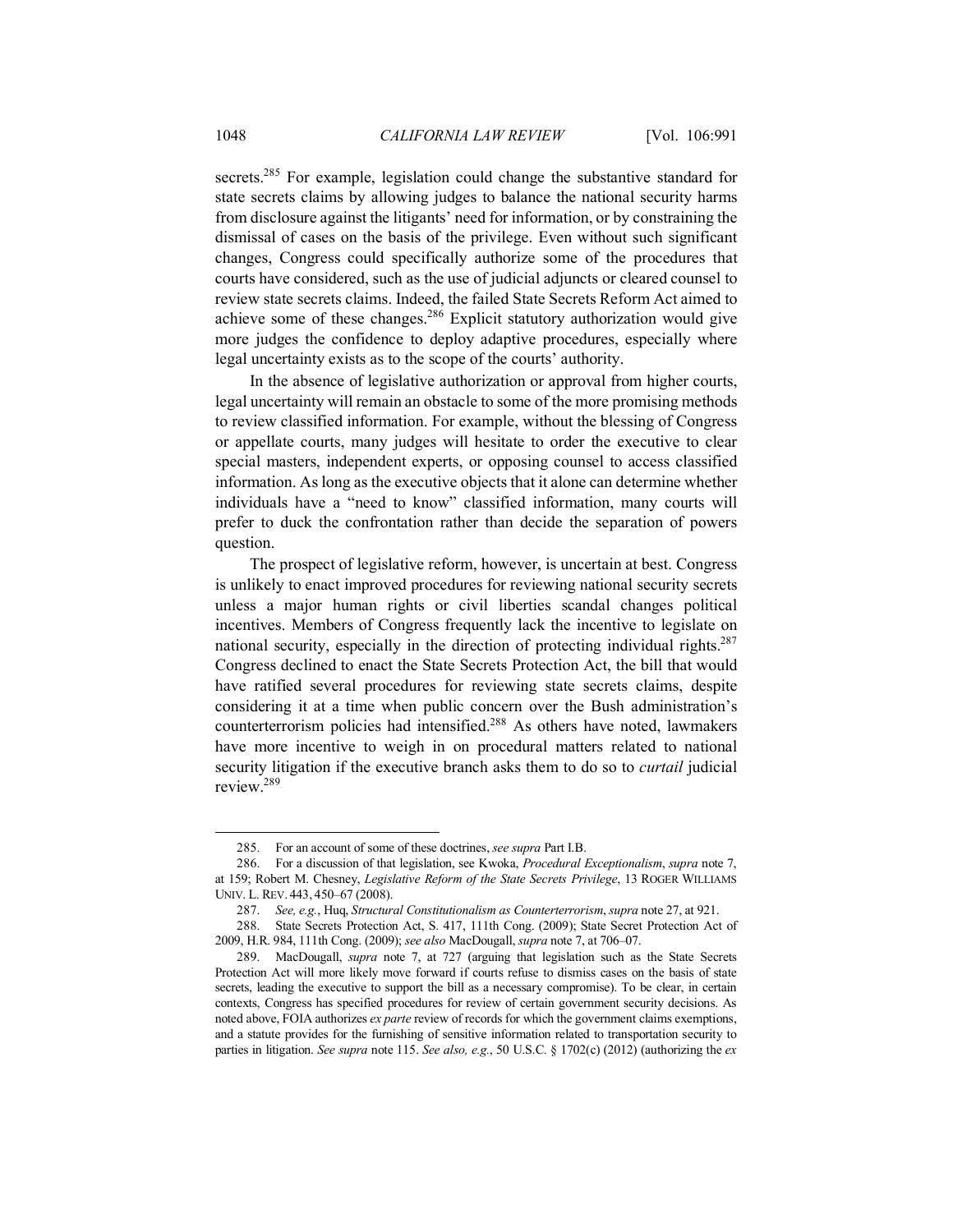secrets.[285] For example, legislation could change the substantive standard for state secrets claims by allowing judges to balance the national security harms from disclosure against the litigants' need for information, or by constraining the dismissal of cases on the basis of the privilege. Even without such significant changes, Congress could specifically authorize some of the procedures that courts have considered, such as the use of judicial adjuncts or cleared counsel to review state secrets claims. Indeed, the failed State Secrets Reform Act aimed to achieve some of these changes.[286] Explicit statutory authorization would give more judges the confidence to deploy adaptive procedures, especially where legal uncertainty exists as to the scope of the courts' authority.

In the absence of legislative authorization or approval from higher courts, legal uncertainty will remain an obstacle to some of the more promising methods to review classified information. For example, without the blessing of Congress or appellate courts, many judges will hesitate to order the executive to clear special masters, independent experts, or opposing counsel to access classified information. As long as the executive objects that it alone can determine whether individuals have a "need to know" classified information, many courts will prefer to duck the confrontation rather than decide the separation of powers question.

The prospect of legislative reform, however, is uncertain at best. Congress is unlikely to enact improved procedures for reviewing national security secrets unless a major human rights or civil liberties scandal changes political incentives. Members of Congress frequently lack the incentive to legislate on national security, especially in the direction of protecting individual rights.[287] Congress declined to enact the State Secrets Protection Act, the bill that would have ratified several procedures for reviewing state secrets claims, despite considering it at a time when public concern over the Bush administration's counterterrorism policies had intensified.[288] As others have noted, lawmakers have more incentive to weigh in on procedural matters related to national security litigation if the executive branch asks them to do so to *curtail* judicial review.[289]

---

285. For an account of some of these doctrines, *see supra* Part I.B.

286. For a discussion of that legislation, see Kwoka, *Procedural Exceptionalism*, *supra* note 7, at 159; Robert M. Chesney, *Legislative Reform of the State Secrets Privilege*, 13 ROGER WILLIAMS UNIV. L. REV. 443, 450–67 (2008).

287. *See, e.g.*, Huq, *Structural Constitutionalism as Counterterrorism*, *supra* note 27, at 921.

288. State Secrets Protection Act, S. 417, 111th Cong. (2009); State Secret Protection Act of 2009, H.R. 984, 111th Cong. (2009); *see also* MacDougall, *supra* note 7, at 706–07.

289. MacDougall, *supra* note 7, at 727 (arguing that legislation such as the State Secrets Protection Act will more likely move forward if courts refuse to dismiss cases on the basis of state secrets, leading the executive to support the bill as a necessary compromise). To be clear, in certain contexts, Congress has specified procedures for review of certain government security decisions. As noted above, FOIA authorizes *ex parte* review of records for which the government claims exemptions, and a statute provides for the furnishing of sensitive information related to transportation security to parties in litigation. *See supra* note 115. *See also, e.g.*, 50 U.S.C. § 1702(c) (2012) (authorizing the *ex*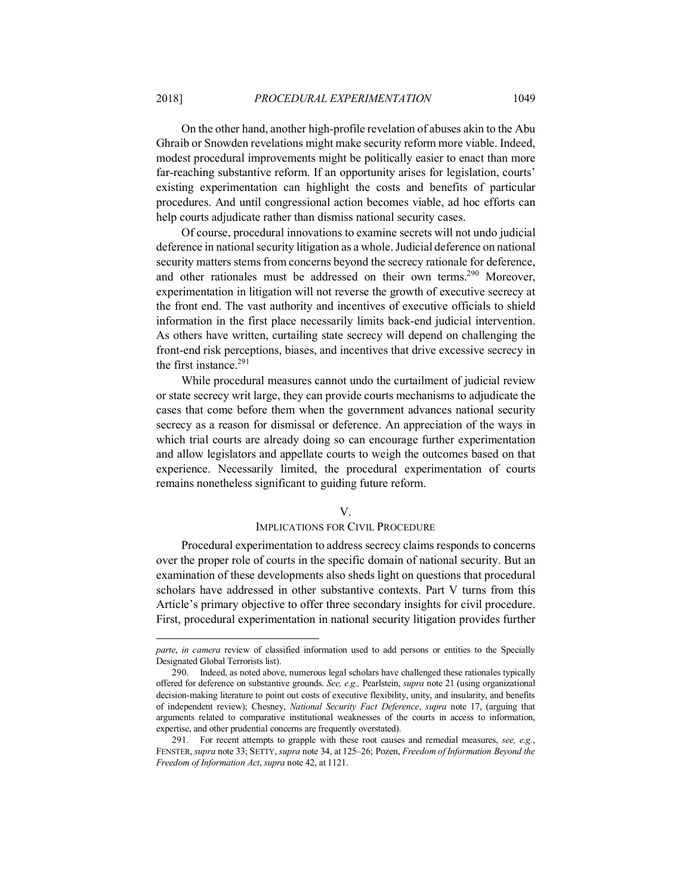On the other hand, another high-profile revelation of abuses akin to the Abu Ghraib or Snowden revelations might make security reform more viable. Indeed, modest procedural improvements might be politically easier to enact than more far-reaching substantive reform. If an opportunity arises for legislation, courts' existing experimentation can highlight the costs and benefits of particular procedures. And until congressional action becomes viable, ad hoc efforts can help courts adjudicate rather than dismiss national security cases.

Of course, procedural innovations to examine secrets will not undo judicial deference in national security litigation as a whole. Judicial deference on national security matters stems from concerns beyond the secrecy rationale for deference, and other rationales must be addressed on their own terms.[290] Moreover, experimentation in litigation will not reverse the growth of executive secrecy at the front end. The vast authority and incentives of executive officials to shield information in the first place necessarily limits back-end judicial intervention. As others have written, curtailing state secrecy will depend on challenging the front-end risk perceptions, biases, and incentives that drive excessive secrecy in the first instance.[291]

While procedural measures cannot undo the curtailment of judicial review or state secrecy writ large, they can provide courts mechanisms to adjudicate the cases that come before them when the government advances national security secrecy as a reason for dismissal or deference. An appreciation of the ways in which trial courts are already doing so can encourage further experimentation and allow legislators and appellate courts to weigh the outcomes based on that experience. Necessarily limited, the procedural experimentation of courts remains nonetheless significant to guiding future reform.

## V.
## IMPLICATIONS FOR CIVIL PROCEDURE

Procedural experimentation to address secrecy claims responds to concerns over the proper role of courts in the specific domain of national security. But an examination of these developments also sheds light on questions that procedural scholars have addressed in other substantive contexts. Part V turns from this Article's primary objective to offer three secondary insights for civil procedure. First, procedural experimentation in national security litigation provides further

---

*parte*, *in camera* review of classified information used to add persons or entities to the Specially Designated Global Terrorists list).

290. Indeed, as noted above, numerous legal scholars have challenged these rationales typically offered for deference on substantive grounds. *See, e.g.,* Pearlstein, *supra* note 21 (using organizational decision-making literature to point out costs of executive flexibility, unity, and insularity, and benefits of independent review); Chesney, *National Security Fact Deference*, *supra* note 17, (arguing that arguments related to comparative institutional weaknesses of the courts in access to information, expertise, and other prudential concerns are frequently overstated).

291. For recent attempts to grapple with these root causes and remedial measures, *see, e.g.*, FENSTER, *supra* note 33; SETTY, *supra* note 34, at 125–26; Pozen, *Freedom of Information Beyond the Freedom of Information Act*, *supra* note 42, at 1121.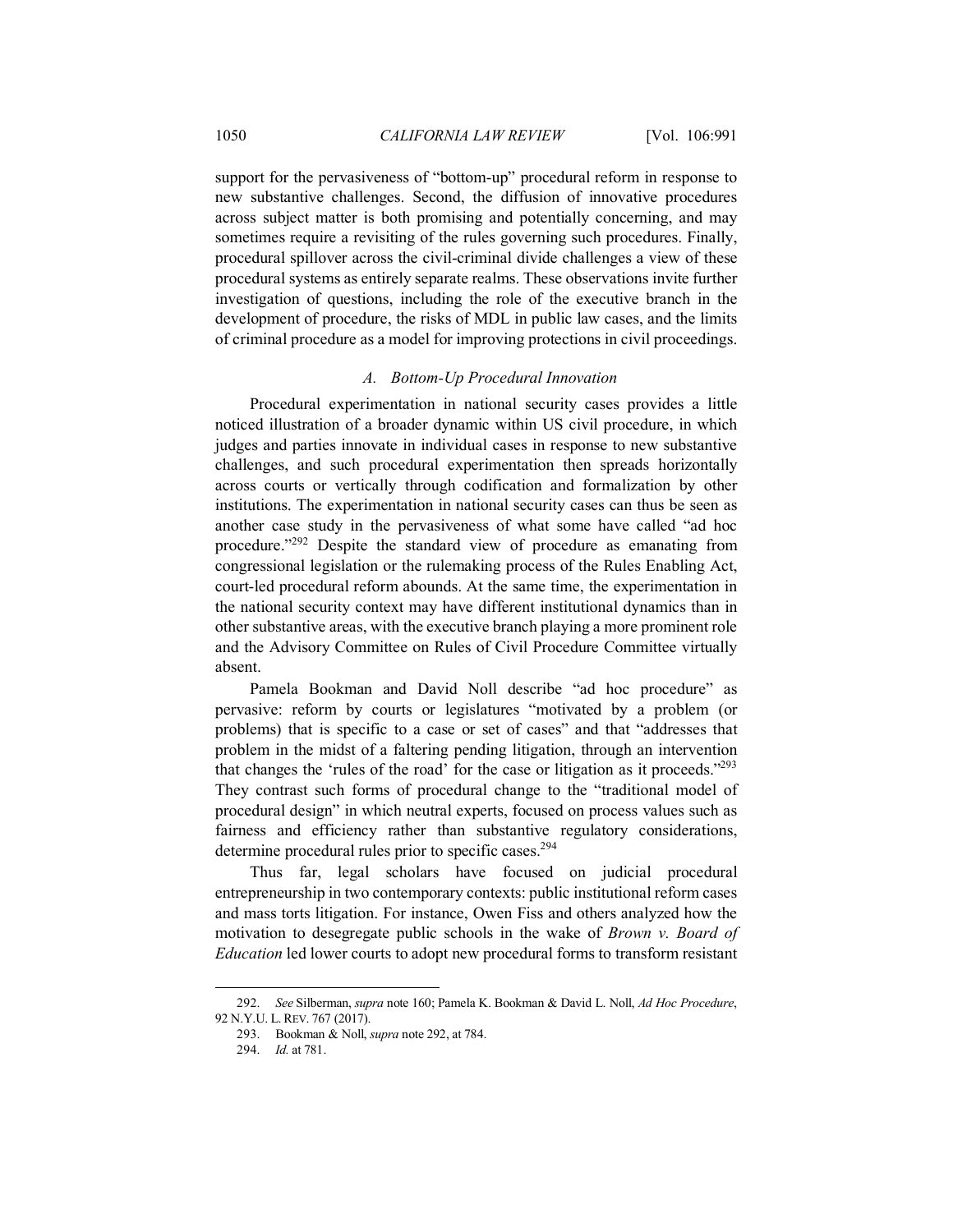support for the pervasiveness of "bottom-up" procedural reform in response to new substantive challenges. Second, the diffusion of innovative procedures across subject matter is both promising and potentially concerning, and may sometimes require a revisiting of the rules governing such procedures. Finally, procedural spillover across the civil-criminal divide challenges a view of these procedural systems as entirely separate realms. These observations invite further investigation of questions, including the role of the executive branch in the development of procedure, the risks of MDL in public law cases, and the limits of criminal procedure as a model for improving protections in civil proceedings.

### *A. Bottom-Up Procedural Innovation*

Procedural experimentation in national security cases provides a little noticed illustration of a broader dynamic within US civil procedure, in which judges and parties innovate in individual cases in response to new substantive challenges, and such procedural experimentation then spreads horizontally across courts or vertically through codification and formalization by other institutions. The experimentation in national security cases can thus be seen as another case study in the pervasiveness of what some have called "ad hoc procedure."[292] Despite the standard view of procedure as emanating from congressional legislation or the rulemaking process of the Rules Enabling Act, court-led procedural reform abounds. At the same time, the experimentation in the national security context may have different institutional dynamics than in other substantive areas, with the executive branch playing a more prominent role and the Advisory Committee on Rules of Civil Procedure Committee virtually absent.

Pamela Bookman and David Noll describe "ad hoc procedure" as pervasive: reform by courts or legislatures "motivated by a problem (or problems) that is specific to a case or set of cases" and that "addresses that problem in the midst of a faltering pending litigation, through an intervention that changes the 'rules of the road' for the case or litigation as it proceeds."[293] They contrast such forms of procedural change to the "traditional model of procedural design" in which neutral experts, focused on process values such as fairness and efficiency rather than substantive regulatory considerations, determine procedural rules prior to specific cases.[294]

Thus far, legal scholars have focused on judicial procedural entrepreneurship in two contemporary contexts: public institutional reform cases and mass torts litigation. For instance, Owen Fiss and others analyzed how the motivation to desegregate public schools in the wake of *Brown v. Board of Education* led lower courts to adopt new procedural forms to transform resistant

---

292. *See* Silberman, *supra* note 160; Pamela K. Bookman & David L. Noll, *Ad Hoc Procedure*, 92 N.Y.U. L. REV. 767 (2017).

293. Bookman & Noll, *supra* note 292, at 784.

294. *Id.* at 781.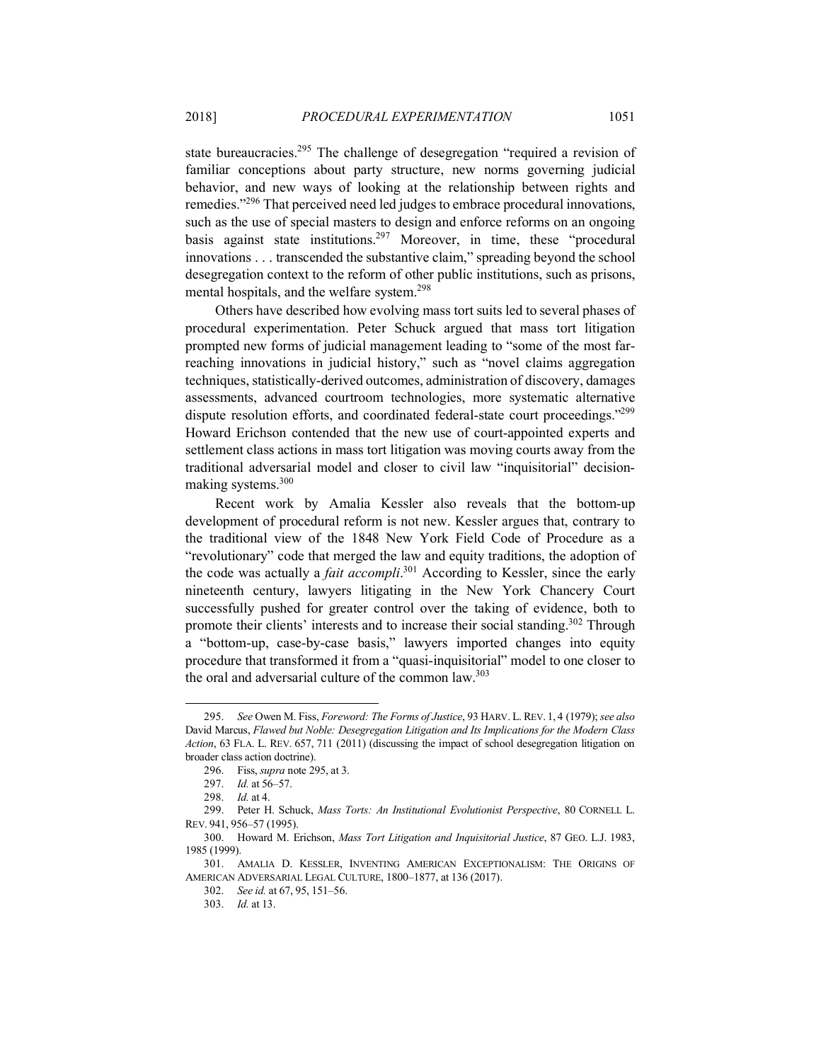state bureaucracies.[295] The challenge of desegregation "required a revision of familiar conceptions about party structure, new norms governing judicial behavior, and new ways of looking at the relationship between rights and remedies."[296] That perceived need led judges to embrace procedural innovations, such as the use of special masters to design and enforce reforms on an ongoing basis against state institutions.[297] Moreover, in time, these "procedural innovations . . . transcended the substantive claim," spreading beyond the school desegregation context to the reform of other public institutions, such as prisons, mental hospitals, and the welfare system.[298]

Others have described how evolving mass tort suits led to several phases of procedural experimentation. Peter Schuck argued that mass tort litigation prompted new forms of judicial management leading to "some of the most far-reaching innovations in judicial history," such as "novel claims aggregation techniques, statistically-derived outcomes, administration of discovery, damages assessments, advanced courtroom technologies, more systematic alternative dispute resolution efforts, and coordinated federal-state court proceedings."[299] Howard Erichson contended that the new use of court-appointed experts and settlement class actions in mass tort litigation was moving courts away from the traditional adversarial model and closer to civil law "inquisitorial" decision-making systems.[300]

Recent work by Amalia Kessler also reveals that the bottom-up development of procedural reform is not new. Kessler argues that, contrary to the traditional view of the 1848 New York Field Code of Procedure as a "revolutionary" code that merged the law and equity traditions, the adoption of the code was actually a *fait accompli*.[301] According to Kessler, since the early nineteenth century, lawyers litigating in the New York Chancery Court successfully pushed for greater control over the taking of evidence, both to promote their clients' interests and to increase their social standing.[302] Through a "bottom-up, case-by-case basis," lawyers imported changes into equity procedure that transformed it from a "quasi-inquisitorial" model to one closer to the oral and adversarial culture of the common law.[303]

---

295. *See* Owen M. Fiss, *Foreword: The Forms of Justice*, 93 HARV. L. REV. 1, 4 (1979); *see also* David Marcus, *Flawed but Noble: Desegregation Litigation and Its Implications for the Modern Class Action*, 63 FLA. L. REV. 657, 711 (2011) (discussing the impact of school desegregation litigation on broader class action doctrine).

296. Fiss, *supra* note 295, at 3.

297. *Id.* at 56–57.

298. *Id.* at 4.

299. Peter H. Schuck, *Mass Torts: An Institutional Evolutionist Perspective*, 80 CORNELL L. REV. 941, 956–57 (1995).

300. Howard M. Erichson, *Mass Tort Litigation and Inquisitorial Justice*, 87 GEO. L.J. 1983, 1985 (1999).

301. AMALIA D. KESSLER, INVENTING AMERICAN EXCEPTIONALISM: THE ORIGINS OF AMERICAN ADVERSARIAL LEGAL CULTURE, 1800–1877, at 136 (2017).

302. *See id.* at 67, 95, 151–56.

303. *Id.* at 13.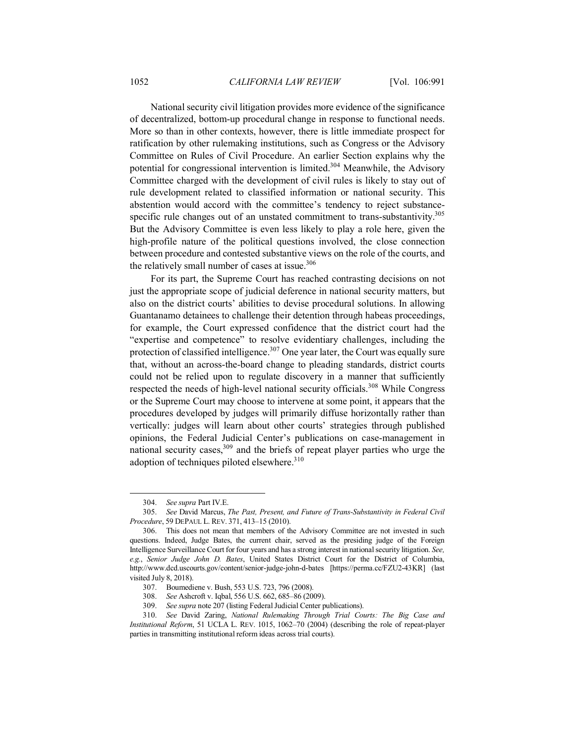National security civil litigation provides more evidence of the significance of decentralized, bottom-up procedural change in response to functional needs. More so than in other contexts, however, there is little immediate prospect for ratification by other rulemaking institutions, such as Congress or the Advisory Committee on Rules of Civil Procedure. An earlier Section explains why the potential for congressional intervention is limited.[304] Meanwhile, the Advisory Committee charged with the development of civil rules is likely to stay out of rule development related to classified information or national security. This abstention would accord with the committee's tendency to reject substance-specific rule changes out of an unstated commitment to trans-substantivity.[305] But the Advisory Committee is even less likely to play a role here, given the high-profile nature of the political questions involved, the close connection between procedure and contested substantive views on the role of the courts, and the relatively small number of cases at issue.[306]

For its part, the Supreme Court has reached contrasting decisions on not just the appropriate scope of judicial deference in national security matters, but also on the district courts' abilities to devise procedural solutions. In allowing Guantanamo detainees to challenge their detention through habeas proceedings, for example, the Court expressed confidence that the district court had the "expertise and competence" to resolve evidentiary challenges, including the protection of classified intelligence.[307] One year later, the Court was equally sure that, without an across-the-board change to pleading standards, district courts could not be relied upon to regulate discovery in a manner that sufficiently respected the needs of high-level national security officials.[308] While Congress or the Supreme Court may choose to intervene at some point, it appears that the procedures developed by judges will primarily diffuse horizontally rather than vertically: judges will learn about other courts' strategies through published opinions, the Federal Judicial Center's publications on case-management in national security cases,[309] and the briefs of repeat player parties who urge the adoption of techniques piloted elsewhere.[310]

---

304. *See supra* Part IV.E.

305. *See* David Marcus, *The Past, Present, and Future of Trans-Substantivity in Federal Civil Procedure*, 59 DEPAUL L. REV. 371, 413–15 (2010).

306. This does not mean that members of the Advisory Committee are not invested in such questions. Indeed, Judge Bates, the current chair, served as the presiding judge of the Foreign Intelligence Surveillance Court for four years and has a strong interest in national security litigation. *See, e.g.*, *Senior Judge John D. Bates*, United States District Court for the District of Columbia, http://www.dcd.uscourts.gov/content/senior-judge-john-d-bates [https://perma.cc/FZU2-43KR] (last visited July 8, 2018).

307. Boumediene v. Bush, 553 U.S. 723, 796 (2008).

308. *See* Ashcroft v. Iqbal, 556 U.S. 662, 685–86 (2009).

309. *See supra* note 207 (listing Federal Judicial Center publications).

310. *See* David Zaring, *National Rulemaking Through Trial Courts: The Big Case and Institutional Reform*, 51 UCLA L. REV. 1015, 1062–70 (2004) (describing the role of repeat-player parties in transmitting institutional reform ideas across trial courts).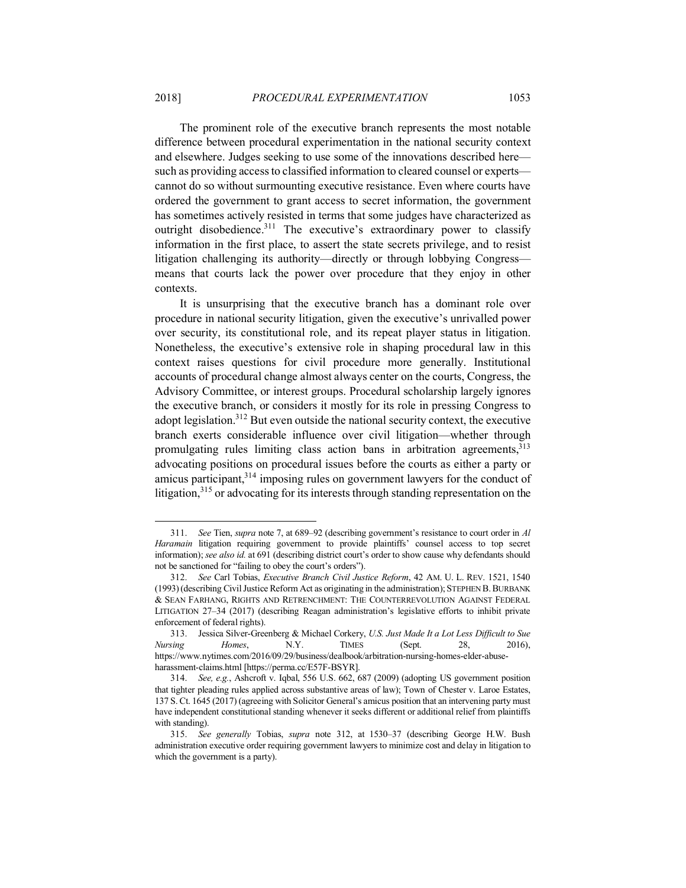The prominent role of the executive branch represents the most notable difference between procedural experimentation in the national security context and elsewhere. Judges seeking to use some of the innovations described here—such as providing access to classified information to cleared counsel or experts—cannot do so without surmounting executive resistance. Even where courts have ordered the government to grant access to secret information, the government has sometimes actively resisted in terms that some judges have characterized as outright disobedience.[311] The executive's extraordinary power to classify information in the first place, to assert the state secrets privilege, and to resist litigation challenging its authority—directly or through lobbying Congress—means that courts lack the power over procedure that they enjoy in other contexts.

It is unsurprising that the executive branch has a dominant role over procedure in national security litigation, given the executive's unrivalled power over security, its constitutional role, and its repeat player status in litigation. Nonetheless, the executive's extensive role in shaping procedural law in this context raises questions for civil procedure more generally. Institutional accounts of procedural change almost always center on the courts, Congress, the Advisory Committee, or interest groups. Procedural scholarship largely ignores the executive branch, or considers it mostly for its role in pressing Congress to adopt legislation.[312] But even outside the national security context, the executive branch exerts considerable influence over civil litigation—whether through promulgating rules limiting class action bans in arbitration agreements,[313] advocating positions on procedural issues before the courts as either a party or amicus participant,[314] imposing rules on government lawyers for the conduct of litigation,[315] or advocating for its interests through standing representation on the

---

311. *See* Tien, *supra* note 7, at 689–92 (describing government's resistance to court order in *Al Haramain* litigation requiring government to provide plaintiffs' counsel access to top secret information); *see also id.* at 691 (describing district court's order to show cause why defendants should not be sanctioned for "failing to obey the court's orders").

312. *See* Carl Tobias, *Executive Branch Civil Justice Reform*, 42 AM. U. L. REV. 1521, 1540 (1993) (describing Civil Justice Reform Act as originating in the administration); STEPHEN B. BURBANK & SEAN FARHANG, RIGHTS AND RETRENCHMENT: THE COUNTERREVOLUTION AGAINST FEDERAL LITIGATION 27–34 (2017) (describing Reagan administration's legislative efforts to inhibit private enforcement of federal rights).

313. Jessica Silver-Greenberg & Michael Corkery, *U.S. Just Made It a Lot Less Difficult to Sue Nursing Homes*, N.Y. TIMES (Sept. 28, 2016), https://www.nytimes.com/2016/09/29/business/dealbook/arbitration-nursing-homes-elder-abuse-harassment-claims.html [https://perma.cc/E57F-BSYR].

314. *See, e.g.*, Ashcroft v. Iqbal, 556 U.S. 662, 687 (2009) (adopting US government position that tighter pleading rules applied across substantive areas of law); Town of Chester v. Laroe Estates, 137 S. Ct. 1645 (2017) (agreeing with Solicitor General's amicus position that an intervening party must have independent constitutional standing whenever it seeks different or additional relief from plaintiffs with standing).

315. *See generally* Tobias, *supra* note 312, at 1530–37 (describing George H.W. Bush administration executive order requiring government lawyers to minimize cost and delay in litigation to which the government is a party).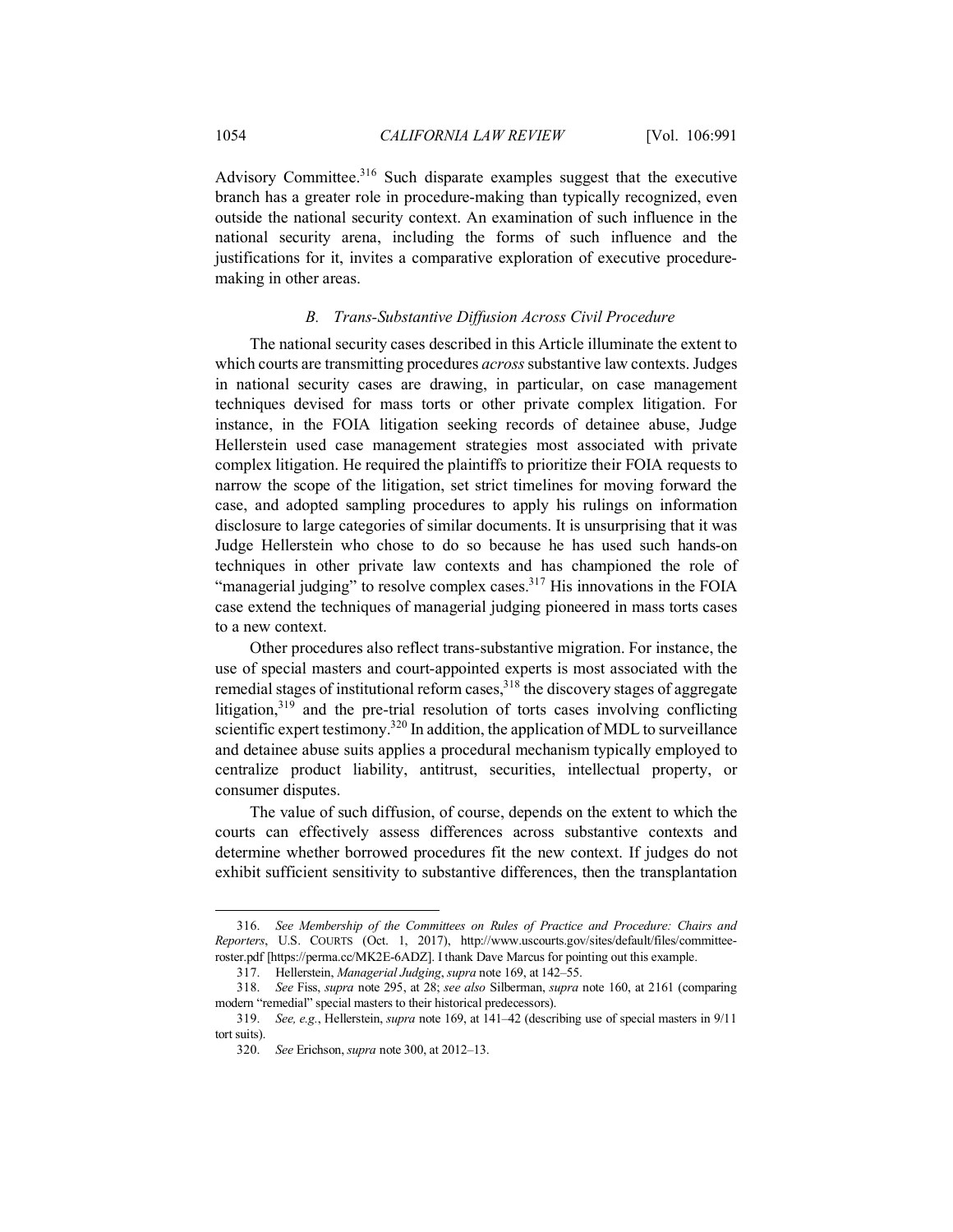Advisory Committee.[316] Such disparate examples suggest that the executive branch has a greater role in procedure-making than typically recognized, even outside the national security context. An examination of such influence in the national security arena, including the forms of such influence and the justifications for it, invites a comparative exploration of executive procedure-making in other areas.

### *B. Trans-Substantive Diffusion Across Civil Procedure*

The national security cases described in this Article illuminate the extent to which courts are transmitting procedures *across* substantive law contexts. Judges in national security cases are drawing, in particular, on case management techniques devised for mass torts or other private complex litigation. For instance, in the FOIA litigation seeking records of detainee abuse, Judge Hellerstein used case management strategies most associated with private complex litigation. He required the plaintiffs to prioritize their FOIA requests to narrow the scope of the litigation, set strict timelines for moving forward the case, and adopted sampling procedures to apply his rulings on information disclosure to large categories of similar documents. It is unsurprising that it was Judge Hellerstein who chose to do so because he has used such hands-on techniques in other private law contexts and has championed the role of "managerial judging" to resolve complex cases.[317] His innovations in the FOIA case extend the techniques of managerial judging pioneered in mass torts cases to a new context.

Other procedures also reflect trans-substantive migration. For instance, the use of special masters and court-appointed experts is most associated with the remedial stages of institutional reform cases,[318] the discovery stages of aggregate litigation,[319] and the pre-trial resolution of torts cases involving conflicting scientific expert testimony.[320] In addition, the application of MDL to surveillance and detainee abuse suits applies a procedural mechanism typically employed to centralize product liability, antitrust, securities, intellectual property, or consumer disputes.

The value of such diffusion, of course, depends on the extent to which the courts can effectively assess differences across substantive contexts and determine whether borrowed procedures fit the new context. If judges do not exhibit sufficient sensitivity to substantive differences, then the transplantation

---

316. *See Membership of the Committees on Rules of Practice and Procedure: Chairs and Reporters*, U.S. COURTS (Oct. 1, 2017), http://www.uscourts.gov/sites/default/files/committee-roster.pdf [https://perma.cc/MK2E-6ADZ]. I thank Dave Marcus for pointing out this example.

317. Hellerstein, *Managerial Judging*, *supra* note 169, at 142–55.

318. *See* Fiss, *supra* note 295, at 28; *see also* Silberman, *supra* note 160, at 2161 (comparing modern "remedial" special masters to their historical predecessors).

319. *See, e.g.*, Hellerstein, *supra* note 169, at 141–42 (describing use of special masters in 9/11 tort suits).

320. *See* Erichson, *supra* note 300, at 2012–13.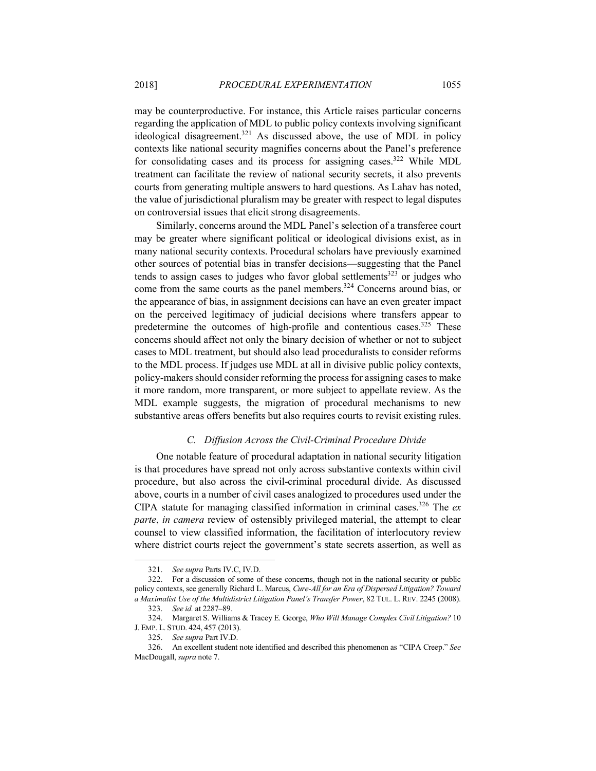may be counterproductive. For instance, this Article raises particular concerns regarding the application of MDL to public policy contexts involving significant ideological disagreement.[321] As discussed above, the use of MDL in policy contexts like national security magnifies concerns about the Panel's preference for consolidating cases and its process for assigning cases.[322] While MDL treatment can facilitate the review of national security secrets, it also prevents courts from generating multiple answers to hard questions. As Lahav has noted, the value of jurisdictional pluralism may be greater with respect to legal disputes on controversial issues that elicit strong disagreements.

Similarly, concerns around the MDL Panel's selection of a transferee court may be greater where significant political or ideological divisions exist, as in many national security contexts. Procedural scholars have previously examined other sources of potential bias in transfer decisions—suggesting that the Panel tends to assign cases to judges who favor global settlements[323] or judges who come from the same courts as the panel members.[324] Concerns around bias, or the appearance of bias, in assignment decisions can have an even greater impact on the perceived legitimacy of judicial decisions where transfers appear to predetermine the outcomes of high-profile and contentious cases.[325] These concerns should affect not only the binary decision of whether or not to subject cases to MDL treatment, but should also lead proceduralists to consider reforms to the MDL process. If judges use MDL at all in divisive public policy contexts, policy-makers should consider reforming the process for assigning cases to make it more random, more transparent, or more subject to appellate review. As the MDL example suggests, the migration of procedural mechanisms to new substantive areas offers benefits but also requires courts to revisit existing rules.

### *C. Diffusion Across the Civil-Criminal Procedure Divide*

One notable feature of procedural adaptation in national security litigation is that procedures have spread not only across substantive contexts within civil procedure, but also across the civil-criminal procedural divide. As discussed above, courts in a number of civil cases analogized to procedures used under the CIPA statute for managing classified information in criminal cases.[326] The *ex parte*, *in camera* review of ostensibly privileged material, the attempt to clear counsel to view classified information, the facilitation of interlocutory review where district courts reject the government's state secrets assertion, as well as

---

321. *See supra* Parts IV.C, IV.D.

322. For a discussion of some of these concerns, though not in the national security or public policy contexts, see generally Richard L. Marcus, *Cure-All for an Era of Dispersed Litigation? Toward a Maximalist Use of the Multidistrict Litigation Panel's Transfer Power*, 82 TUL. L. REV. 2245 (2008).

323. *See id.* at 2287–89.

324. Margaret S. Williams & Tracey E. George, *Who Will Manage Complex Civil Litigation?* 10 J. EMP. L. STUD. 424, 457 (2013).

325. *See supra* Part IV.D.

326. An excellent student note identified and described this phenomenon as "CIPA Creep." *See* MacDougall, *supra* note 7.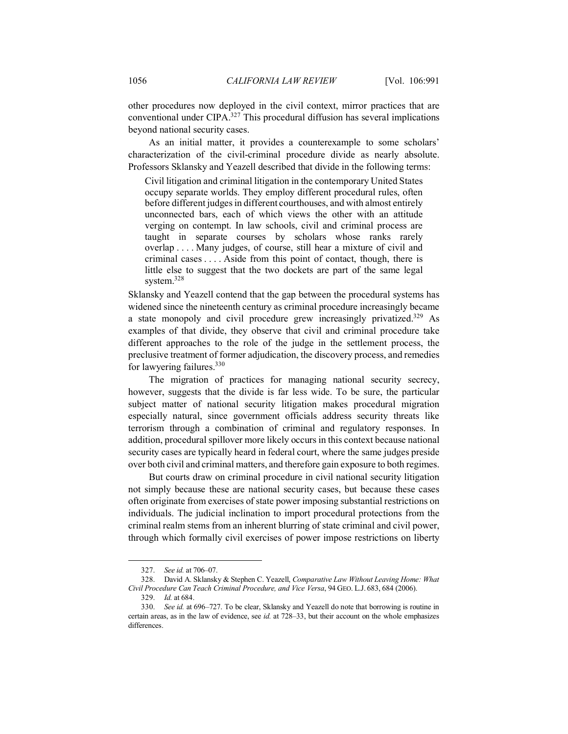other procedures now deployed in the civil context, mirror practices that are conventional under CIPA.[327] This procedural diffusion has several implications beyond national security cases.

As an initial matter, it provides a counterexample to some scholars' characterization of the civil-criminal procedure divide as nearly absolute. Professors Sklansky and Yeazell described that divide in the following terms:

> Civil litigation and criminal litigation in the contemporary United States occupy separate worlds. They employ different procedural rules, often before different judges in different courthouses, and with almost entirely unconnected bars, each of which views the other with an attitude verging on contempt. In law schools, civil and criminal process are taught in separate courses by scholars whose ranks rarely overlap . . . . Many judges, of course, still hear a mixture of civil and criminal cases . . . . Aside from this point of contact, though, there is little else to suggest that the two dockets are part of the same legal system.[328]

Sklansky and Yeazell contend that the gap between the procedural systems has widened since the nineteenth century as criminal procedure increasingly became a state monopoly and civil procedure grew increasingly privatized.[329] As examples of that divide, they observe that civil and criminal procedure take different approaches to the role of the judge in the settlement process, the preclusive treatment of former adjudication, the discovery process, and remedies for lawyering failures.[330]

The migration of practices for managing national security secrecy, however, suggests that the divide is far less wide. To be sure, the particular subject matter of national security litigation makes procedural migration especially natural, since government officials address security threats like terrorism through a combination of criminal and regulatory responses. In addition, procedural spillover more likely occurs in this context because national security cases are typically heard in federal court, where the same judges preside over both civil and criminal matters, and therefore gain exposure to both regimes.

But courts draw on criminal procedure in civil national security litigation not simply because these are national security cases, but because these cases often originate from exercises of state power imposing substantial restrictions on individuals. The judicial inclination to import procedural protections from the criminal realm stems from an inherent blurring of state criminal and civil power, through which formally civil exercises of power impose restrictions on liberty

---

327. *See id.* at 706–07.

328. David A. Sklansky & Stephen C. Yeazell, *Comparative Law Without Leaving Home: What Civil Procedure Can Teach Criminal Procedure, and Vice Versa*, 94 GEO. L.J. 683, 684 (2006).

329. *Id.* at 684.

330. *See id.* at 696–727. To be clear, Sklansky and Yeazell do note that borrowing is routine in certain areas, as in the law of evidence, see *id.* at 728–33, but their account on the whole emphasizes differences.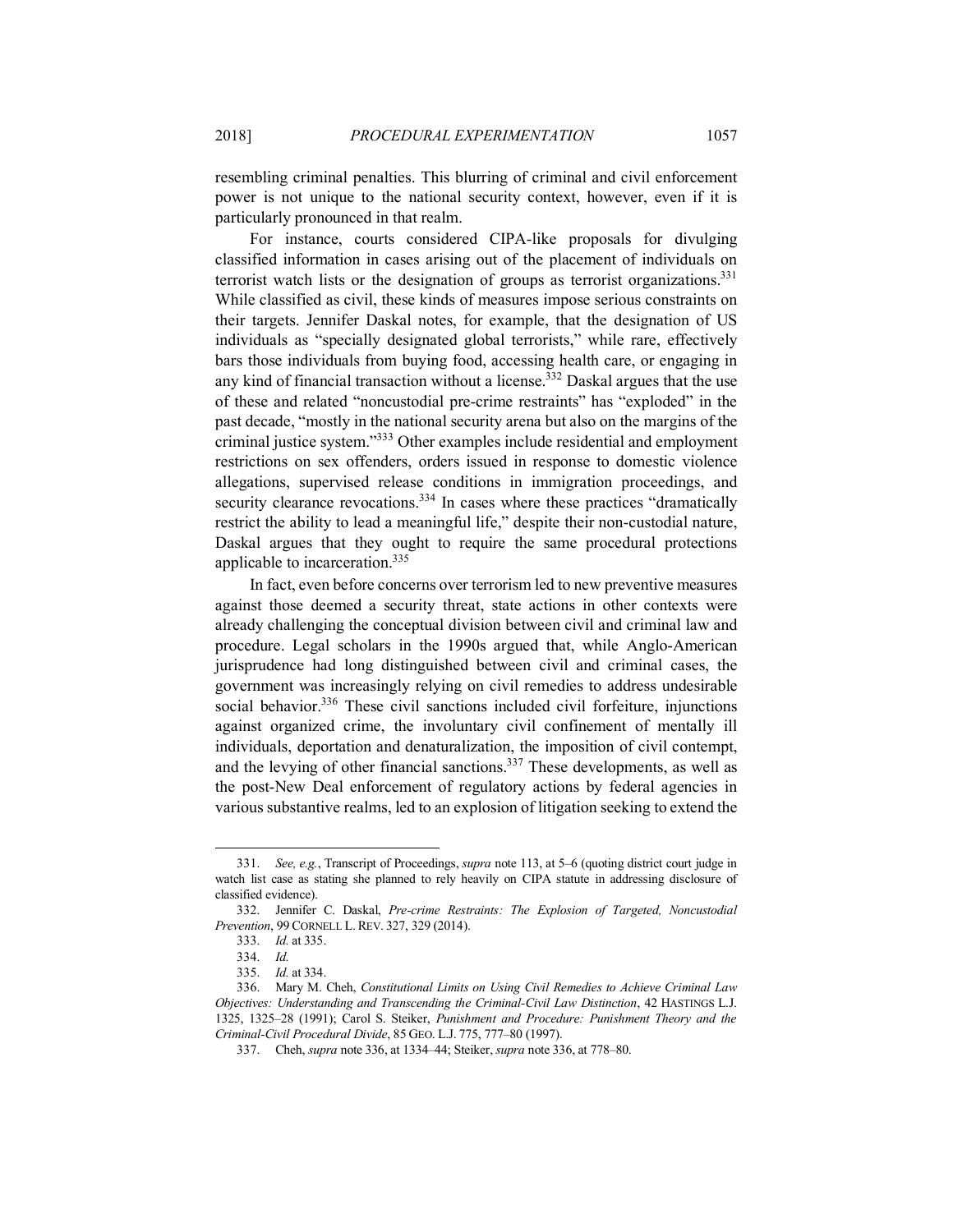resembling criminal penalties. This blurring of criminal and civil enforcement power is not unique to the national security context, however, even if it is particularly pronounced in that realm.

For instance, courts considered CIPA-like proposals for divulging classified information in cases arising out of the placement of individuals on terrorist watch lists or the designation of groups as terrorist organizations.[331] While classified as civil, these kinds of measures impose serious constraints on their targets. Jennifer Daskal notes, for example, that the designation of US individuals as "specially designated global terrorists," while rare, effectively bars those individuals from buying food, accessing health care, or engaging in any kind of financial transaction without a license.[332] Daskal argues that the use of these and related "noncustodial pre-crime restraints" has "exploded" in the past decade, "mostly in the national security arena but also on the margins of the criminal justice system."[333] Other examples include residential and employment restrictions on sex offenders, orders issued in response to domestic violence allegations, supervised release conditions in immigration proceedings, and security clearance revocations.[334] In cases where these practices "dramatically restrict the ability to lead a meaningful life," despite their non-custodial nature, Daskal argues that they ought to require the same procedural protections applicable to incarceration.[335]

In fact, even before concerns over terrorism led to new preventive measures against those deemed a security threat, state actions in other contexts were already challenging the conceptual division between civil and criminal law and procedure. Legal scholars in the 1990s argued that, while Anglo-American jurisprudence had long distinguished between civil and criminal cases, the government was increasingly relying on civil remedies to address undesirable social behavior.[336] These civil sanctions included civil forfeiture, injunctions against organized crime, the involuntary civil confinement of mentally ill individuals, deportation and denaturalization, the imposition of civil contempt, and the levying of other financial sanctions.[337] These developments, as well as the post-New Deal enforcement of regulatory actions by federal agencies in various substantive realms, led to an explosion of litigation seeking to extend the

---

331. *See, e.g.*, Transcript of Proceedings, *supra* note 113, at 5–6 (quoting district court judge in watch list case as stating she planned to rely heavily on CIPA statute in addressing disclosure of classified evidence).

332. Jennifer C. Daskal, *Pre-crime Restraints: The Explosion of Targeted, Noncustodial Prevention*, 99 CORNELL L. REV. 327, 329 (2014).

333. *Id.* at 335.

334. *Id.*

335. *Id.* at 334.

336. Mary M. Cheh, *Constitutional Limits on Using Civil Remedies to Achieve Criminal Law Objectives: Understanding and Transcending the Criminal-Civil Law Distinction*, 42 HASTINGS L.J. 1325, 1325–28 (1991); Carol S. Steiker, *Punishment and Procedure: Punishment Theory and the Criminal-Civil Procedural Divide*, 85 GEO. L.J. 775, 777–80 (1997).

337. Cheh, *supra* note 336, at 1334–44; Steiker, *supra* note 336, at 778–80.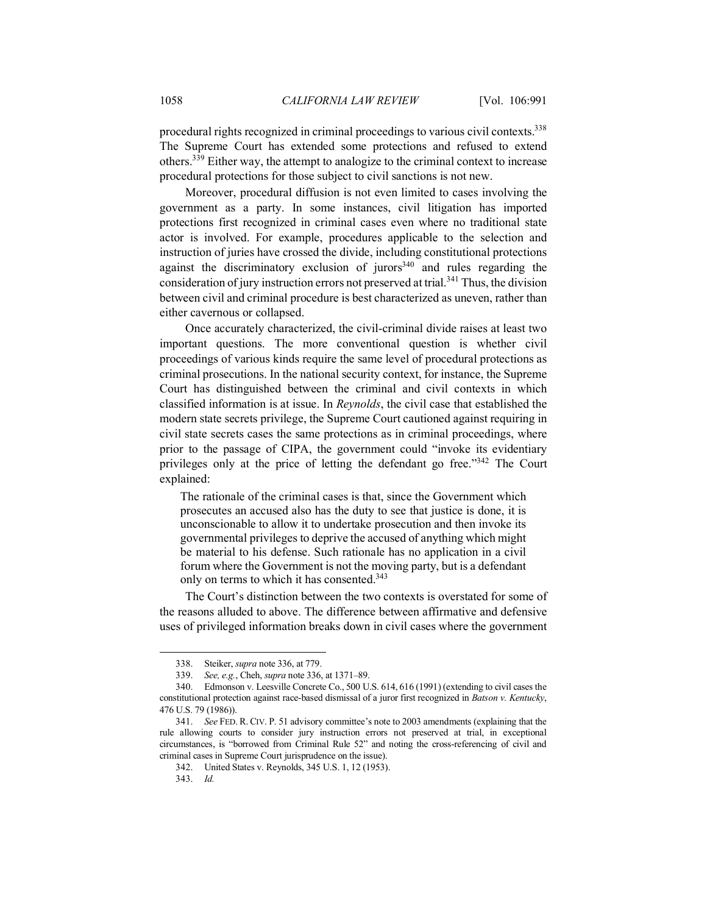procedural rights recognized in criminal proceedings to various civil contexts.[338] The Supreme Court has extended some protections and refused to extend others.[339] Either way, the attempt to analogize to the criminal context to increase procedural protections for those subject to civil sanctions is not new.

Moreover, procedural diffusion is not even limited to cases involving the government as a party. In some instances, civil litigation has imported protections first recognized in criminal cases even where no traditional state actor is involved. For example, procedures applicable to the selection and instruction of juries have crossed the divide, including constitutional protections against the discriminatory exclusion of jurors[340] and rules regarding the consideration of jury instruction errors not preserved at trial.[341] Thus, the division between civil and criminal procedure is best characterized as uneven, rather than either cavernous or collapsed.

Once accurately characterized, the civil-criminal divide raises at least two important questions. The more conventional question is whether civil proceedings of various kinds require the same level of procedural protections as criminal prosecutions. In the national security context, for instance, the Supreme Court has distinguished between the criminal and civil contexts in which classified information is at issue. In *Reynolds*, the civil case that established the modern state secrets privilege, the Supreme Court cautioned against requiring in civil state secrets cases the same protections as in criminal proceedings, where prior to the passage of CIPA, the government could "invoke its evidentiary privileges only at the price of letting the defendant go free."[342] The Court explained:

> The rationale of the criminal cases is that, since the Government which prosecutes an accused also has the duty to see that justice is done, it is unconscionable to allow it to undertake prosecution and then invoke its governmental privileges to deprive the accused of anything which might be material to his defense. Such rationale has no application in a civil forum where the Government is not the moving party, but is a defendant only on terms to which it has consented.[343]

The Court's distinction between the two contexts is overstated for some of the reasons alluded to above. The difference between affirmative and defensive uses of privileged information breaks down in civil cases where the government

---

338. Steiker, *supra* note 336, at 779.

339. *See, e.g.*, Cheh, *supra* note 336, at 1371–89.

340. Edmonson v. Leesville Concrete Co., 500 U.S. 614, 616 (1991) (extending to civil cases the constitutional protection against race-based dismissal of a juror first recognized in *Batson v. Kentucky*, 476 U.S. 79 (1986)).

341. *See* FED. R. CIV. P. 51 advisory committee's note to 2003 amendments (explaining that the rule allowing courts to consider jury instruction errors not preserved at trial, in exceptional circumstances, is "borrowed from Criminal Rule 52" and noting the cross-referencing of civil and criminal cases in Supreme Court jurisprudence on the issue).

342. United States v. Reynolds, 345 U.S. 1, 12 (1953).

343. *Id.*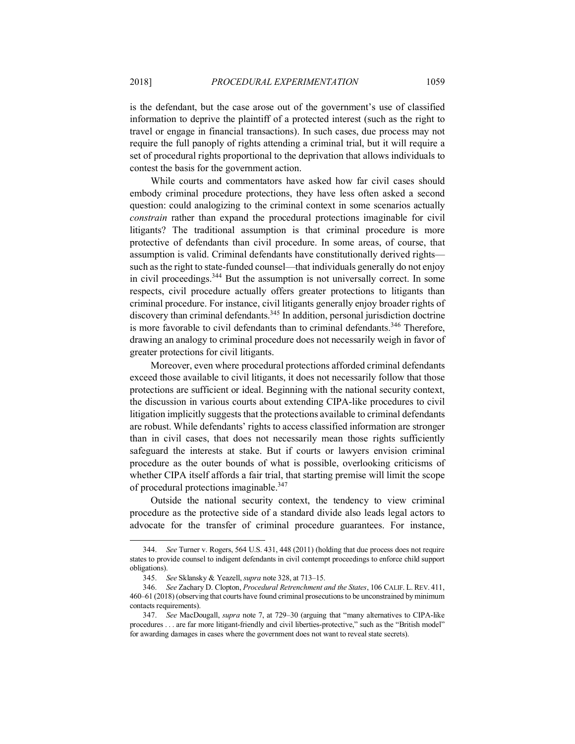is the defendant, but the case arose out of the government's use of classified information to deprive the plaintiff of a protected interest (such as the right to travel or engage in financial transactions). In such cases, due process may not require the full panoply of rights attending a criminal trial, but it will require a set of procedural rights proportional to the deprivation that allows individuals to contest the basis for the government action.

While courts and commentators have asked how far civil cases should embody criminal procedure protections, they have less often asked a second question: could analogizing to the criminal context in some scenarios actually *constrain* rather than expand the procedural protections imaginable for civil litigants? The traditional assumption is that criminal procedure is more protective of defendants than civil procedure. In some areas, of course, that assumption is valid. Criminal defendants have constitutionally derived rights—such as the right to state-funded counsel—that individuals generally do not enjoy in civil proceedings.[344] But the assumption is not universally correct. In some respects, civil procedure actually offers greater protections to litigants than criminal procedure. For instance, civil litigants generally enjoy broader rights of discovery than criminal defendants.[345] In addition, personal jurisdiction doctrine is more favorable to civil defendants than to criminal defendants.[346] Therefore, drawing an analogy to criminal procedure does not necessarily weigh in favor of greater protections for civil litigants.

Moreover, even where procedural protections afforded criminal defendants exceed those available to civil litigants, it does not necessarily follow that those protections are sufficient or ideal. Beginning with the national security context, the discussion in various courts about extending CIPA-like procedures to civil litigation implicitly suggests that the protections available to criminal defendants are robust. While defendants' rights to access classified information are stronger than in civil cases, that does not necessarily mean those rights sufficiently safeguard the interests at stake. But if courts or lawyers envision criminal procedure as the outer bounds of what is possible, overlooking criticisms of whether CIPA itself affords a fair trial, that starting premise will limit the scope of procedural protections imaginable.[347]

Outside the national security context, the tendency to view criminal procedure as the protective side of a standard divide also leads legal actors to advocate for the transfer of criminal procedure guarantees. For instance,

---

344. *See* Turner v. Rogers, 564 U.S. 431, 448 (2011) (holding that due process does not require states to provide counsel to indigent defendants in civil contempt proceedings to enforce child support obligations).

345. *See* Sklansky & Yeazell, *supra* note 328, at 713–15.

346. *See* Zachary D. Clopton, *Procedural Retrenchment and the States*, 106 CALIF. L. REV. 411, 460–61 (2018) (observing that courts have found criminal prosecutions to be unconstrained by minimum contacts requirements).

347. *See* MacDougall, *supra* note 7, at 729–30 (arguing that "many alternatives to CIPA-like procedures . . . are far more litigant-friendly and civil liberties-protective," such as the "British model" for awarding damages in cases where the government does not want to reveal state secrets).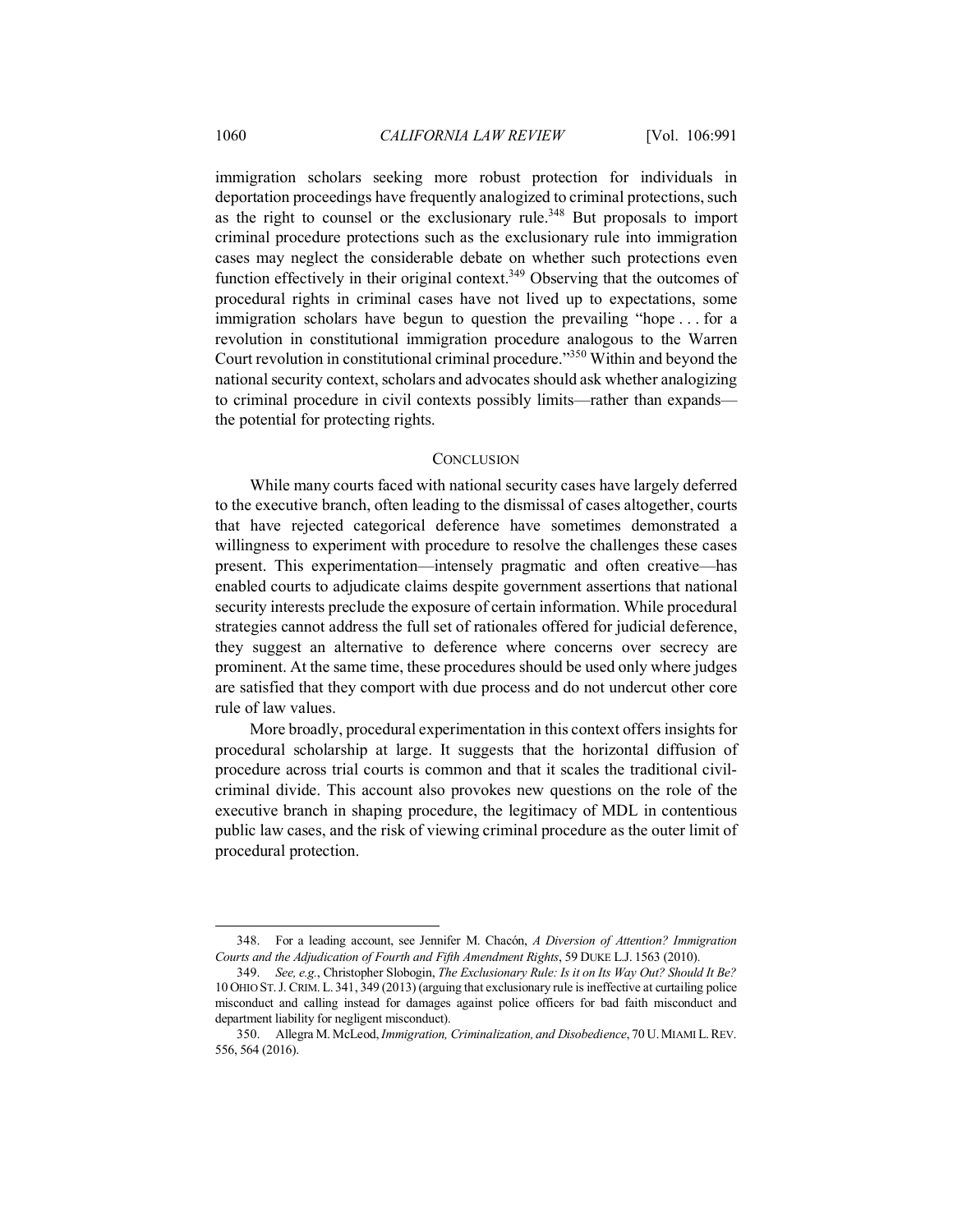immigration scholars seeking more robust protection for individuals in deportation proceedings have frequently analogized to criminal protections, such as the right to counsel or the exclusionary rule.[348] But proposals to import criminal procedure protections such as the exclusionary rule into immigration cases may neglect the considerable debate on whether such protections even function effectively in their original context.[349] Observing that the outcomes of procedural rights in criminal cases have not lived up to expectations, some immigration scholars have begun to question the prevailing "hope . . . for a revolution in constitutional immigration procedure analogous to the Warren Court revolution in constitutional criminal procedure."[350] Within and beyond the national security context, scholars and advocates should ask whether analogizing to criminal procedure in civil contexts possibly limits—rather than expands—the potential for protecting rights.

## CONCLUSION

While many courts faced with national security cases have largely deferred to the executive branch, often leading to the dismissal of cases altogether, courts that have rejected categorical deference have sometimes demonstrated a willingness to experiment with procedure to resolve the challenges these cases present. This experimentation—intensely pragmatic and often creative—has enabled courts to adjudicate claims despite government assertions that national security interests preclude the exposure of certain information. While procedural strategies cannot address the full set of rationales offered for judicial deference, they suggest an alternative to deference where concerns over secrecy are prominent. At the same time, these procedures should be used only where judges are satisfied that they comport with due process and do not undercut other core rule of law values.

More broadly, procedural experimentation in this context offers insights for procedural scholarship at large. It suggests that the horizontal diffusion of procedure across trial courts is common and that it scales the traditional civil-criminal divide. This account also provokes new questions on the role of the executive branch in shaping procedure, the legitimacy of MDL in contentious public law cases, and the risk of viewing criminal procedure as the outer limit of procedural protection.

---

348. For a leading account, see Jennifer M. Chacón, *A Diversion of Attention? Immigration Courts and the Adjudication of Fourth and Fifth Amendment Rights*, 59 DUKE L.J. 1563 (2010).

349. *See, e.g.*, Christopher Slobogin, *The Exclusionary Rule: Is it on Its Way Out? Should It Be?* 10 OHIO ST. J. CRIM. L. 341, 349 (2013) (arguing that exclusionary rule is ineffective at curtailing police misconduct and calling instead for damages against police officers for bad faith misconduct and department liability for negligent misconduct).

350. Allegra M. McLeod, *Immigration, Criminalization, and Disobedience*, 70 U. MIAMI L. REV. 556, 564 (2016).